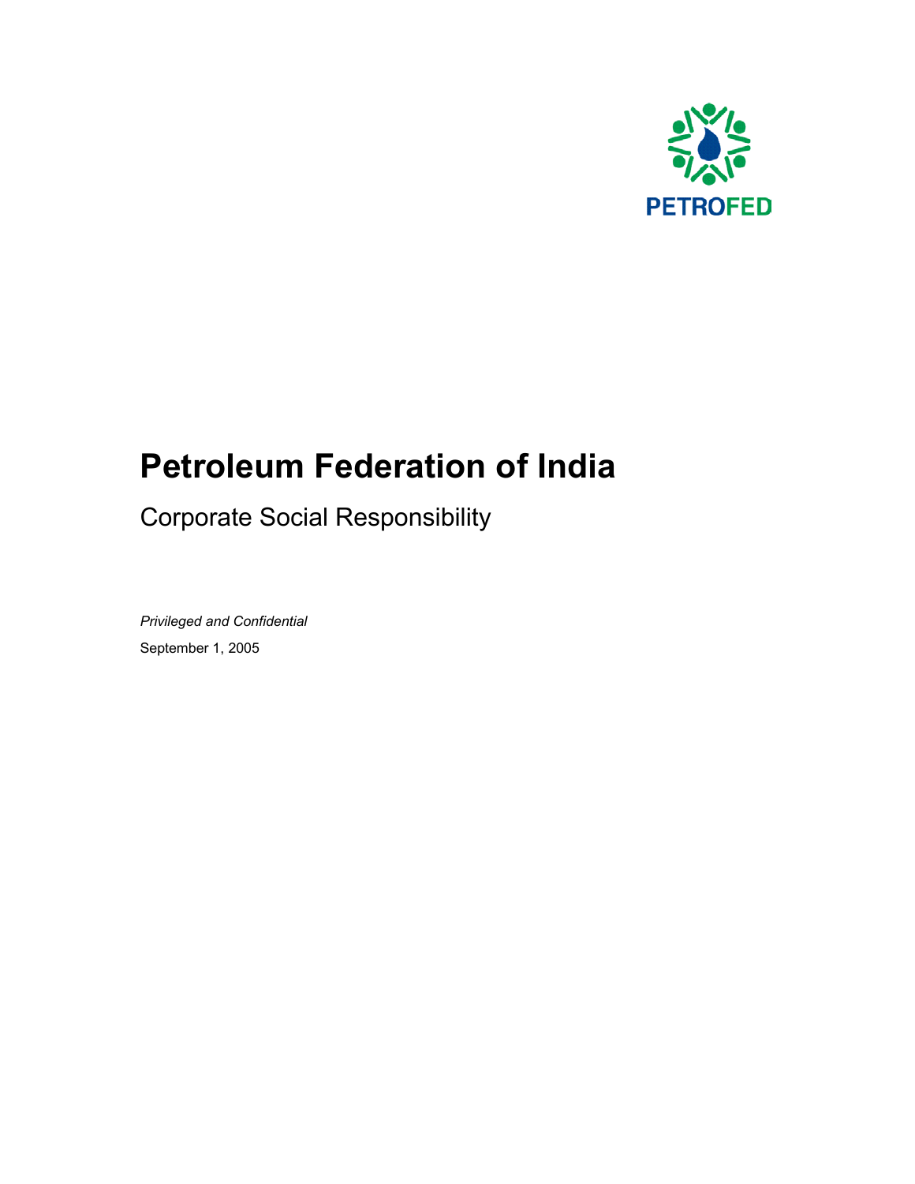PETROFED

# Petroleum Federation of India

## Corporate Social Responsibility

*Privileged and Confidential*

September 1, 2005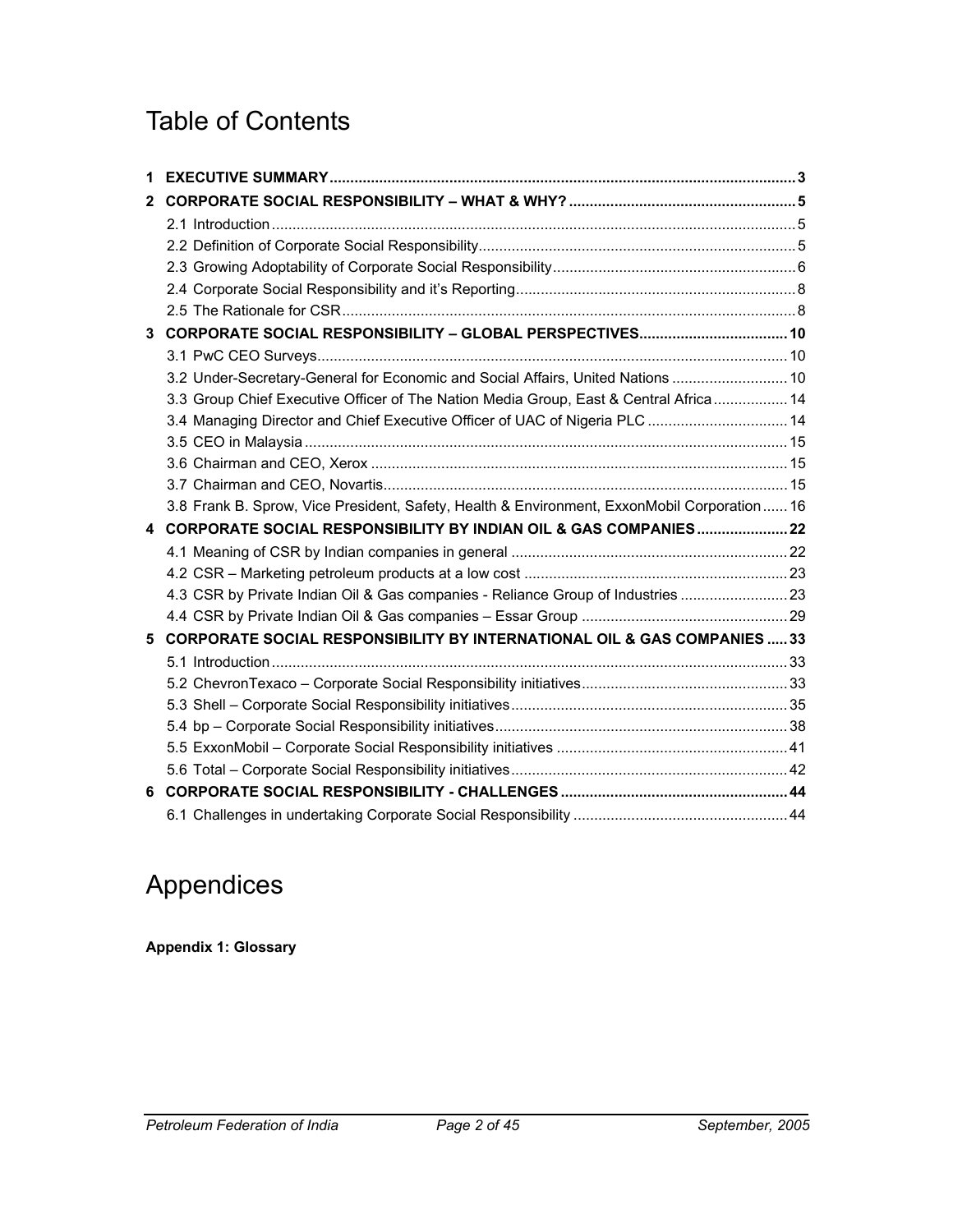# Table of Contents

| | | |
|---|---|---|
| **1** | **EXECUTIVE SUMMARY** | **3** |
| **2** | **CORPORATE SOCIAL RESPONSIBILITY – WHAT & WHY?** | **5** |
| | 2.1 Introduction | 5 |
| | 2.2 Definition of Corporate Social Responsibility | 5 |
| | 2.3 Growing Adoptability of Corporate Social Responsibility | 6 |
| | 2.4 Corporate Social Responsibility and it's Reporting | 8 |
| | 2.5 The Rationale for CSR | 8 |
| **3** | **CORPORATE SOCIAL RESPONSIBILITY – GLOBAL PERSPECTIVES** | **10** |
| | 3.1 PwC CEO Surveys | 10 |
| | 3.2 Under-Secretary-General for Economic and Social Affairs, United Nations | 10 |
| | 3.3 Group Chief Executive Officer of The Nation Media Group, East & Central Africa | 14 |
| | 3.4 Managing Director and Chief Executive Officer of UAC of Nigeria PLC | 14 |
| | 3.5 CEO in Malaysia | 15 |
| | 3.6 Chairman and CEO, Xerox | 15 |
| | 3.7 Chairman and CEO, Novartis | 15 |
| | 3.8 Frank B. Sprow, Vice President, Safety, Health & Environment, ExxonMobil Corporation | 16 |
| **4** | **CORPORATE SOCIAL RESPONSIBILITY BY INDIAN OIL & GAS COMPANIES** | **22** |
| | 4.1 Meaning of CSR by Indian companies in general | 22 |
| | 4.2 CSR – Marketing petroleum products at a low cost | 23 |
| | 4.3 CSR by Private Indian Oil & Gas companies - Reliance Group of Industries | 23 |
| | 4.4 CSR by Private Indian Oil & Gas companies – Essar Group | 29 |
| **5** | **CORPORATE SOCIAL RESPONSIBILITY BY INTERNATIONAL OIL & GAS COMPANIES** | **33** |
| | 5.1 Introduction | 33 |
| | 5.2 ChevronTexaco – Corporate Social Responsibility initiatives | 33 |
| | 5.3 Shell – Corporate Social Responsibility initiatives | 35 |
| | 5.4 bp – Corporate Social Responsibility initiatives | 38 |
| | 5.5 ExxonMobil – Corporate Social Responsibility initiatives | 41 |
| | 5.6 Total – Corporate Social Responsibility initiatives | 42 |
| **6** | **CORPORATE SOCIAL RESPONSIBILITY - CHALLENGES** | **44** |
| | 6.1 Challenges in undertaking Corporate Social Responsibility | 44 |

# Appendices

**Appendix 1: Glossary**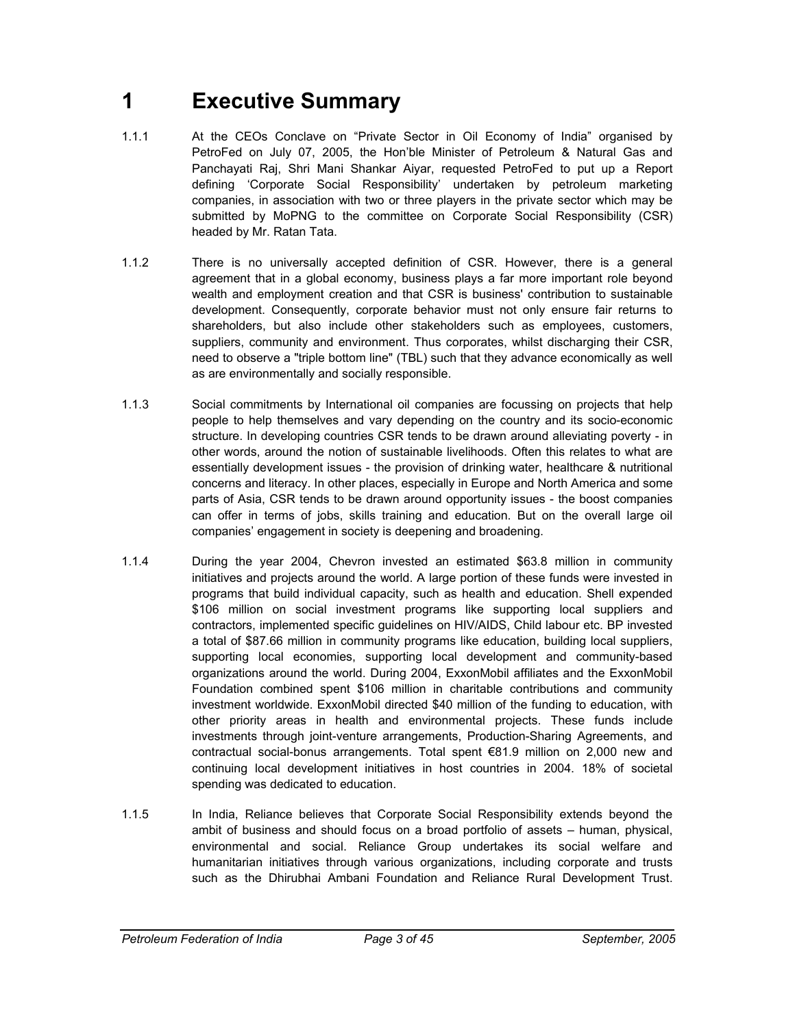# 1 Executive Summary

1.1.1 At the CEOs Conclave on “Private Sector in Oil Economy of India” organised by PetroFed on July 07, 2005, the Hon’ble Minister of Petroleum & Natural Gas and Panchayati Raj, Shri Mani Shankar Aiyar, requested PetroFed to put up a Report defining ‘Corporate Social Responsibility’ undertaken by petroleum marketing companies, in association with two or three players in the private sector which may be submitted by MoPNG to the committee on Corporate Social Responsibility (CSR) headed by Mr. Ratan Tata.

1.1.2 There is no universally accepted definition of CSR. However, there is a general agreement that in a global economy, business plays a far more important role beyond wealth and employment creation and that CSR is business' contribution to sustainable development. Consequently, corporate behavior must not only ensure fair returns to shareholders, but also include other stakeholders such as employees, customers, suppliers, community and environment. Thus corporates, whilst discharging their CSR, need to observe a "triple bottom line" (TBL) such that they advance economically as well as are environmentally and socially responsible.

1.1.3 Social commitments by International oil companies are focussing on projects that help people to help themselves and vary depending on the country and its socio-economic structure. In developing countries CSR tends to be drawn around alleviating poverty - in other words, around the notion of sustainable livelihoods. Often this relates to what are essentially development issues - the provision of drinking water, healthcare & nutritional concerns and literacy. In other places, especially in Europe and North America and some parts of Asia, CSR tends to be drawn around opportunity issues - the boost companies can offer in terms of jobs, skills training and education. But on the overall large oil companies’ engagement in society is deepening and broadening.

1.1.4 During the year 2004, Chevron invested an estimated $63.8 million in community initiatives and projects around the world. A large portion of these funds were invested in programs that build individual capacity, such as health and education. Shell expended $106 million on social investment programs like supporting local suppliers and contractors, implemented specific guidelines on HIV/AIDS, Child labour etc. BP invested a total of $87.66 million in community programs like education, building local suppliers, supporting local economies, supporting local development and community-based organizations around the world. During 2004, ExxonMobil affiliates and the ExxonMobil Foundation combined spent $106 million in charitable contributions and community investment worldwide. ExxonMobil directed $40 million of the funding to education, with other priority areas in health and environmental projects. These funds include investments through joint-venture arrangements, Production-Sharing Agreements, and contractual social-bonus arrangements. Total spent €81.9 million on 2,000 new and continuing local development initiatives in host countries in 2004. 18% of societal spending was dedicated to education.

1.1.5 In India, Reliance believes that Corporate Social Responsibility extends beyond the ambit of business and should focus on a broad portfolio of assets – human, physical, environmental and social. Reliance Group undertakes its social welfare and humanitarian initiatives through various organizations, including corporate and trusts such as the Dhirubhai Ambani Foundation and Reliance Rural Development Trust.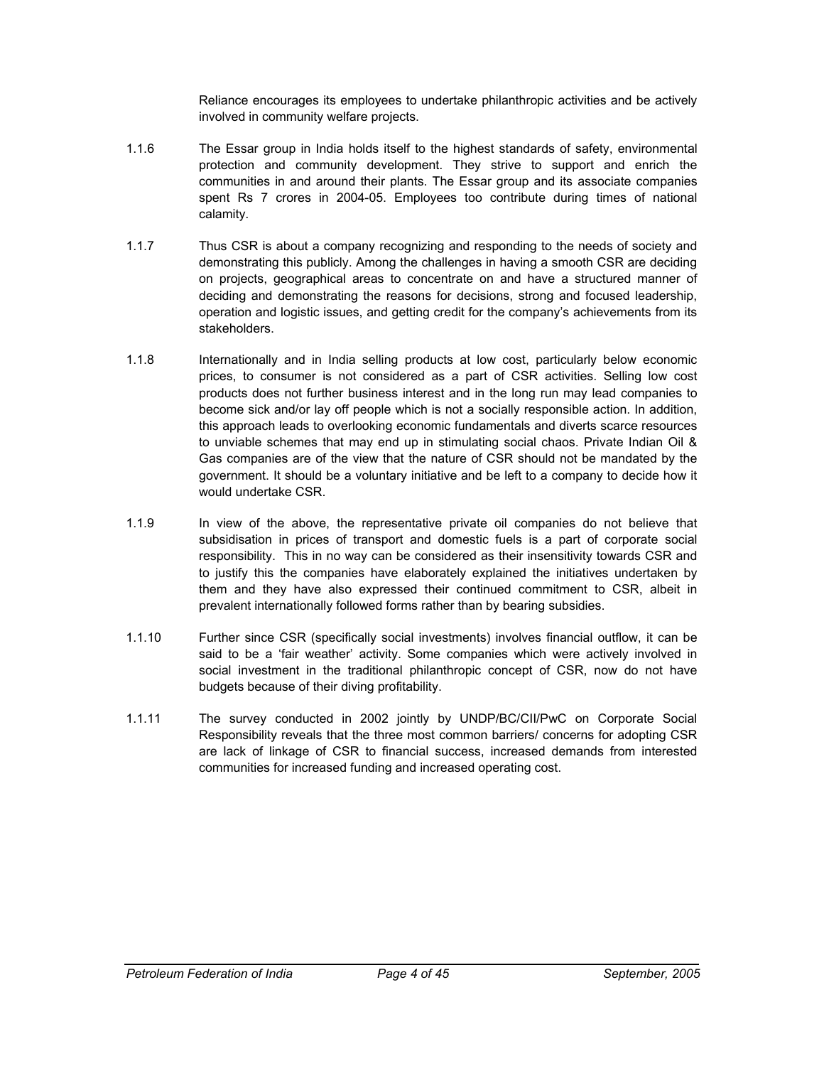Reliance encourages its employees to undertake philanthropic activities and be actively involved in community welfare projects.

1.1.6 The Essar group in India holds itself to the highest standards of safety, environmental protection and community development. They strive to support and enrich the communities in and around their plants. The Essar group and its associate companies spent Rs 7 crores in 2004-05. Employees too contribute during times of national calamity.

1.1.7 Thus CSR is about a company recognizing and responding to the needs of society and demonstrating this publicly. Among the challenges in having a smooth CSR are deciding on projects, geographical areas to concentrate on and have a structured manner of deciding and demonstrating the reasons for decisions, strong and focused leadership, operation and logistic issues, and getting credit for the company's achievements from its stakeholders.

1.1.8 Internationally and in India selling products at low cost, particularly below economic prices, to consumer is not considered as a part of CSR activities. Selling low cost products does not further business interest and in the long run may lead companies to become sick and/or lay off people which is not a socially responsible action. In addition, this approach leads to overlooking economic fundamentals and diverts scarce resources to unviable schemes that may end up in stimulating social chaos. Private Indian Oil & Gas companies are of the view that the nature of CSR should not be mandated by the government. It should be a voluntary initiative and be left to a company to decide how it would undertake CSR.

1.1.9 In view of the above, the representative private oil companies do not believe that subsidisation in prices of transport and domestic fuels is a part of corporate social responsibility. This in no way can be considered as their insensitivity towards CSR and to justify this the companies have elaborately explained the initiatives undertaken by them and they have also expressed their continued commitment to CSR, albeit in prevalent internationally followed forms rather than by bearing subsidies.

1.1.10 Further since CSR (specifically social investments) involves financial outflow, it can be said to be a 'fair weather' activity. Some companies which were actively involved in social investment in the traditional philanthropic concept of CSR, now do not have budgets because of their diving profitability.

1.1.11 The survey conducted in 2002 jointly by UNDP/BC/CII/PwC on Corporate Social Responsibility reveals that the three most common barriers/ concerns for adopting CSR are lack of linkage of CSR to financial success, increased demands from interested communities for increased funding and increased operating cost.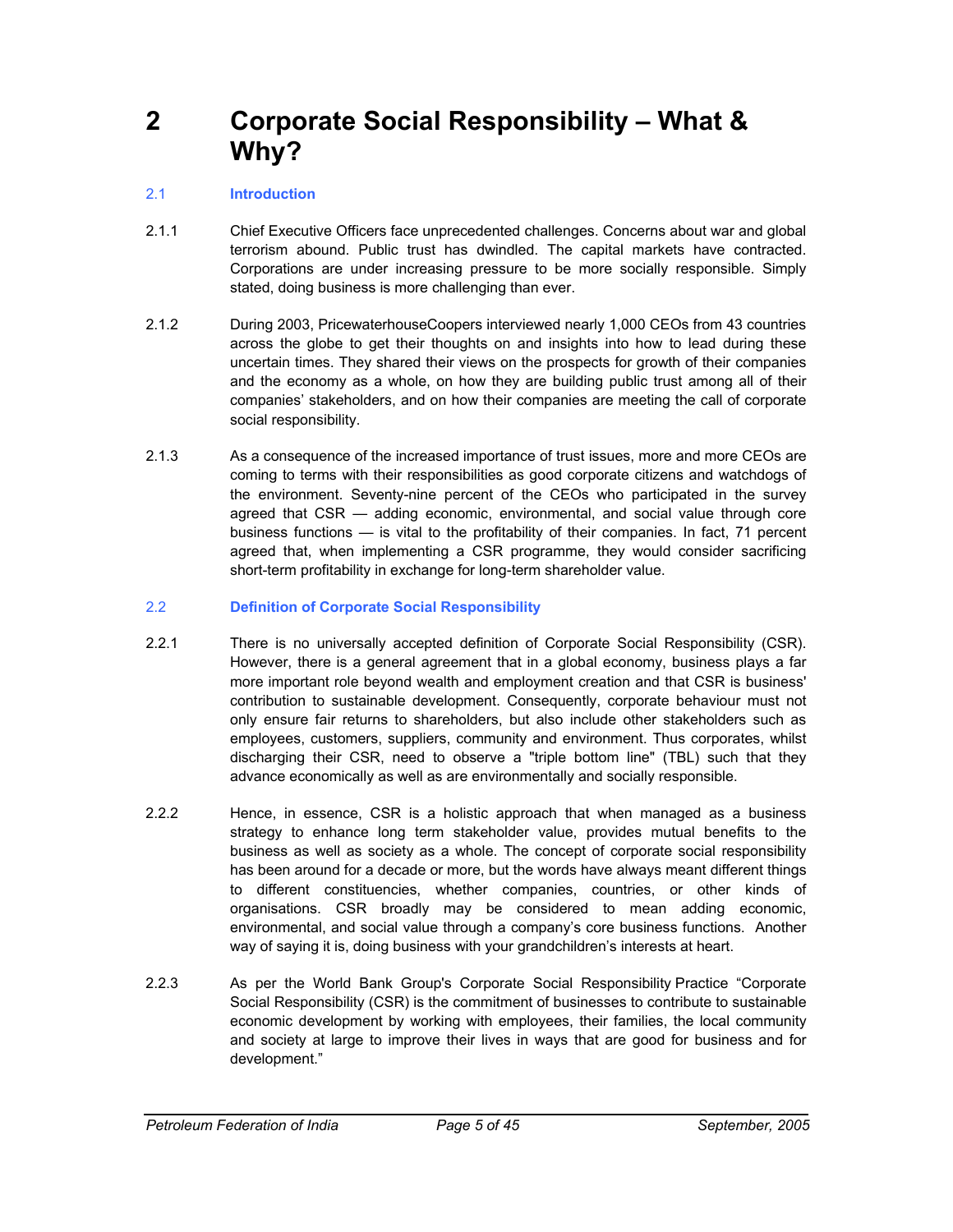# 2 Corporate Social Responsibility – What & Why?

## 2.1 Introduction

2.1.1 Chief Executive Officers face unprecedented challenges. Concerns about war and global terrorism abound. Public trust has dwindled. The capital markets have contracted. Corporations are under increasing pressure to be more socially responsible. Simply stated, doing business is more challenging than ever.

2.1.2 During 2003, PricewaterhouseCoopers interviewed nearly 1,000 CEOs from 43 countries across the globe to get their thoughts on and insights into how to lead during these uncertain times. They shared their views on the prospects for growth of their companies and the economy as a whole, on how they are building public trust among all of their companies' stakeholders, and on how their companies are meeting the call of corporate social responsibility.

2.1.3 As a consequence of the increased importance of trust issues, more and more CEOs are coming to terms with their responsibilities as good corporate citizens and watchdogs of the environment. Seventy-nine percent of the CEOs who participated in the survey agreed that CSR — adding economic, environmental, and social value through core business functions — is vital to the profitability of their companies. In fact, 71 percent agreed that, when implementing a CSR programme, they would consider sacrificing short-term profitability in exchange for long-term shareholder value.

## 2.2 Definition of Corporate Social Responsibility

2.2.1 There is no universally accepted definition of Corporate Social Responsibility (CSR). However, there is a general agreement that in a global economy, business plays a far more important role beyond wealth and employment creation and that CSR is business' contribution to sustainable development. Consequently, corporate behaviour must not only ensure fair returns to shareholders, but also include other stakeholders such as employees, customers, suppliers, community and environment. Thus corporates, whilst discharging their CSR, need to observe a "triple bottom line" (TBL) such that they advance economically as well as are environmentally and socially responsible.

2.2.2 Hence, in essence, CSR is a holistic approach that when managed as a business strategy to enhance long term stakeholder value, provides mutual benefits to the business as well as society as a whole. The concept of corporate social responsibility has been around for a decade or more, but the words have always meant different things to different constituencies, whether companies, countries, or other kinds of organisations. CSR broadly may be considered to mean adding economic, environmental, and social value through a company's core business functions. Another way of saying it is, doing business with your grandchildren's interests at heart.

2.2.3 As per the World Bank Group's Corporate Social Responsibility Practice "Corporate Social Responsibility (CSR) is the commitment of businesses to contribute to sustainable economic development by working with employees, their families, the local community and society at large to improve their lives in ways that are good for business and for development."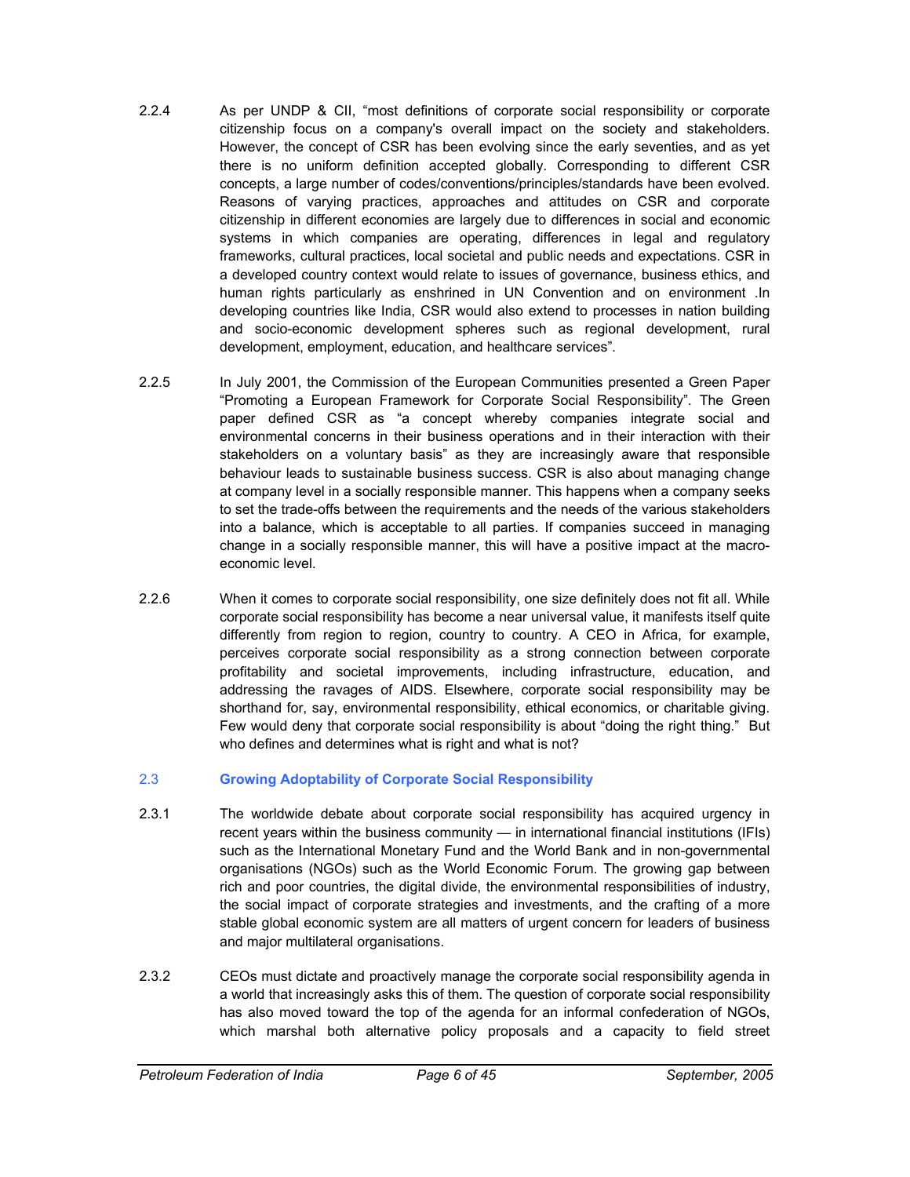2.2.4 As per UNDP & CII, “most definitions of corporate social responsibility or corporate citizenship focus on a company's overall impact on the society and stakeholders. However, the concept of CSR has been evolving since the early seventies, and as yet there is no uniform definition accepted globally. Corresponding to different CSR concepts, a large number of codes/conventions/principles/standards have been evolved. Reasons of varying practices, approaches and attitudes on CSR and corporate citizenship in different economies are largely due to differences in social and economic systems in which companies are operating, differences in legal and regulatory frameworks, cultural practices, local societal and public needs and expectations. CSR in a developed country context would relate to issues of governance, business ethics, and human rights particularly as enshrined in UN Convention and on environment .In developing countries like India, CSR would also extend to processes in nation building and socio-economic development spheres such as regional development, rural development, employment, education, and healthcare services”.

2.2.5 In July 2001, the Commission of the European Communities presented a Green Paper “Promoting a European Framework for Corporate Social Responsibility”. The Green paper defined CSR as “a concept whereby companies integrate social and environmental concerns in their business operations and in their interaction with their stakeholders on a voluntary basis” as they are increasingly aware that responsible behaviour leads to sustainable business success. CSR is also about managing change at company level in a socially responsible manner. This happens when a company seeks to set the trade-offs between the requirements and the needs of the various stakeholders into a balance, which is acceptable to all parties. If companies succeed in managing change in a socially responsible manner, this will have a positive impact at the macro-economic level.

2.2.6 When it comes to corporate social responsibility, one size definitely does not fit all. While corporate social responsibility has become a near universal value, it manifests itself quite differently from region to region, country to country. A CEO in Africa, for example, perceives corporate social responsibility as a strong connection between corporate profitability and societal improvements, including infrastructure, education, and addressing the ravages of AIDS. Elsewhere, corporate social responsibility may be shorthand for, say, environmental responsibility, ethical economics, or charitable giving. Few would deny that corporate social responsibility is about “doing the right thing.” But who defines and determines what is right and what is not?

## 2.3 Growing Adoptability of Corporate Social Responsibility

2.3.1 The worldwide debate about corporate social responsibility has acquired urgency in recent years within the business community — in international financial institutions (IFIs) such as the International Monetary Fund and the World Bank and in non-governmental organisations (NGOs) such as the World Economic Forum. The growing gap between rich and poor countries, the digital divide, the environmental responsibilities of industry, the social impact of corporate strategies and investments, and the crafting of a more stable global economic system are all matters of urgent concern for leaders of business and major multilateral organisations.

2.3.2 CEOs must dictate and proactively manage the corporate social responsibility agenda in a world that increasingly asks this of them. The question of corporate social responsibility has also moved toward the top of the agenda for an informal confederation of NGOs, which marshal both alternative policy proposals and a capacity to field street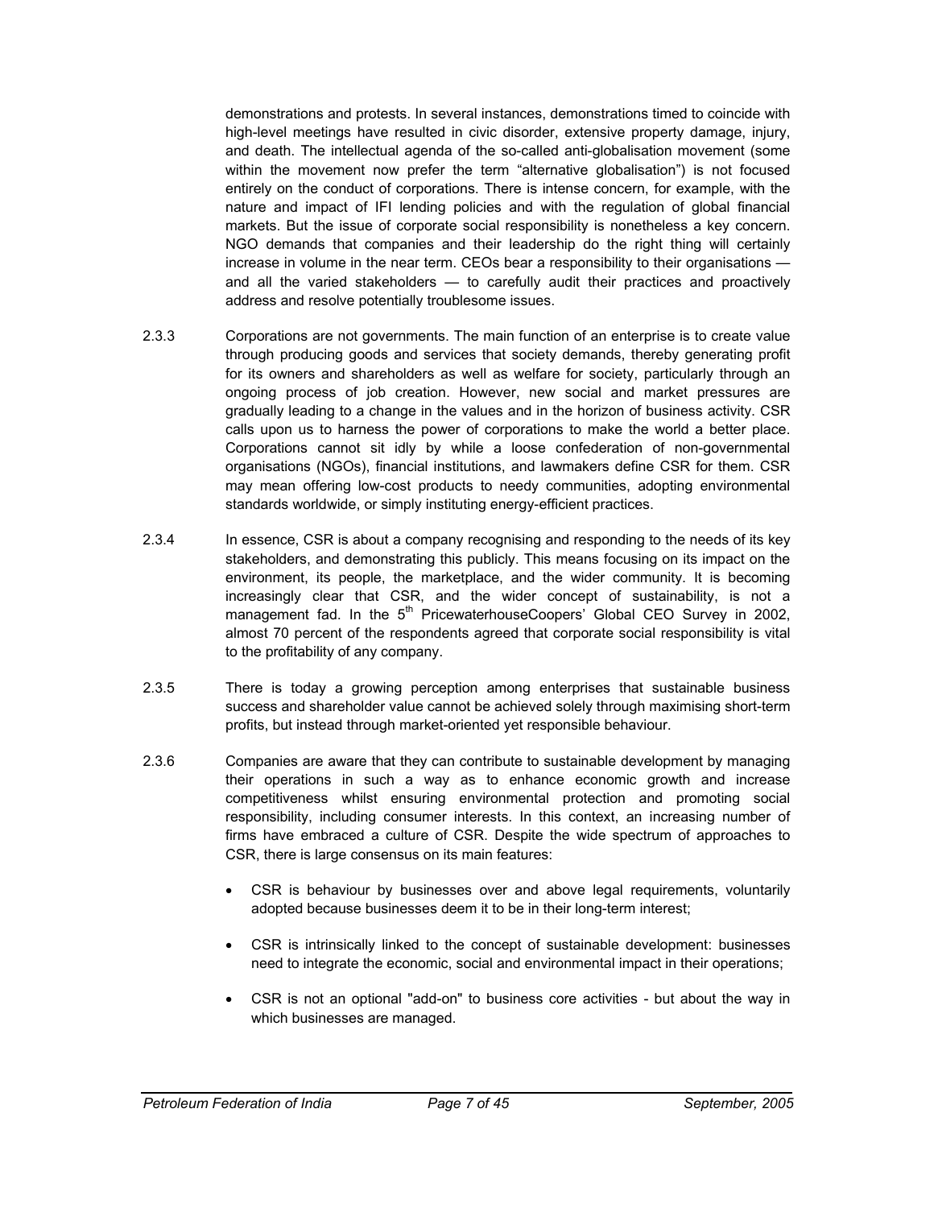demonstrations and protests. In several instances, demonstrations timed to coincide with high-level meetings have resulted in civic disorder, extensive property damage, injury, and death. The intellectual agenda of the so-called anti-globalisation movement (some within the movement now prefer the term "alternative globalisation") is not focused entirely on the conduct of corporations. There is intense concern, for example, with the nature and impact of IFI lending policies and with the regulation of global financial markets. But the issue of corporate social responsibility is nonetheless a key concern. NGO demands that companies and their leadership do the right thing will certainly increase in volume in the near term. CEOs bear a responsibility to their organisations — and all the varied stakeholders — to carefully audit their practices and proactively address and resolve potentially troublesome issues.

2.3.3 Corporations are not governments. The main function of an enterprise is to create value through producing goods and services that society demands, thereby generating profit for its owners and shareholders as well as welfare for society, particularly through an ongoing process of job creation. However, new social and market pressures are gradually leading to a change in the values and in the horizon of business activity. CSR calls upon us to harness the power of corporations to make the world a better place. Corporations cannot sit idly by while a loose confederation of non-governmental organisations (NGOs), financial institutions, and lawmakers define CSR for them. CSR may mean offering low-cost products to needy communities, adopting environmental standards worldwide, or simply instituting energy-efficient practices.

2.3.4 In essence, CSR is about a company recognising and responding to the needs of its key stakeholders, and demonstrating this publicly. This means focusing on its impact on the environment, its people, the marketplace, and the wider community. It is becoming increasingly clear that CSR, and the wider concept of sustainability, is not a management fad. In the 5th PricewaterhouseCoopers' Global CEO Survey in 2002, almost 70 percent of the respondents agreed that corporate social responsibility is vital to the profitability of any company.

2.3.5 There is today a growing perception among enterprises that sustainable business success and shareholder value cannot be achieved solely through maximising short-term profits, but instead through market-oriented yet responsible behaviour.

2.3.6 Companies are aware that they can contribute to sustainable development by managing their operations in such a way as to enhance economic growth and increase competitiveness whilst ensuring environmental protection and promoting social responsibility, including consumer interests. In this context, an increasing number of firms have embraced a culture of CSR. Despite the wide spectrum of approaches to CSR, there is large consensus on its main features:

- CSR is behaviour by businesses over and above legal requirements, voluntarily adopted because businesses deem it to be in their long-term interest;
- CSR is intrinsically linked to the concept of sustainable development: businesses need to integrate the economic, social and environmental impact in their operations;
- CSR is not an optional "add-on" to business core activities - but about the way in which businesses are managed.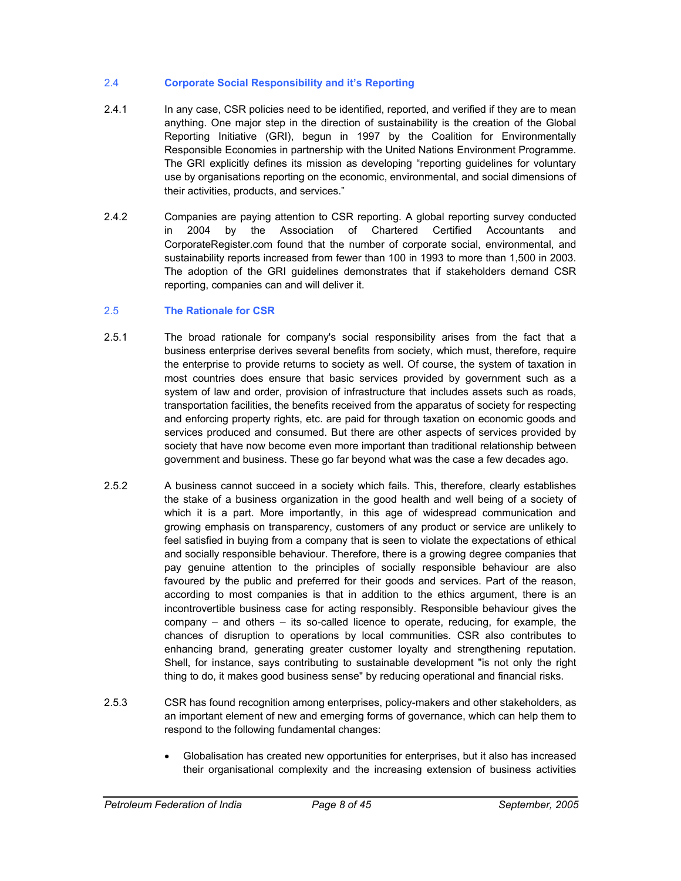## 2.4 Corporate Social Responsibility and it's Reporting

2.4.1 In any case, CSR policies need to be identified, reported, and verified if they are to mean anything. One major step in the direction of sustainability is the creation of the Global Reporting Initiative (GRI), begun in 1997 by the Coalition for Environmentally Responsible Economies in partnership with the United Nations Environment Programme. The GRI explicitly defines its mission as developing "reporting guidelines for voluntary use by organisations reporting on the economic, environmental, and social dimensions of their activities, products, and services."

2.4.2 Companies are paying attention to CSR reporting. A global reporting survey conducted in 2004 by the Association of Chartered Certified Accountants and CorporateRegister.com found that the number of corporate social, environmental, and sustainability reports increased from fewer than 100 in 1993 to more than 1,500 in 2003. The adoption of the GRI guidelines demonstrates that if stakeholders demand CSR reporting, companies can and will deliver it.

## 2.5 The Rationale for CSR

2.5.1 The broad rationale for company's social responsibility arises from the fact that a business enterprise derives several benefits from society, which must, therefore, require the enterprise to provide returns to society as well. Of course, the system of taxation in most countries does ensure that basic services provided by government such as a system of law and order, provision of infrastructure that includes assets such as roads, transportation facilities, the benefits received from the apparatus of society for respecting and enforcing property rights, etc. are paid for through taxation on economic goods and services produced and consumed. But there are other aspects of services provided by society that have now become even more important than traditional relationship between government and business. These go far beyond what was the case a few decades ago.

2.5.2 A business cannot succeed in a society which fails. This, therefore, clearly establishes the stake of a business organization in the good health and well being of a society of which it is a part. More importantly, in this age of widespread communication and growing emphasis on transparency, customers of any product or service are unlikely to feel satisfied in buying from a company that is seen to violate the expectations of ethical and socially responsible behaviour. Therefore, there is a growing degree companies that pay genuine attention to the principles of socially responsible behaviour are also favoured by the public and preferred for their goods and services. Part of the reason, according to most companies is that in addition to the ethics argument, there is an incontrovertible business case for acting responsibly. Responsible behaviour gives the company – and others – its so-called licence to operate, reducing, for example, the chances of disruption to operations by local communities. CSR also contributes to enhancing brand, generating greater customer loyalty and strengthening reputation. Shell, for instance, says contributing to sustainable development "is not only the right thing to do, it makes good business sense" by reducing operational and financial risks.

2.5.3 CSR has found recognition among enterprises, policy-makers and other stakeholders, as an important element of new and emerging forms of governance, which can help them to respond to the following fundamental changes:

- Globalisation has created new opportunities for enterprises, but it also has increased their organisational complexity and the increasing extension of business activities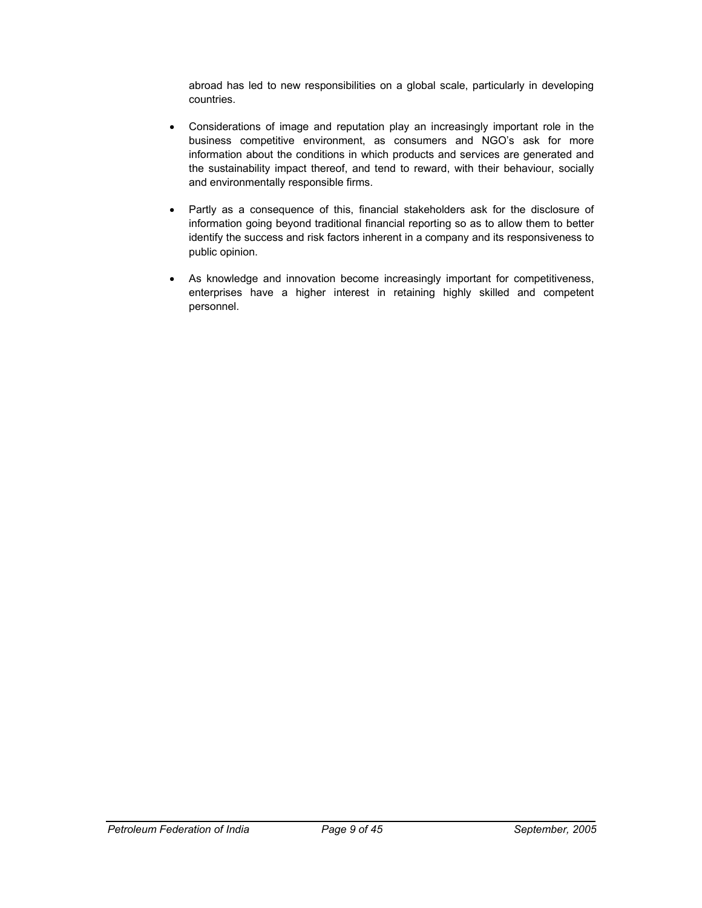abroad has led to new responsibilities on a global scale, particularly in developing countries.

- Considerations of image and reputation play an increasingly important role in the business competitive environment, as consumers and NGO's ask for more information about the conditions in which products and services are generated and the sustainability impact thereof, and tend to reward, with their behaviour, socially and environmentally responsible firms.

- Partly as a consequence of this, financial stakeholders ask for the disclosure of information going beyond traditional financial reporting so as to allow them to better identify the success and risk factors inherent in a company and its responsiveness to public opinion.

- As knowledge and innovation become increasingly important for competitiveness, enterprises have a higher interest in retaining highly skilled and competent personnel.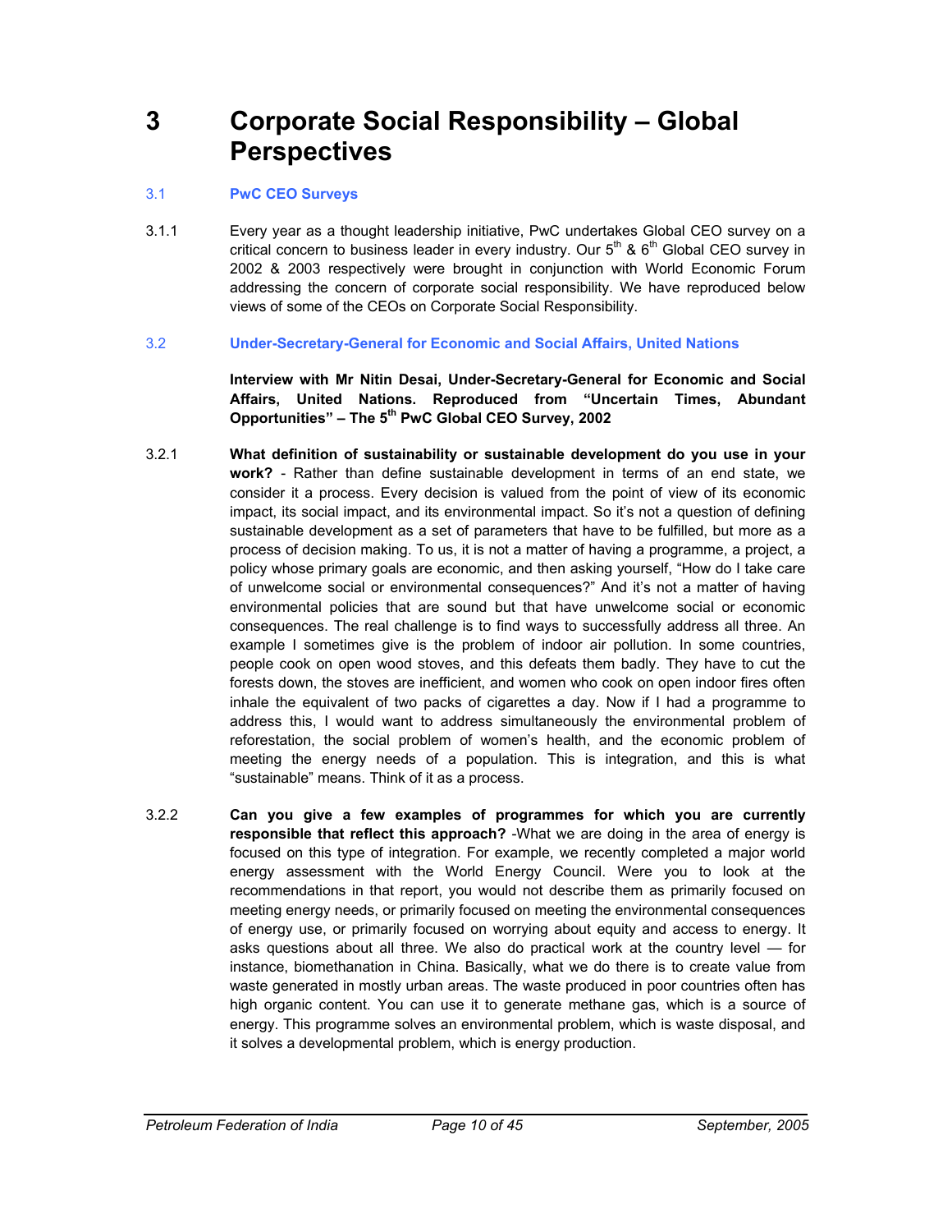# 3 Corporate Social Responsibility – Global Perspectives

## 3.1 PwC CEO Surveys

3.1.1 Every year as a thought leadership initiative, PwC undertakes Global CEO survey on a critical concern to business leader in every industry. Our 5th & 6th Global CEO survey in 2002 & 2003 respectively were brought in conjunction with World Economic Forum addressing the concern of corporate social responsibility. We have reproduced below views of some of the CEOs on Corporate Social Responsibility.

## 3.2 Under-Secretary-General for Economic and Social Affairs, United Nations

**Interview with Mr Nitin Desai, Under-Secretary-General for Economic and Social Affairs, United Nations. Reproduced from "Uncertain Times, Abundant Opportunities" – The 5th PwC Global CEO Survey, 2002**

3.2.1 **What definition of sustainability or sustainable development do you use in your work?** - Rather than define sustainable development in terms of an end state, we consider it a process. Every decision is valued from the point of view of its economic impact, its social impact, and its environmental impact. So it's not a question of defining sustainable development as a set of parameters that have to be fulfilled, but more as a process of decision making. To us, it is not a matter of having a programme, a project, a policy whose primary goals are economic, and then asking yourself, "How do I take care of unwelcome social or environmental consequences?" And it's not a matter of having environmental policies that are sound but that have unwelcome social or economic consequences. The real challenge is to find ways to successfully address all three. An example I sometimes give is the problem of indoor air pollution. In some countries, people cook on open wood stoves, and this defeats them badly. They have to cut the forests down, the stoves are inefficient, and women who cook on open indoor fires often inhale the equivalent of two packs of cigarettes a day. Now if I had a programme to address this, I would want to address simultaneously the environmental problem of reforestation, the social problem of women's health, and the economic problem of meeting the energy needs of a population. This is integration, and this is what "sustainable" means. Think of it as a process.

3.2.2 **Can you give a few examples of programmes for which you are currently responsible that reflect this approach?** -What we are doing in the area of energy is focused on this type of integration. For example, we recently completed a major world energy assessment with the World Energy Council. Were you to look at the recommendations in that report, you would not describe them as primarily focused on meeting energy needs, or primarily focused on meeting the environmental consequences of energy use, or primarily focused on worrying about equity and access to energy. It asks questions about all three. We also do practical work at the country level — for instance, biomethanation in China. Basically, what we do there is to create value from waste generated in mostly urban areas. The waste produced in poor countries often has high organic content. You can use it to generate methane gas, which is a source of energy. This programme solves an environmental problem, which is waste disposal, and it solves a developmental problem, which is energy production.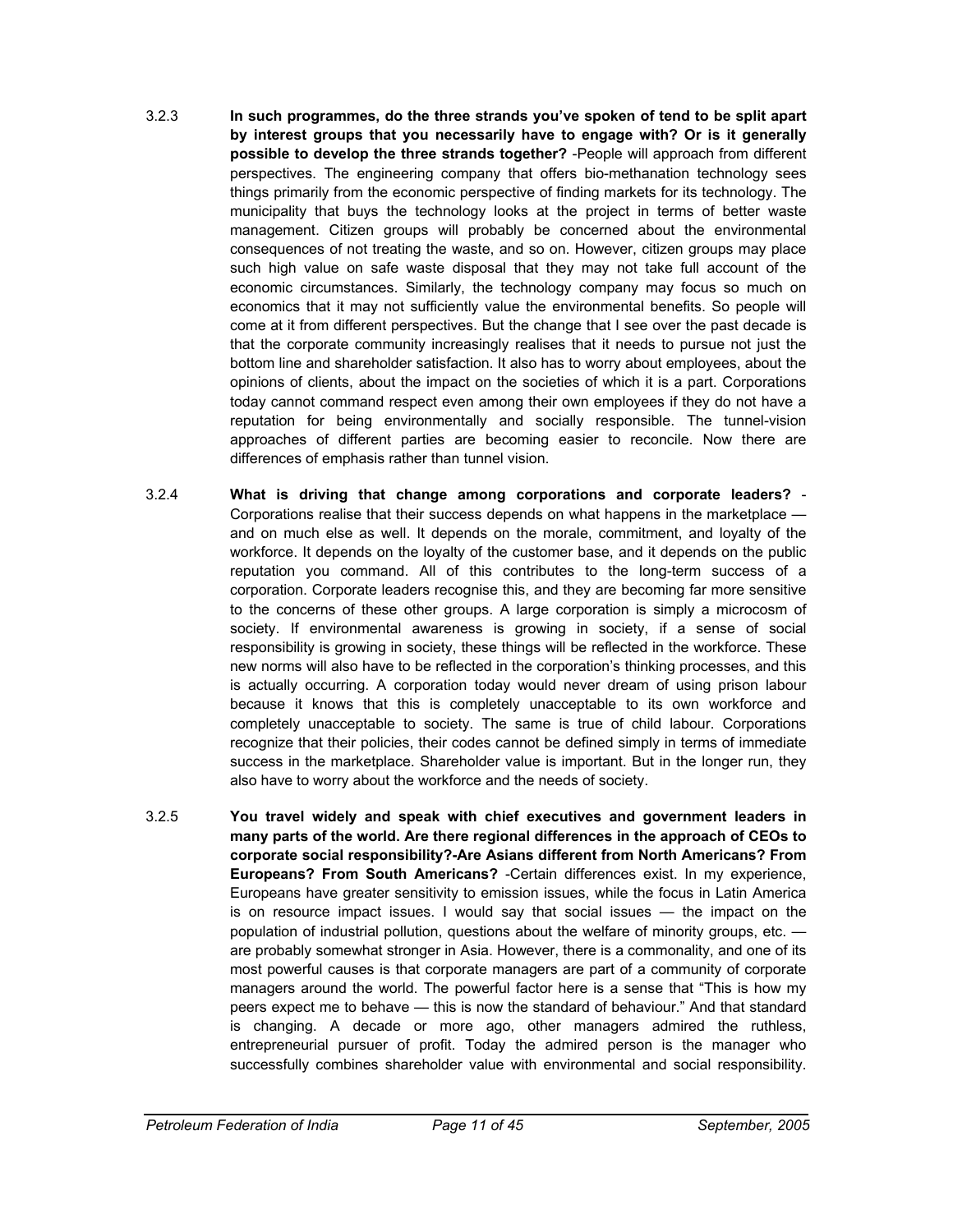3.2.3 **In such programmes, do the three strands you've spoken of tend to be split apart by interest groups that you necessarily have to engage with? Or is it generally possible to develop the three strands together?** -People will approach from different perspectives. The engineering company that offers bio-methanation technology sees things primarily from the economic perspective of finding markets for its technology. The municipality that buys the technology looks at the project in terms of better waste management. Citizen groups will probably be concerned about the environmental consequences of not treating the waste, and so on. However, citizen groups may place such high value on safe waste disposal that they may not take full account of the economic circumstances. Similarly, the technology company may focus so much on economics that it may not sufficiently value the environmental benefits. So people will come at it from different perspectives. But the change that I see over the past decade is that the corporate community increasingly realises that it needs to pursue not just the bottom line and shareholder satisfaction. It also has to worry about employees, about the opinions of clients, about the impact on the societies of which it is a part. Corporations today cannot command respect even among their own employees if they do not have a reputation for being environmentally and socially responsible. The tunnel-vision approaches of different parties are becoming easier to reconcile. Now there are differences of emphasis rather than tunnel vision.

3.2.4 **What is driving that change among corporations and corporate leaders?** - Corporations realise that their success depends on what happens in the marketplace — and on much else as well. It depends on the morale, commitment, and loyalty of the workforce. It depends on the loyalty of the customer base, and it depends on the public reputation you command. All of this contributes to the long-term success of a corporation. Corporate leaders recognise this, and they are becoming far more sensitive to the concerns of these other groups. A large corporation is simply a microcosm of society. If environmental awareness is growing in society, if a sense of social responsibility is growing in society, these things will be reflected in the workforce. These new norms will also have to be reflected in the corporation's thinking processes, and this is actually occurring. A corporation today would never dream of using prison labour because it knows that this is completely unacceptable to its own workforce and completely unacceptable to society. The same is true of child labour. Corporations recognize that their policies, their codes cannot be defined simply in terms of immediate success in the marketplace. Shareholder value is important. But in the longer run, they also have to worry about the workforce and the needs of society.

3.2.5 **You travel widely and speak with chief executives and government leaders in many parts of the world. Are there regional differences in the approach of CEOs to corporate social responsibility?-Are Asians different from North Americans? From Europeans? From South Americans?** -Certain differences exist. In my experience, Europeans have greater sensitivity to emission issues, while the focus in Latin America is on resource impact issues. I would say that social issues — the impact on the population of industrial pollution, questions about the welfare of minority groups, etc. — are probably somewhat stronger in Asia. However, there is a commonality, and one of its most powerful causes is that corporate managers are part of a community of corporate managers around the world. The powerful factor here is a sense that "This is how my peers expect me to behave — this is now the standard of behaviour." And that standard is changing. A decade or more ago, other managers admired the ruthless, entrepreneurial pursuer of profit. Today the admired person is the manager who successfully combines shareholder value with environmental and social responsibility.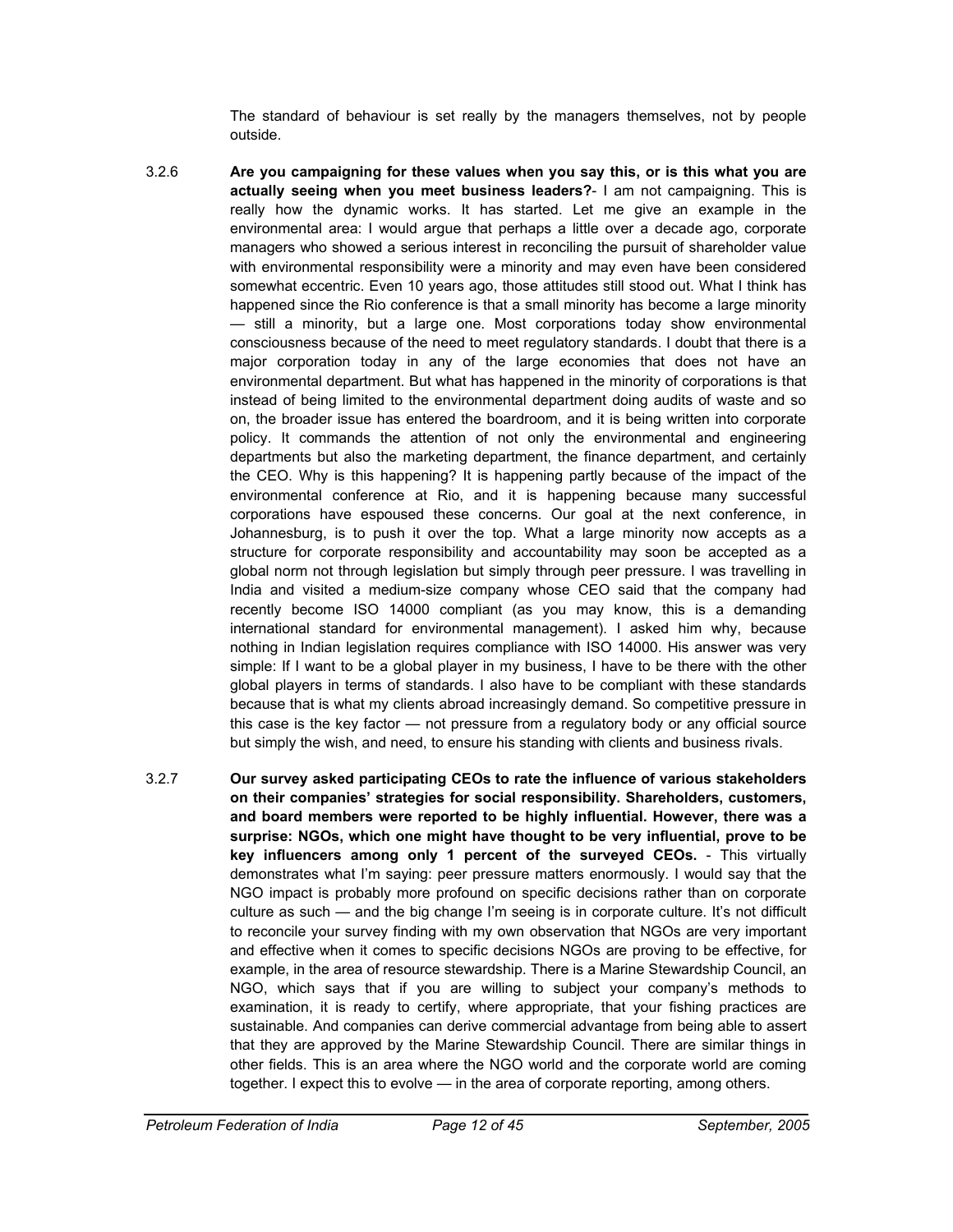The standard of behaviour is set really by the managers themselves, not by people outside.

3.2.6 **Are you campaigning for these values when you say this, or is this what you are actually seeing when you meet business leaders?**- I am not campaigning. This is really how the dynamic works. It has started. Let me give an example in the environmental area: I would argue that perhaps a little over a decade ago, corporate managers who showed a serious interest in reconciling the pursuit of shareholder value with environmental responsibility were a minority and may even have been considered somewhat eccentric. Even 10 years ago, those attitudes still stood out. What I think has happened since the Rio conference is that a small minority has become a large minority — still a minority, but a large one. Most corporations today show environmental consciousness because of the need to meet regulatory standards. I doubt that there is a major corporation today in any of the large economies that does not have an environmental department. But what has happened in the minority of corporations is that instead of being limited to the environmental department doing audits of waste and so on, the broader issue has entered the boardroom, and it is being written into corporate policy. It commands the attention of not only the environmental and engineering departments but also the marketing department, the finance department, and certainly the CEO. Why is this happening? It is happening partly because of the impact of the environmental conference at Rio, and it is happening because many successful corporations have espoused these concerns. Our goal at the next conference, in Johannesburg, is to push it over the top. What a large minority now accepts as a structure for corporate responsibility and accountability may soon be accepted as a global norm not through legislation but simply through peer pressure. I was travelling in India and visited a medium-size company whose CEO said that the company had recently become ISO 14000 compliant (as you may know, this is a demanding international standard for environmental management). I asked him why, because nothing in Indian legislation requires compliance with ISO 14000. His answer was very simple: If I want to be a global player in my business, I have to be there with the other global players in terms of standards. I also have to be compliant with these standards because that is what my clients abroad increasingly demand. So competitive pressure in this case is the key factor — not pressure from a regulatory body or any official source but simply the wish, and need, to ensure his standing with clients and business rivals.

3.2.7 **Our survey asked participating CEOs to rate the influence of various stakeholders on their companies' strategies for social responsibility. Shareholders, customers, and board members were reported to be highly influential. However, there was a surprise: NGOs, which one might have thought to be very influential, prove to be key influencers among only 1 percent of the surveyed CEOs.** - This virtually demonstrates what I'm saying: peer pressure matters enormously. I would say that the NGO impact is probably more profound on specific decisions rather than on corporate culture as such — and the big change I'm seeing is in corporate culture. It's not difficult to reconcile your survey finding with my own observation that NGOs are very important and effective when it comes to specific decisions NGOs are proving to be effective, for example, in the area of resource stewardship. There is a Marine Stewardship Council, an NGO, which says that if you are willing to subject your company's methods to examination, it is ready to certify, where appropriate, that your fishing practices are sustainable. And companies can derive commercial advantage from being able to assert that they are approved by the Marine Stewardship Council. There are similar things in other fields. This is an area where the NGO world and the corporate world are coming together. I expect this to evolve — in the area of corporate reporting, among others.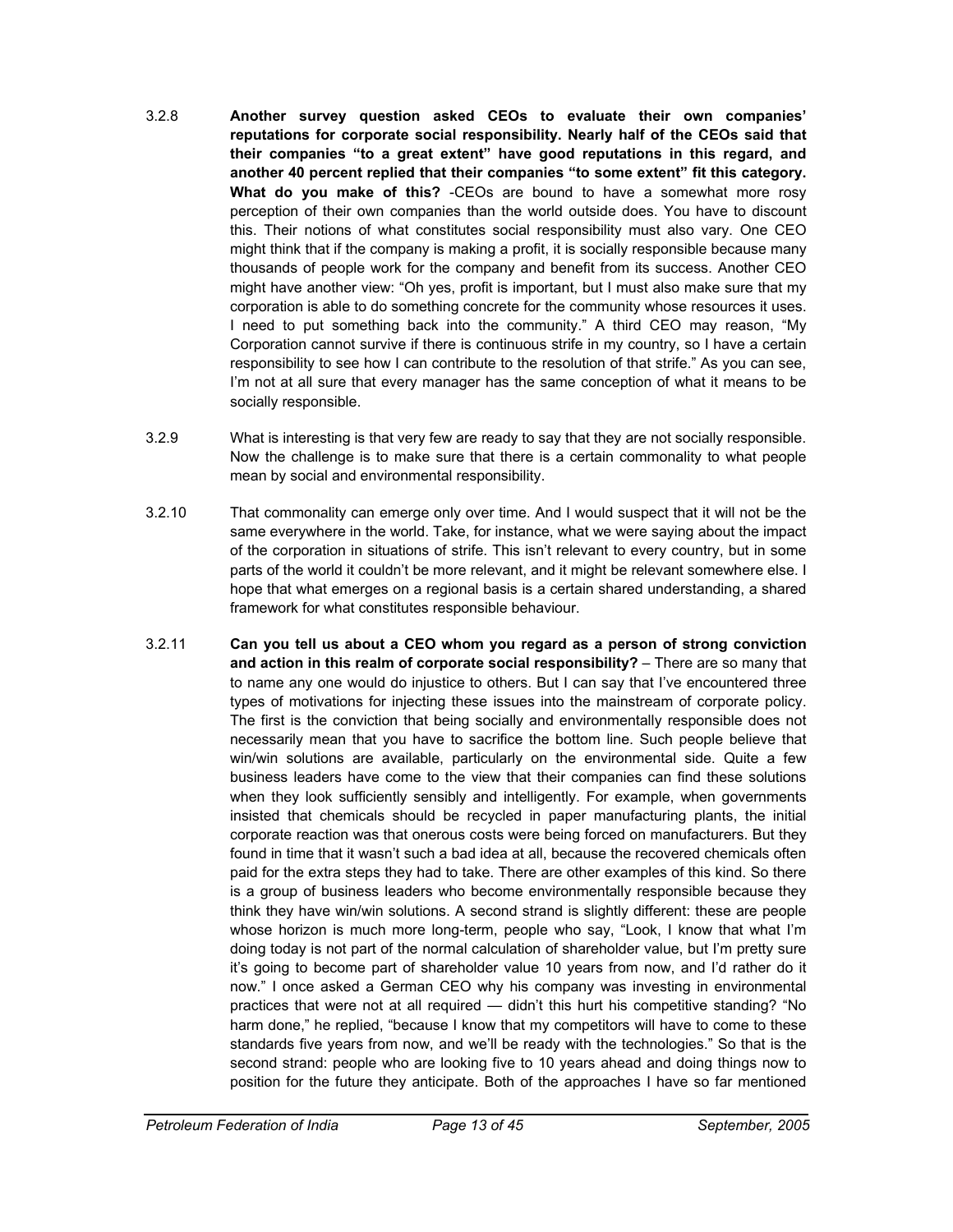3.2.8 **Another survey question asked CEOs to evaluate their own companies' reputations for corporate social responsibility. Nearly half of the CEOs said that their companies "to a great extent" have good reputations in this regard, and another 40 percent replied that their companies "to some extent" fit this category. What do you make of this?** -CEOs are bound to have a somewhat more rosy perception of their own companies than the world outside does. You have to discount this. Their notions of what constitutes social responsibility must also vary. One CEO might think that if the company is making a profit, it is socially responsible because many thousands of people work for the company and benefit from its success. Another CEO might have another view: "Oh yes, profit is important, but I must also make sure that my corporation is able to do something concrete for the community whose resources it uses. I need to put something back into the community." A third CEO may reason, "My Corporation cannot survive if there is continuous strife in my country, so I have a certain responsibility to see how I can contribute to the resolution of that strife." As you can see, I'm not at all sure that every manager has the same conception of what it means to be socially responsible.

3.2.9 What is interesting is that very few are ready to say that they are not socially responsible. Now the challenge is to make sure that there is a certain commonality to what people mean by social and environmental responsibility.

3.2.10 That commonality can emerge only over time. And I would suspect that it will not be the same everywhere in the world. Take, for instance, what we were saying about the impact of the corporation in situations of strife. This isn't relevant to every country, but in some parts of the world it couldn't be more relevant, and it might be relevant somewhere else. I hope that what emerges on a regional basis is a certain shared understanding, a shared framework for what constitutes responsible behaviour.

3.2.11 **Can you tell us about a CEO whom you regard as a person of strong conviction and action in this realm of corporate social responsibility?** – There are so many that to name any one would do injustice to others. But I can say that I've encountered three types of motivations for injecting these issues into the mainstream of corporate policy. The first is the conviction that being socially and environmentally responsible does not necessarily mean that you have to sacrifice the bottom line. Such people believe that win/win solutions are available, particularly on the environmental side. Quite a few business leaders have come to the view that their companies can find these solutions when they look sufficiently sensibly and intelligently. For example, when governments insisted that chemicals should be recycled in paper manufacturing plants, the initial corporate reaction was that onerous costs were being forced on manufacturers. But they found in time that it wasn't such a bad idea at all, because the recovered chemicals often paid for the extra steps they had to take. There are other examples of this kind. So there is a group of business leaders who become environmentally responsible because they think they have win/win solutions. A second strand is slightly different: these are people whose horizon is much more long-term, people who say, "Look, I know that what I'm doing today is not part of the normal calculation of shareholder value, but I'm pretty sure it's going to become part of shareholder value 10 years from now, and I'd rather do it now." I once asked a German CEO why his company was investing in environmental practices that were not at all required — didn't this hurt his competitive standing? "No harm done," he replied, "because I know that my competitors will have to come to these standards five years from now, and we'll be ready with the technologies." So that is the second strand: people who are looking five to 10 years ahead and doing things now to position for the future they anticipate. Both of the approaches I have so far mentioned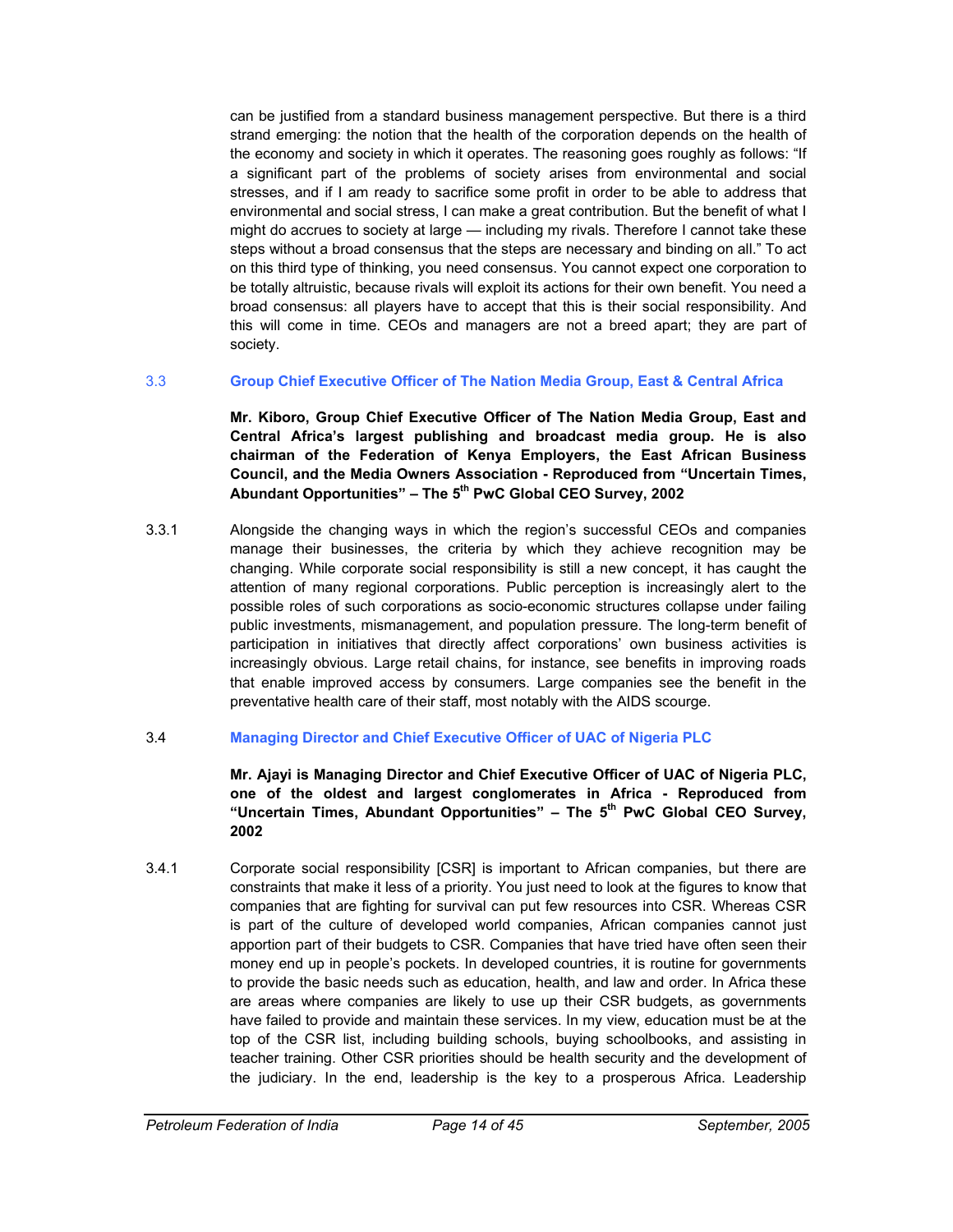can be justified from a standard business management perspective. But there is a third strand emerging: the notion that the health of the corporation depends on the health of the economy and society in which it operates. The reasoning goes roughly as follows: "If a significant part of the problems of society arises from environmental and social stresses, and if I am ready to sacrifice some profit in order to be able to address that environmental and social stress, I can make a great contribution. But the benefit of what I might do accrues to society at large — including my rivals. Therefore I cannot take these steps without a broad consensus that the steps are necessary and binding on all." To act on this third type of thinking, you need consensus. You cannot expect one corporation to be totally altruistic, because rivals will exploit its actions for their own benefit. You need a broad consensus: all players have to accept that this is their social responsibility. And this will come in time. CEOs and managers are not a breed apart; they are part of society.

## 3.3 Group Chief Executive Officer of The Nation Media Group, East & Central Africa

**Mr. Kiboro, Group Chief Executive Officer of The Nation Media Group, East and Central Africa's largest publishing and broadcast media group. He is also chairman of the Federation of Kenya Employers, the East African Business Council, and the Media Owners Association - Reproduced from "Uncertain Times, Abundant Opportunities" – The 5th PwC Global CEO Survey, 2002**

3.3.1 Alongside the changing ways in which the region's successful CEOs and companies manage their businesses, the criteria by which they achieve recognition may be changing. While corporate social responsibility is still a new concept, it has caught the attention of many regional corporations. Public perception is increasingly alert to the possible roles of such corporations as socio-economic structures collapse under failing public investments, mismanagement, and population pressure. The long-term benefit of participation in initiatives that directly affect corporations' own business activities is increasingly obvious. Large retail chains, for instance, see benefits in improving roads that enable improved access by consumers. Large companies see the benefit in the preventative health care of their staff, most notably with the AIDS scourge.

## 3.4 Managing Director and Chief Executive Officer of UAC of Nigeria PLC

**Mr. Ajayi is Managing Director and Chief Executive Officer of UAC of Nigeria PLC, one of the oldest and largest conglomerates in Africa - Reproduced from "Uncertain Times, Abundant Opportunities" – The 5th PwC Global CEO Survey, 2002**

3.4.1 Corporate social responsibility [CSR] is important to African companies, but there are constraints that make it less of a priority. You just need to look at the figures to know that companies that are fighting for survival can put few resources into CSR. Whereas CSR is part of the culture of developed world companies, African companies cannot just apportion part of their budgets to CSR. Companies that have tried have often seen their money end up in people's pockets. In developed countries, it is routine for governments to provide the basic needs such as education, health, and law and order. In Africa these are areas where companies are likely to use up their CSR budgets, as governments have failed to provide and maintain these services. In my view, education must be at the top of the CSR list, including building schools, buying schoolbooks, and assisting in teacher training. Other CSR priorities should be health security and the development of the judiciary. In the end, leadership is the key to a prosperous Africa. Leadership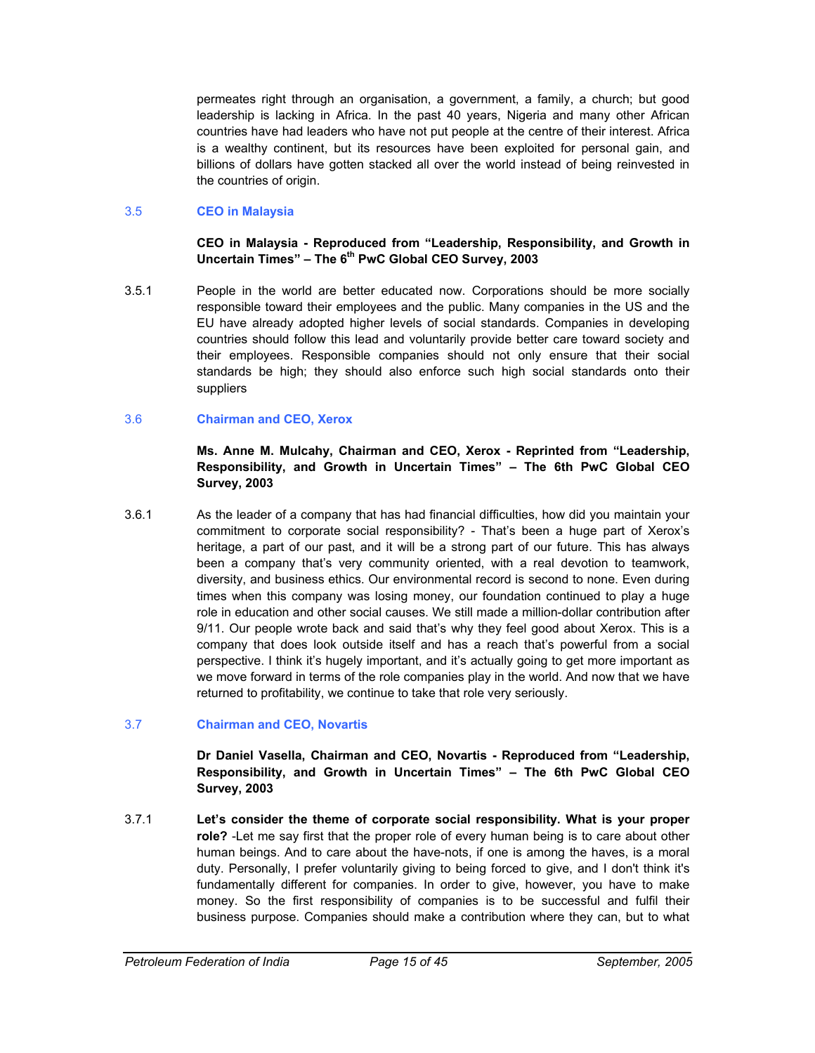permeates right through an organisation, a government, a family, a church; but good leadership is lacking in Africa. In the past 40 years, Nigeria and many other African countries have had leaders who have not put people at the centre of their interest. Africa is a wealthy continent, but its resources have been exploited for personal gain, and billions of dollars have gotten stacked all over the world instead of being reinvested in the countries of origin.

### 3.5 CEO in Malaysia

**CEO in Malaysia - Reproduced from "Leadership, Responsibility, and Growth in Uncertain Times" – The 6th PwC Global CEO Survey, 2003**

3.5.1 People in the world are better educated now. Corporations should be more socially responsible toward their employees and the public. Many companies in the US and the EU have already adopted higher levels of social standards. Companies in developing countries should follow this lead and voluntarily provide better care toward society and their employees. Responsible companies should not only ensure that their social standards be high; they should also enforce such high social standards onto their suppliers

### 3.6 Chairman and CEO, Xerox

**Ms. Anne M. Mulcahy, Chairman and CEO, Xerox - Reprinted from "Leadership, Responsibility, and Growth in Uncertain Times" – The 6th PwC Global CEO Survey, 2003**

3.6.1 As the leader of a company that has had financial difficulties, how did you maintain your commitment to corporate social responsibility? - That's been a huge part of Xerox's heritage, a part of our past, and it will be a strong part of our future. This has always been a company that's very community oriented, with a real devotion to teamwork, diversity, and business ethics. Our environmental record is second to none. Even during times when this company was losing money, our foundation continued to play a huge role in education and other social causes. We still made a million-dollar contribution after 9/11. Our people wrote back and said that's why they feel good about Xerox. This is a company that does look outside itself and has a reach that's powerful from a social perspective. I think it's hugely important, and it's actually going to get more important as we move forward in terms of the role companies play in the world. And now that we have returned to profitability, we continue to take that role very seriously.

### 3.7 Chairman and CEO, Novartis

**Dr Daniel Vasella, Chairman and CEO, Novartis - Reproduced from "Leadership, Responsibility, and Growth in Uncertain Times" – The 6th PwC Global CEO Survey, 2003**

3.7.1 **Let's consider the theme of corporate social responsibility. What is your proper role?** -Let me say first that the proper role of every human being is to care about other human beings. And to care about the have-nots, if one is among the haves, is a moral duty. Personally, I prefer voluntarily giving to being forced to give, and I don't think it's fundamentally different for companies. In order to give, however, you have to make money. So the first responsibility of companies is to be successful and fulfil their business purpose. Companies should make a contribution where they can, but to what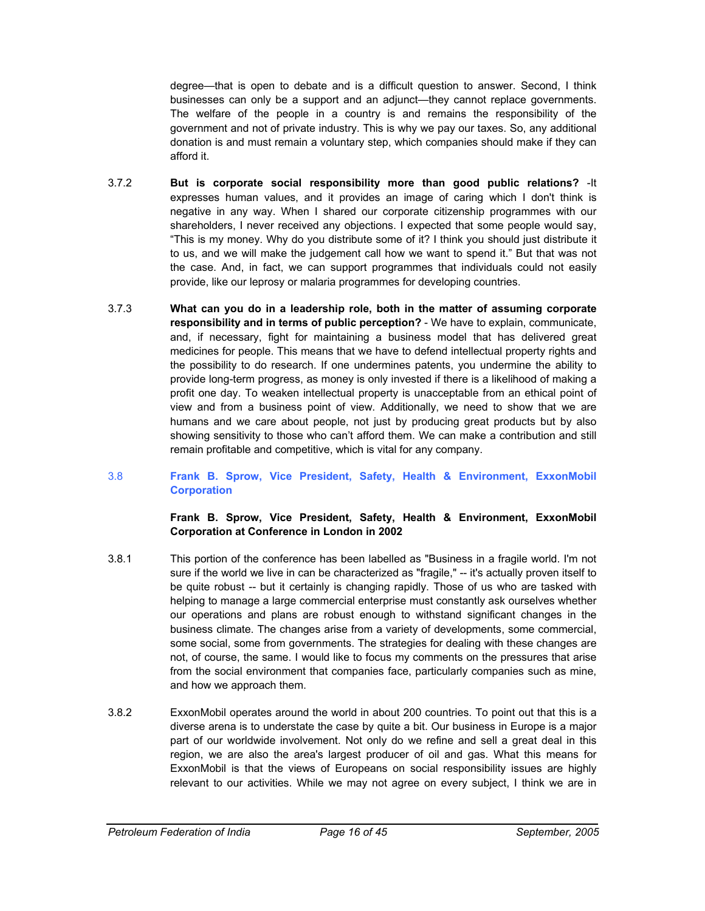degree—that is open to debate and is a difficult question to answer. Second, I think businesses can only be a support and an adjunct—they cannot replace governments. The welfare of the people in a country is and remains the responsibility of the government and not of private industry. This is why we pay our taxes. So, any additional donation is and must remain a voluntary step, which companies should make if they can afford it.

3.7.2 **But is corporate social responsibility more than good public relations?** -It expresses human values, and it provides an image of caring which I don't think is negative in any way. When I shared our corporate citizenship programmes with our shareholders, I never received any objections. I expected that some people would say, "This is my money. Why do you distribute some of it? I think you should just distribute it to us, and we will make the judgement call how we want to spend it." But that was not the case. And, in fact, we can support programmes that individuals could not easily provide, like our leprosy or malaria programmes for developing countries.

3.7.3 **What can you do in a leadership role, both in the matter of assuming corporate responsibility and in terms of public perception?** - We have to explain, communicate, and, if necessary, fight for maintaining a business model that has delivered great medicines for people. This means that we have to defend intellectual property rights and the possibility to do research. If one undermines patents, you undermine the ability to provide long-term progress, as money is only invested if there is a likelihood of making a profit one day. To weaken intellectual property is unacceptable from an ethical point of view and from a business point of view. Additionally, we need to show that we are humans and we care about people, not just by producing great products but by also showing sensitivity to those who can't afford them. We can make a contribution and still remain profitable and competitive, which is vital for any company.

## 3.8 Frank B. Sprow, Vice President, Safety, Health & Environment, ExxonMobil Corporation

**Frank B. Sprow, Vice President, Safety, Health & Environment, ExxonMobil Corporation at Conference in London in 2002**

3.8.1 This portion of the conference has been labelled as "Business in a fragile world. I'm not sure if the world we live in can be characterized as "fragile," -- it's actually proven itself to be quite robust -- but it certainly is changing rapidly. Those of us who are tasked with helping to manage a large commercial enterprise must constantly ask ourselves whether our operations and plans are robust enough to withstand significant changes in the business climate. The changes arise from a variety of developments, some commercial, some social, some from governments. The strategies for dealing with these changes are not, of course, the same. I would like to focus my comments on the pressures that arise from the social environment that companies face, particularly companies such as mine, and how we approach them.

3.8.2 ExxonMobil operates around the world in about 200 countries. To point out that this is a diverse arena is to understate the case by quite a bit. Our business in Europe is a major part of our worldwide involvement. Not only do we refine and sell a great deal in this region, we are also the area's largest producer of oil and gas. What this means for ExxonMobil is that the views of Europeans on social responsibility issues are highly relevant to our activities. While we may not agree on every subject, I think we are in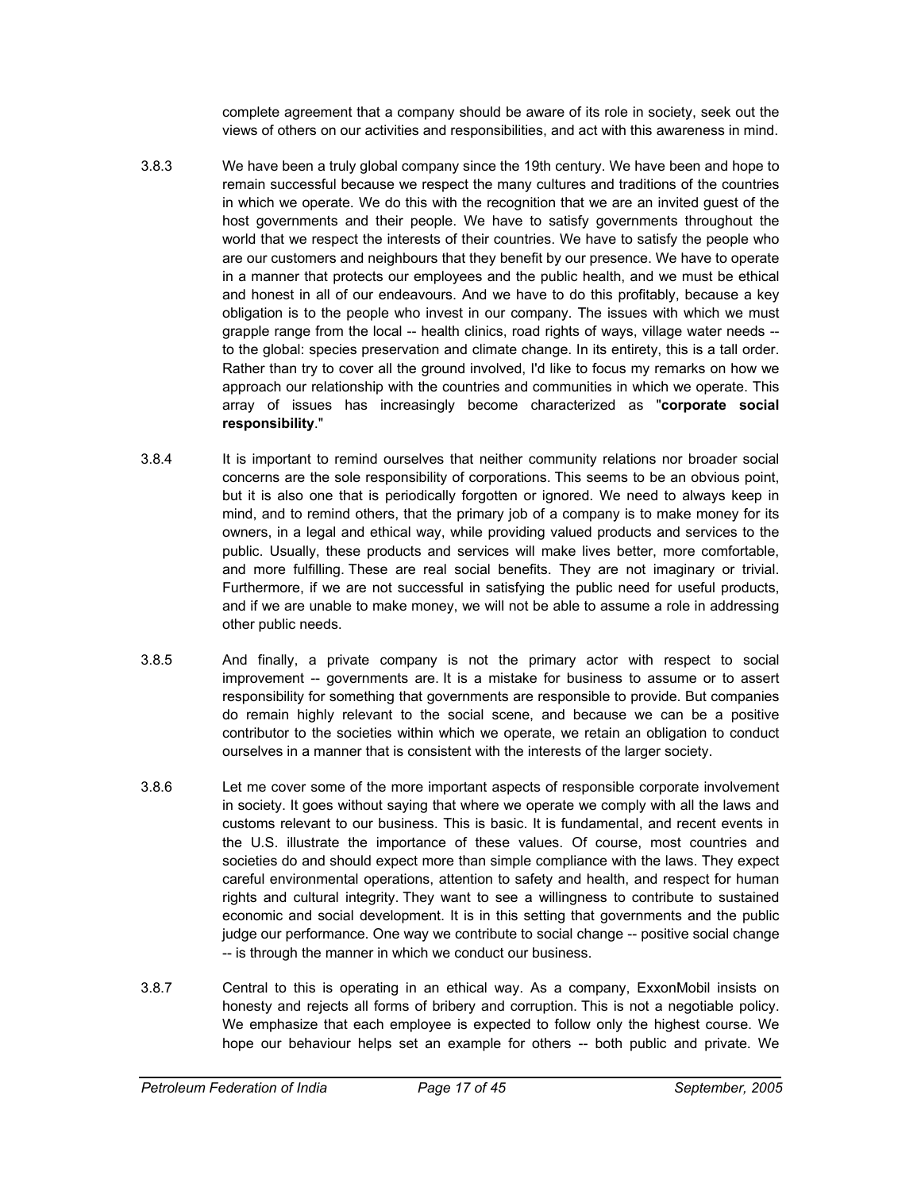complete agreement that a company should be aware of its role in society, seek out the views of others on our activities and responsibilities, and act with this awareness in mind.

3.8.3 We have been a truly global company since the 19th century. We have been and hope to remain successful because we respect the many cultures and traditions of the countries in which we operate. We do this with the recognition that we are an invited guest of the host governments and their people. We have to satisfy governments throughout the world that we respect the interests of their countries. We have to satisfy the people who are our customers and neighbours that they benefit by our presence. We have to operate in a manner that protects our employees and the public health, and we must be ethical and honest in all of our endeavours. And we have to do this profitably, because a key obligation is to the people who invest in our company. The issues with which we must grapple range from the local -- health clinics, road rights of ways, village water needs -- to the global: species preservation and climate change. In its entirety, this is a tall order. Rather than try to cover all the ground involved, I'd like to focus my remarks on how we approach our relationship with the countries and communities in which we operate. This array of issues has increasingly become characterized as "**corporate social responsibility**."

3.8.4 It is important to remind ourselves that neither community relations nor broader social concerns are the sole responsibility of corporations. This seems to be an obvious point, but it is also one that is periodically forgotten or ignored. We need to always keep in mind, and to remind others, that the primary job of a company is to make money for its owners, in a legal and ethical way, while providing valued products and services to the public. Usually, these products and services will make lives better, more comfortable, and more fulfilling. These are real social benefits. They are not imaginary or trivial. Furthermore, if we are not successful in satisfying the public need for useful products, and if we are unable to make money, we will not be able to assume a role in addressing other public needs.

3.8.5 And finally, a private company is not the primary actor with respect to social improvement -- governments are. It is a mistake for business to assume or to assert responsibility for something that governments are responsible to provide. But companies do remain highly relevant to the social scene, and because we can be a positive contributor to the societies within which we operate, we retain an obligation to conduct ourselves in a manner that is consistent with the interests of the larger society.

3.8.6 Let me cover some of the more important aspects of responsible corporate involvement in society. It goes without saying that where we operate we comply with all the laws and customs relevant to our business. This is basic. It is fundamental, and recent events in the U.S. illustrate the importance of these values. Of course, most countries and societies do and should expect more than simple compliance with the laws. They expect careful environmental operations, attention to safety and health, and respect for human rights and cultural integrity. They want to see a willingness to contribute to sustained economic and social development. It is in this setting that governments and the public judge our performance. One way we contribute to social change -- positive social change -- is through the manner in which we conduct our business.

3.8.7 Central to this is operating in an ethical way. As a company, ExxonMobil insists on honesty and rejects all forms of bribery and corruption. This is not a negotiable policy. We emphasize that each employee is expected to follow only the highest course. We hope our behaviour helps set an example for others -- both public and private. We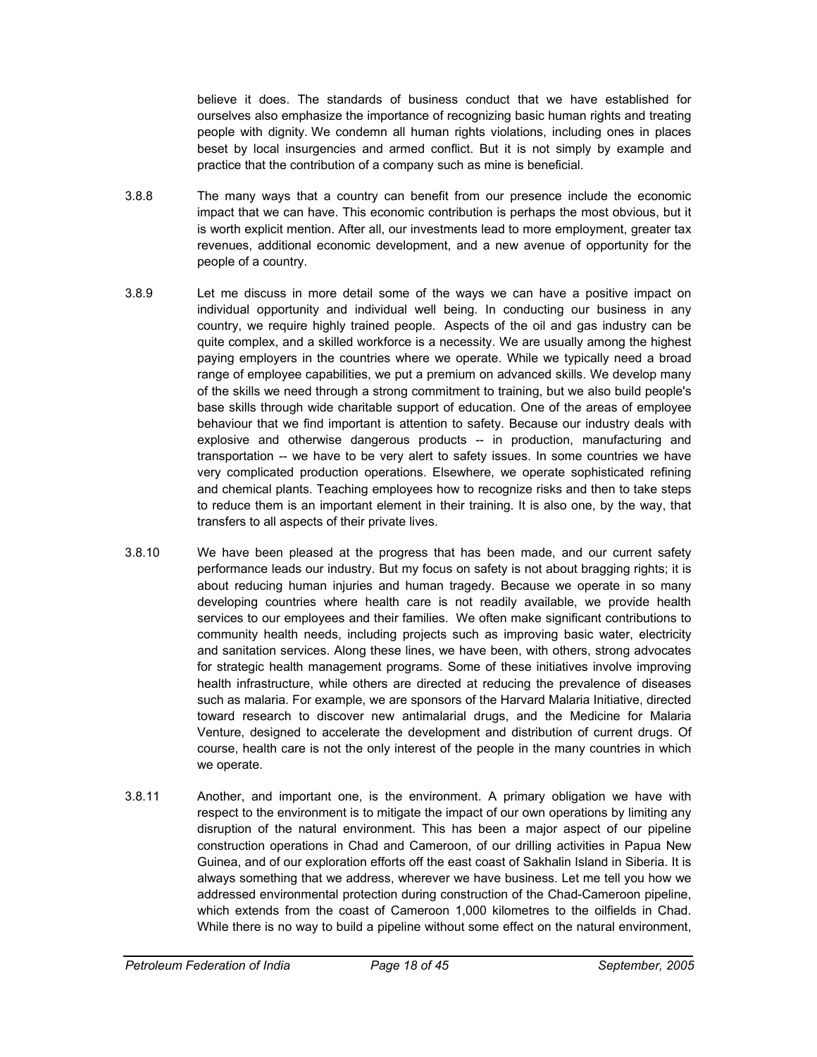believe it does. The standards of business conduct that we have established for ourselves also emphasize the importance of recognizing basic human rights and treating people with dignity. We condemn all human rights violations, including ones in places beset by local insurgencies and armed conflict. But it is not simply by example and practice that the contribution of a company such as mine is beneficial.

3.8.8 The many ways that a country can benefit from our presence include the economic impact that we can have. This economic contribution is perhaps the most obvious, but it is worth explicit mention. After all, our investments lead to more employment, greater tax revenues, additional economic development, and a new avenue of opportunity for the people of a country.

3.8.9 Let me discuss in more detail some of the ways we can have a positive impact on individual opportunity and individual well being. In conducting our business in any country, we require highly trained people. Aspects of the oil and gas industry can be quite complex, and a skilled workforce is a necessity. We are usually among the highest paying employers in the countries where we operate. While we typically need a broad range of employee capabilities, we put a premium on advanced skills. We develop many of the skills we need through a strong commitment to training, but we also build people's base skills through wide charitable support of education. One of the areas of employee behaviour that we find important is attention to safety. Because our industry deals with explosive and otherwise dangerous products -- in production, manufacturing and transportation -- we have to be very alert to safety issues. In some countries we have very complicated production operations. Elsewhere, we operate sophisticated refining and chemical plants. Teaching employees how to recognize risks and then to take steps to reduce them is an important element in their training. It is also one, by the way, that transfers to all aspects of their private lives.

3.8.10 We have been pleased at the progress that has been made, and our current safety performance leads our industry. But my focus on safety is not about bragging rights; it is about reducing human injuries and human tragedy. Because we operate in so many developing countries where health care is not readily available, we provide health services to our employees and their families. We often make significant contributions to community health needs, including projects such as improving basic water, electricity and sanitation services. Along these lines, we have been, with others, strong advocates for strategic health management programs. Some of these initiatives involve improving health infrastructure, while others are directed at reducing the prevalence of diseases such as malaria. For example, we are sponsors of the Harvard Malaria Initiative, directed toward research to discover new antimalarial drugs, and the Medicine for Malaria Venture, designed to accelerate the development and distribution of current drugs. Of course, health care is not the only interest of the people in the many countries in which we operate.

3.8.11 Another, and important one, is the environment. A primary obligation we have with respect to the environment is to mitigate the impact of our own operations by limiting any disruption of the natural environment. This has been a major aspect of our pipeline construction operations in Chad and Cameroon, of our drilling activities in Papua New Guinea, and of our exploration efforts off the east coast of Sakhalin Island in Siberia. It is always something that we address, wherever we have business. Let me tell you how we addressed environmental protection during construction of the Chad-Cameroon pipeline, which extends from the coast of Cameroon 1,000 kilometres to the oilfields in Chad. While there is no way to build a pipeline without some effect on the natural environment,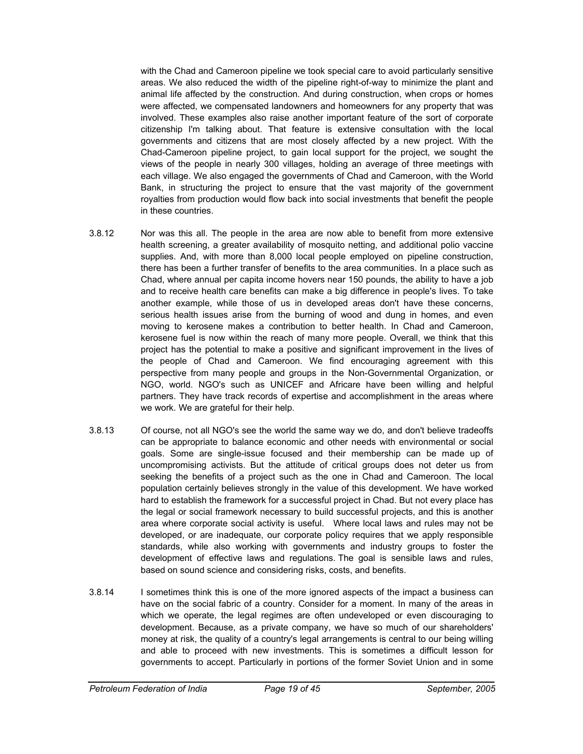with the Chad and Cameroon pipeline we took special care to avoid particularly sensitive areas. We also reduced the width of the pipeline right-of-way to minimize the plant and animal life affected by the construction. And during construction, when crops or homes were affected, we compensated landowners and homeowners for any property that was involved. These examples also raise another important feature of the sort of corporate citizenship I'm talking about. That feature is extensive consultation with the local governments and citizens that are most closely affected by a new project. With the Chad-Cameroon pipeline project, to gain local support for the project, we sought the views of the people in nearly 300 villages, holding an average of three meetings with each village. We also engaged the governments of Chad and Cameroon, with the World Bank, in structuring the project to ensure that the vast majority of the government royalties from production would flow back into social investments that benefit the people in these countries.

3.8.12 Nor was this all. The people in the area are now able to benefit from more extensive health screening, a greater availability of mosquito netting, and additional polio vaccine supplies. And, with more than 8,000 local people employed on pipeline construction, there has been a further transfer of benefits to the area communities. In a place such as Chad, where annual per capita income hovers near 150 pounds, the ability to have a job and to receive health care benefits can make a big difference in people's lives. To take another example, while those of us in developed areas don't have these concerns, serious health issues arise from the burning of wood and dung in homes, and even moving to kerosene makes a contribution to better health. In Chad and Cameroon, kerosene fuel is now within the reach of many more people. Overall, we think that this project has the potential to make a positive and significant improvement in the lives of the people of Chad and Cameroon. We find encouraging agreement with this perspective from many people and groups in the Non-Governmental Organization, or NGO, world. NGO's such as UNICEF and Africare have been willing and helpful partners. They have track records of expertise and accomplishment in the areas where we work. We are grateful for their help.

3.8.13 Of course, not all NGO's see the world the same way we do, and don't believe tradeoffs can be appropriate to balance economic and other needs with environmental or social goals. Some are single-issue focused and their membership can be made up of uncompromising activists. But the attitude of critical groups does not deter us from seeking the benefits of a project such as the one in Chad and Cameroon. The local population certainly believes strongly in the value of this development. We have worked hard to establish the framework for a successful project in Chad. But not every place has the legal or social framework necessary to build successful projects, and this is another area where corporate social activity is useful. Where local laws and rules may not be developed, or are inadequate, our corporate policy requires that we apply responsible standards, while also working with governments and industry groups to foster the development of effective laws and regulations. The goal is sensible laws and rules, based on sound science and considering risks, costs, and benefits.

3.8.14 I sometimes think this is one of the more ignored aspects of the impact a business can have on the social fabric of a country. Consider for a moment. In many of the areas in which we operate, the legal regimes are often undeveloped or even discouraging to development. Because, as a private company, we have so much of our shareholders' money at risk, the quality of a country's legal arrangements is central to our being willing and able to proceed with new investments. This is sometimes a difficult lesson for governments to accept. Particularly in portions of the former Soviet Union and in some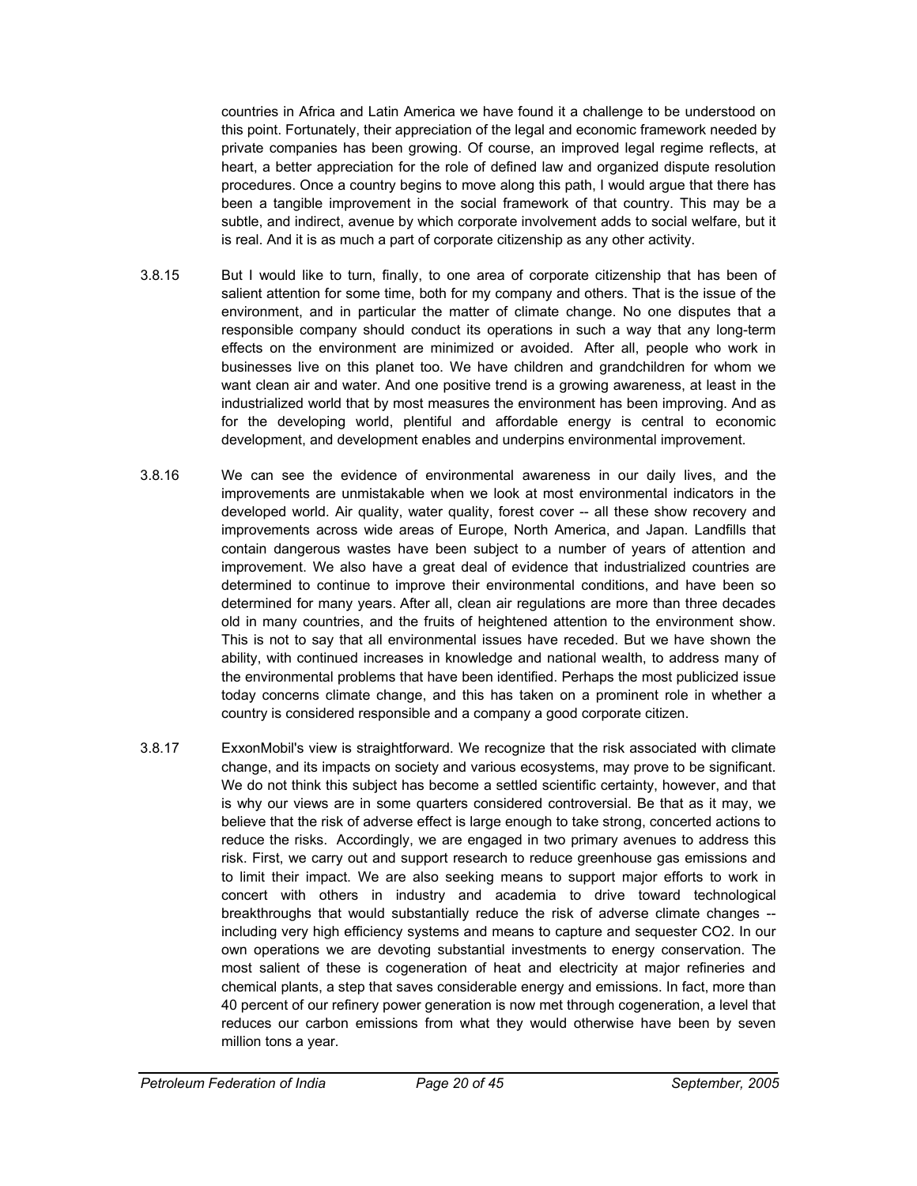countries in Africa and Latin America we have found it a challenge to be understood on this point. Fortunately, their appreciation of the legal and economic framework needed by private companies has been growing. Of course, an improved legal regime reflects, at heart, a better appreciation for the role of defined law and organized dispute resolution procedures. Once a country begins to move along this path, I would argue that there has been a tangible improvement in the social framework of that country. This may be a subtle, and indirect, avenue by which corporate involvement adds to social welfare, but it is real. And it is as much a part of corporate citizenship as any other activity.

3.8.15 But I would like to turn, finally, to one area of corporate citizenship that has been of salient attention for some time, both for my company and others. That is the issue of the environment, and in particular the matter of climate change. No one disputes that a responsible company should conduct its operations in such a way that any long-term effects on the environment are minimized or avoided. After all, people who work in businesses live on this planet too. We have children and grandchildren for whom we want clean air and water. And one positive trend is a growing awareness, at least in the industrialized world that by most measures the environment has been improving. And as for the developing world, plentiful and affordable energy is central to economic development, and development enables and underpins environmental improvement.

3.8.16 We can see the evidence of environmental awareness in our daily lives, and the improvements are unmistakable when we look at most environmental indicators in the developed world. Air quality, water quality, forest cover -- all these show recovery and improvements across wide areas of Europe, North America, and Japan. Landfills that contain dangerous wastes have been subject to a number of years of attention and improvement. We also have a great deal of evidence that industrialized countries are determined to continue to improve their environmental conditions, and have been so determined for many years. After all, clean air regulations are more than three decades old in many countries, and the fruits of heightened attention to the environment show. This is not to say that all environmental issues have receded. But we have shown the ability, with continued increases in knowledge and national wealth, to address many of the environmental problems that have been identified. Perhaps the most publicized issue today concerns climate change, and this has taken on a prominent role in whether a country is considered responsible and a company a good corporate citizen.

3.8.17 ExxonMobil's view is straightforward. We recognize that the risk associated with climate change, and its impacts on society and various ecosystems, may prove to be significant. We do not think this subject has become a settled scientific certainty, however, and that is why our views are in some quarters considered controversial. Be that as it may, we believe that the risk of adverse effect is large enough to take strong, concerted actions to reduce the risks. Accordingly, we are engaged in two primary avenues to address this risk. First, we carry out and support research to reduce greenhouse gas emissions and to limit their impact. We are also seeking means to support major efforts to work in concert with others in industry and academia to drive toward technological breakthroughs that would substantially reduce the risk of adverse climate changes -- including very high efficiency systems and means to capture and sequester $CO_2$. In our own operations we are devoting substantial investments to energy conservation. The most salient of these is cogeneration of heat and electricity at major refineries and chemical plants, a step that saves considerable energy and emissions. In fact, more than 40 percent of our refinery power generation is now met through cogeneration, a level that reduces our carbon emissions from what they would otherwise have been by seven million tons a year.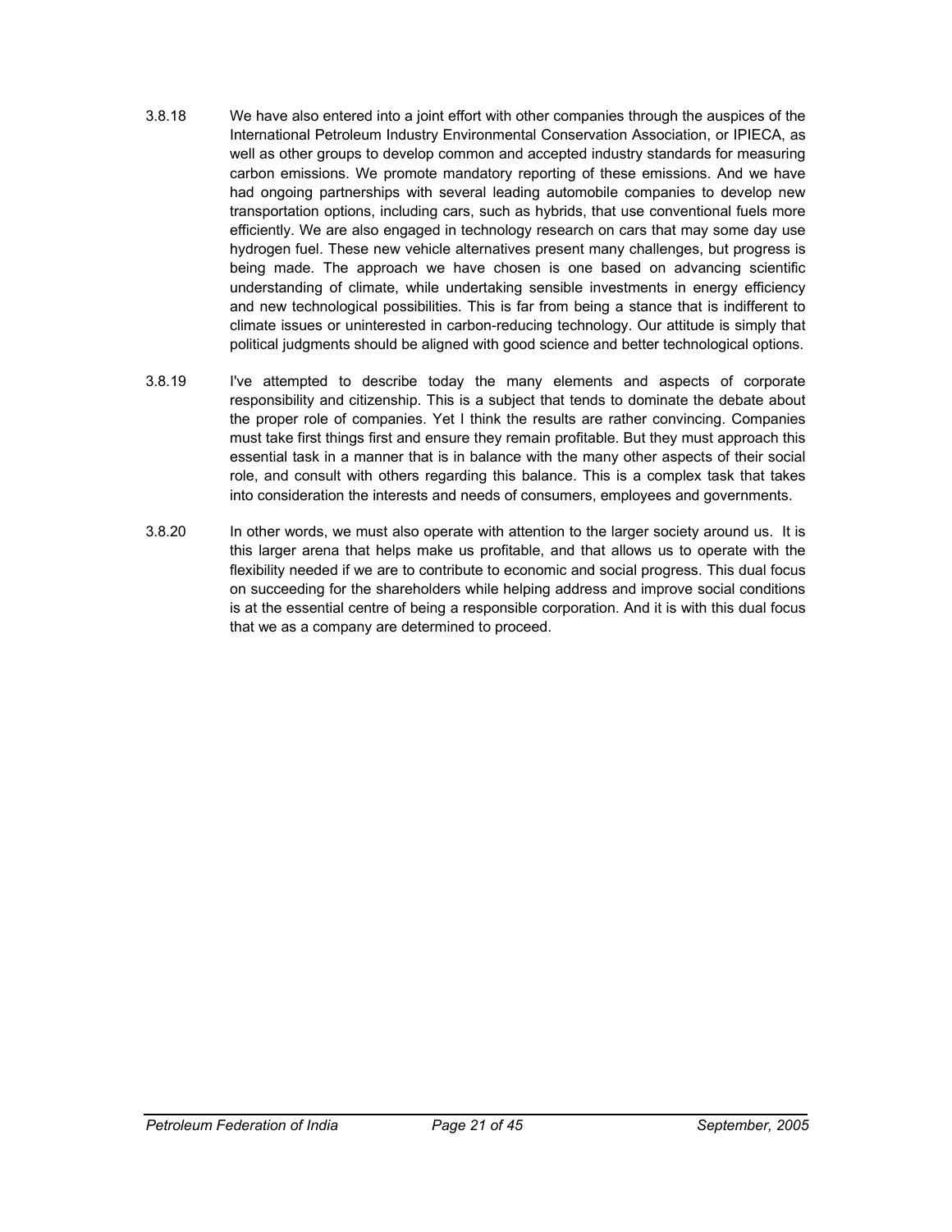3.8.18 We have also entered into a joint effort with other companies through the auspices of the International Petroleum Industry Environmental Conservation Association, or IPIECA, as well as other groups to develop common and accepted industry standards for measuring carbon emissions. We promote mandatory reporting of these emissions. And we have had ongoing partnerships with several leading automobile companies to develop new transportation options, including cars, such as hybrids, that use conventional fuels more efficiently. We are also engaged in technology research on cars that may some day use hydrogen fuel. These new vehicle alternatives present many challenges, but progress is being made. The approach we have chosen is one based on advancing scientific understanding of climate, while undertaking sensible investments in energy efficiency and new technological possibilities. This is far from being a stance that is indifferent to climate issues or uninterested in carbon-reducing technology. Our attitude is simply that political judgments should be aligned with good science and better technological options.

3.8.19 I've attempted to describe today the many elements and aspects of corporate responsibility and citizenship. This is a subject that tends to dominate the debate about the proper role of companies. Yet I think the results are rather convincing. Companies must take first things first and ensure they remain profitable. But they must approach this essential task in a manner that is in balance with the many other aspects of their social role, and consult with others regarding this balance. This is a complex task that takes into consideration the interests and needs of consumers, employees and governments.

3.8.20 In other words, we must also operate with attention to the larger society around us. It is this larger arena that helps make us profitable, and that allows us to operate with the flexibility needed if we are to contribute to economic and social progress. This dual focus on succeeding for the shareholders while helping address and improve social conditions is at the essential centre of being a responsible corporation. And it is with this dual focus that we as a company are determined to proceed.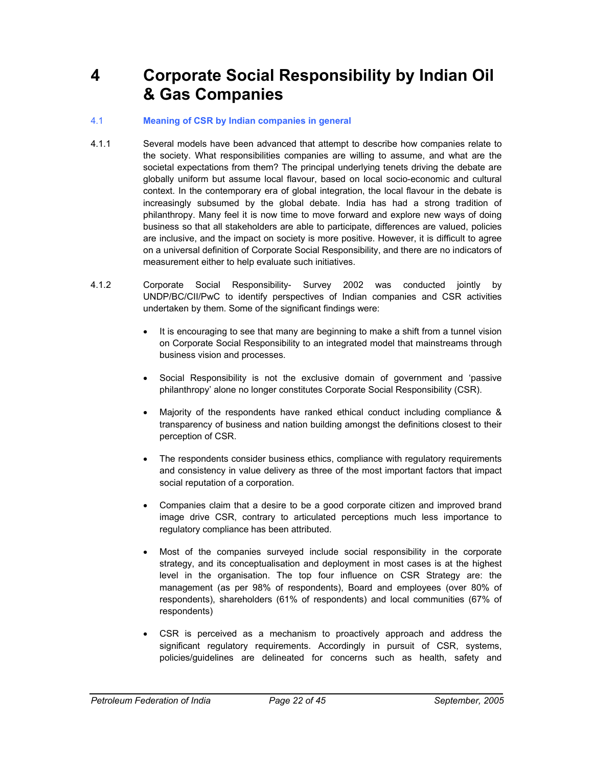# 4 Corporate Social Responsibility by Indian Oil & Gas Companies

## 4.1 Meaning of CSR by Indian companies in general

4.1.1 Several models have been advanced that attempt to describe how companies relate to the society. What responsibilities companies are willing to assume, and what are the societal expectations from them? The principal underlying tenets driving the debate are globally uniform but assume local flavour, based on local socio-economic and cultural context. In the contemporary era of global integration, the local flavour in the debate is increasingly subsumed by the global debate. India has had a strong tradition of philanthropy. Many feel it is now time to move forward and explore new ways of doing business so that all stakeholders are able to participate, differences are valued, policies are inclusive, and the impact on society is more positive. However, it is difficult to agree on a universal definition of Corporate Social Responsibility, and there are no indicators of measurement either to help evaluate such initiatives.

4.1.2 Corporate Social Responsibility- Survey 2002 was conducted jointly by UNDP/BC/CII/PwC to identify perspectives of Indian companies and CSR activities undertaken by them. Some of the significant findings were:

- It is encouraging to see that many are beginning to make a shift from a tunnel vision on Corporate Social Responsibility to an integrated model that mainstreams through business vision and processes.
- Social Responsibility is not the exclusive domain of government and 'passive philanthropy' alone no longer constitutes Corporate Social Responsibility (CSR).
- Majority of the respondents have ranked ethical conduct including compliance & transparency of business and nation building amongst the definitions closest to their perception of CSR.
- The respondents consider business ethics, compliance with regulatory requirements and consistency in value delivery as three of the most important factors that impact social reputation of a corporation.
- Companies claim that a desire to be a good corporate citizen and improved brand image drive CSR, contrary to articulated perceptions much less importance to regulatory compliance has been attributed.
- Most of the companies surveyed include social responsibility in the corporate strategy, and its conceptualisation and deployment in most cases is at the highest level in the organisation. The top four influence on CSR Strategy are: the management (as per 98% of respondents), Board and employees (over 80% of respondents), shareholders (61% of respondents) and local communities (67% of respondents)
- CSR is perceived as a mechanism to proactively approach and address the significant regulatory requirements. Accordingly in pursuit of CSR, systems, policies/guidelines are delineated for concerns such as health, safety and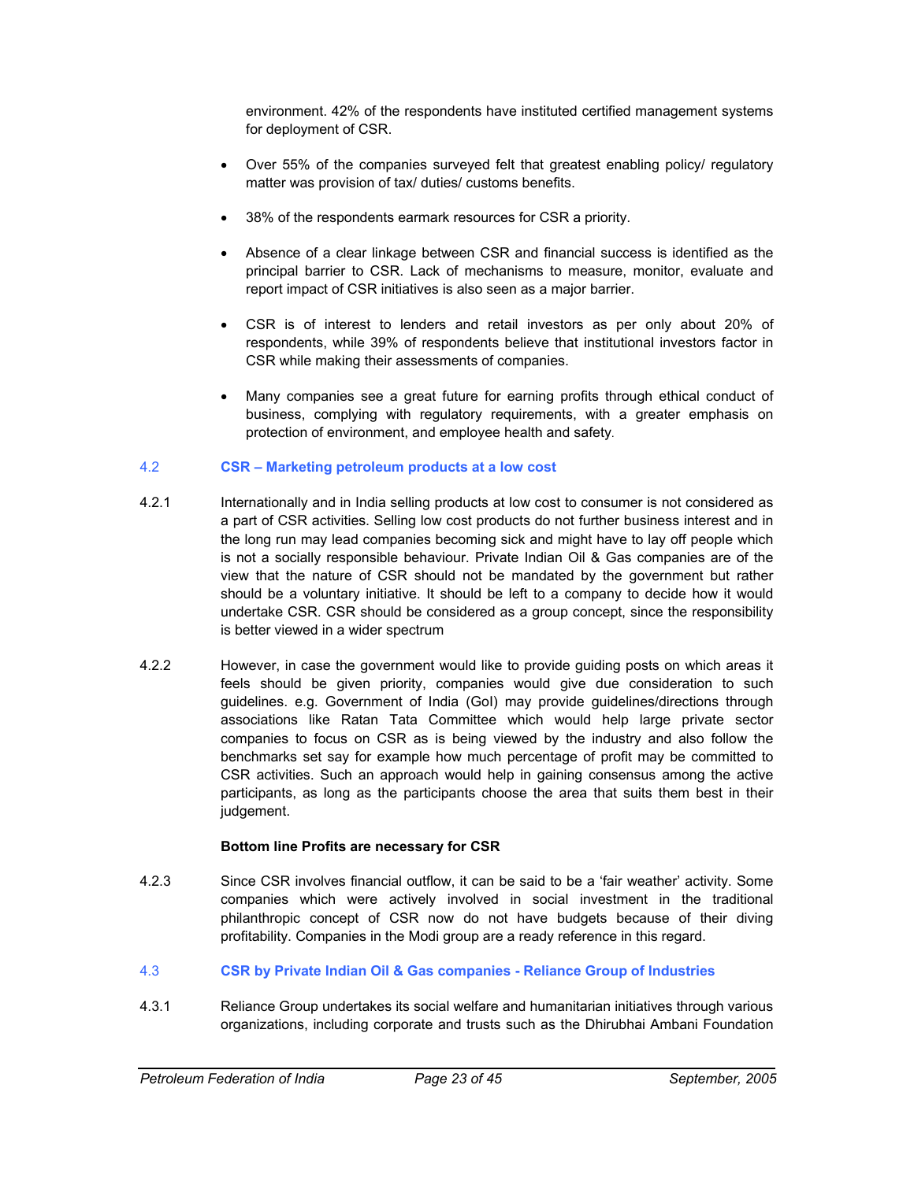environment. 42% of the respondents have instituted certified management systems for deployment of CSR.

- Over 55% of the companies surveyed felt that greatest enabling policy/ regulatory matter was provision of tax/ duties/ customs benefits.
- 38% of the respondents earmark resources for CSR a priority.
- Absence of a clear linkage between CSR and financial success is identified as the principal barrier to CSR. Lack of mechanisms to measure, monitor, evaluate and report impact of CSR initiatives is also seen as a major barrier.
- CSR is of interest to lenders and retail investors as per only about 20% of respondents, while 39% of respondents believe that institutional investors factor in CSR while making their assessments of companies.
- Many companies see a great future for earning profits through ethical conduct of business, complying with regulatory requirements, with a greater emphasis on protection of environment, and employee health and safety.

## 4.2 CSR – Marketing petroleum products at a low cost

4.2.1 Internationally and in India selling products at low cost to consumer is not considered as a part of CSR activities. Selling low cost products do not further business interest and in the long run may lead companies becoming sick and might have to lay off people which is not a socially responsible behaviour. Private Indian Oil & Gas companies are of the view that the nature of CSR should not be mandated by the government but rather should be a voluntary initiative. It should be left to a company to decide how it would undertake CSR. CSR should be considered as a group concept, since the responsibility is better viewed in a wider spectrum

4.2.2 However, in case the government would like to provide guiding posts on which areas it feels should be given priority, companies would give due consideration to such guidelines. e.g. Government of India (GoI) may provide guidelines/directions through associations like Ratan Tata Committee which would help large private sector companies to focus on CSR as is being viewed by the industry and also follow the benchmarks set say for example how much percentage of profit may be committed to CSR activities. Such an approach would help in gaining consensus among the active participants, as long as the participants choose the area that suits them best in their judgement.

**Bottom line Profits are necessary for CSR**

4.2.3 Since CSR involves financial outflow, it can be said to be a 'fair weather' activity. Some companies which were actively involved in social investment in the traditional philanthropic concept of CSR now do not have budgets because of their diving profitability. Companies in the Modi group are a ready reference in this regard.

## 4.3 CSR by Private Indian Oil & Gas companies - Reliance Group of Industries

4.3.1 Reliance Group undertakes its social welfare and humanitarian initiatives through various organizations, including corporate and trusts such as the Dhirubhai Ambani Foundation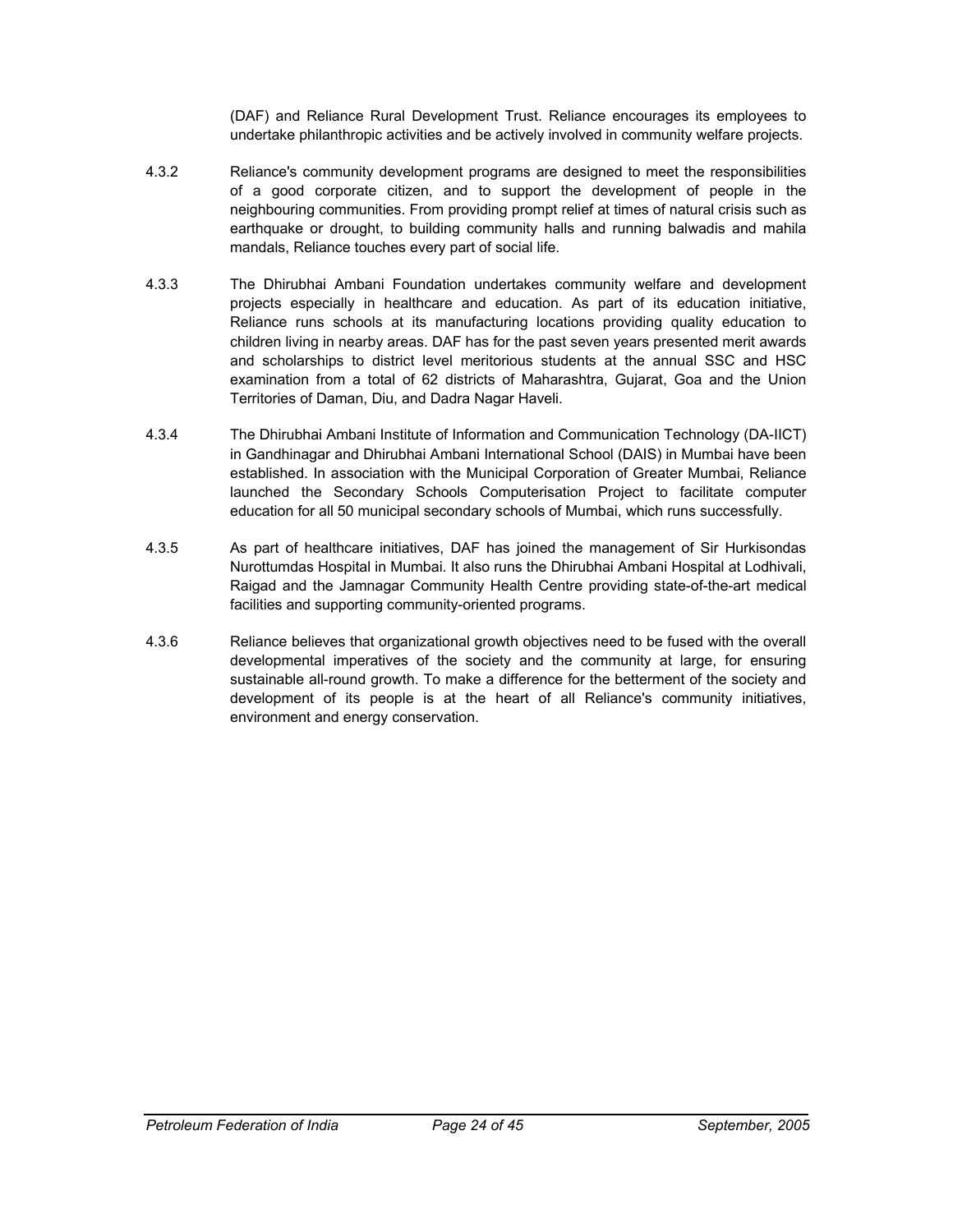(DAF) and Reliance Rural Development Trust. Reliance encourages its employees to undertake philanthropic activities and be actively involved in community welfare projects.

4.3.2 Reliance's community development programs are designed to meet the responsibilities of a good corporate citizen, and to support the development of people in the neighbouring communities. From providing prompt relief at times of natural crisis such as earthquake or drought, to building community halls and running balwadis and mahila mandals, Reliance touches every part of social life.

4.3.3 The Dhirubhai Ambani Foundation undertakes community welfare and development projects especially in healthcare and education. As part of its education initiative, Reliance runs schools at its manufacturing locations providing quality education to children living in nearby areas. DAF has for the past seven years presented merit awards and scholarships to district level meritorious students at the annual SSC and HSC examination from a total of 62 districts of Maharashtra, Gujarat, Goa and the Union Territories of Daman, Diu, and Dadra Nagar Haveli.

4.3.4 The Dhirubhai Ambani Institute of Information and Communication Technology (DA-IICT) in Gandhinagar and Dhirubhai Ambani International School (DAIS) in Mumbai have been established. In association with the Municipal Corporation of Greater Mumbai, Reliance launched the Secondary Schools Computerisation Project to facilitate computer education for all 50 municipal secondary schools of Mumbai, which runs successfully.

4.3.5 As part of healthcare initiatives, DAF has joined the management of Sir Hurkisondas Nurottumdas Hospital in Mumbai. It also runs the Dhirubhai Ambani Hospital at Lodhivali, Raigad and the Jamnagar Community Health Centre providing state-of-the-art medical facilities and supporting community-oriented programs.

4.3.6 Reliance believes that organizational growth objectives need to be fused with the overall developmental imperatives of the society and the community at large, for ensuring sustainable all-round growth. To make a difference for the betterment of the society and development of its people is at the heart of all Reliance's community initiatives, environment and energy conservation.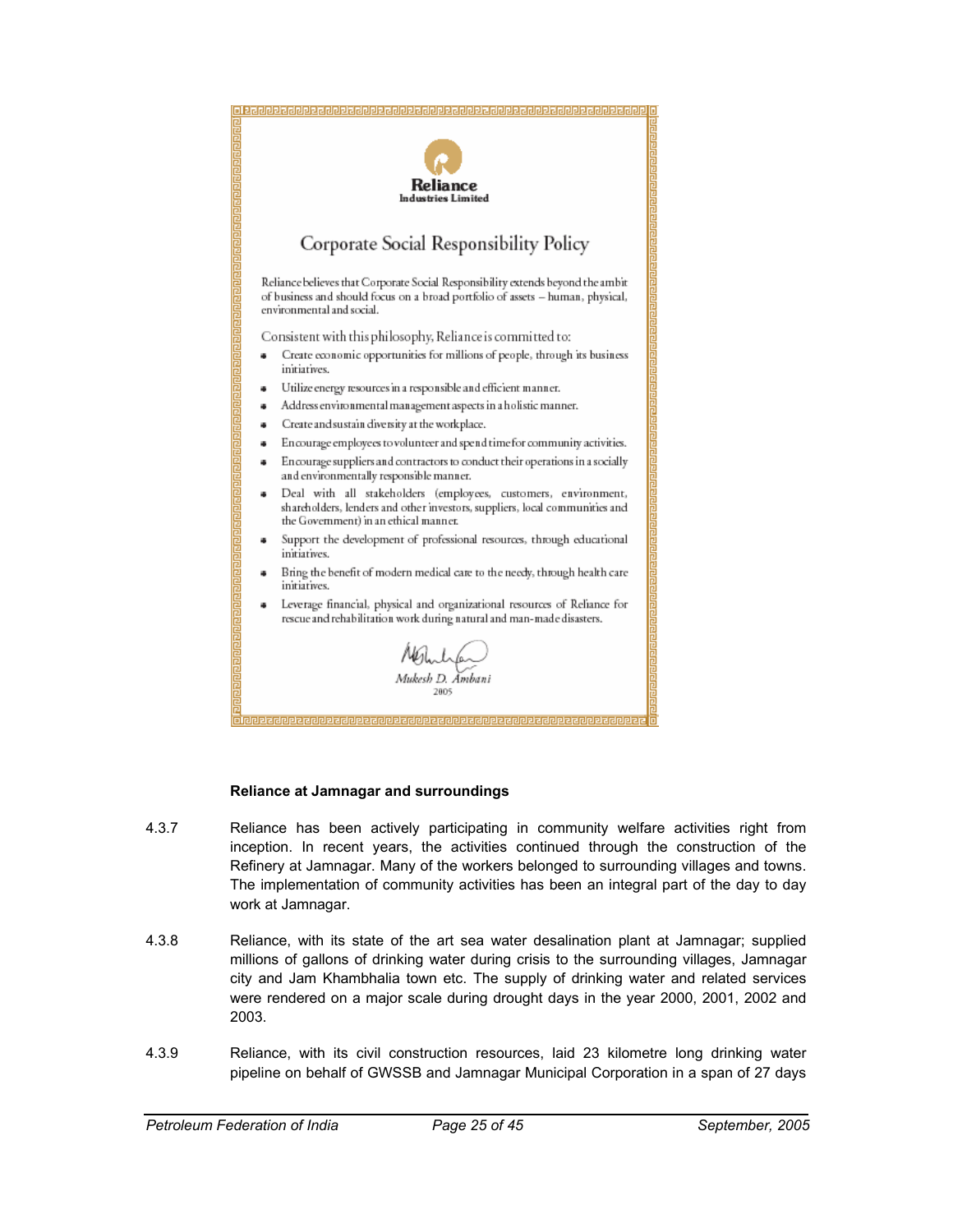**Reliance Industries Limited**

## Corporate Social Responsibility Policy

Reliance believes that Corporate Social Responsibility extends beyond the ambit of business and should focus on a broad portfolio of assets – human, physical, environmental and social.

Consistent with this philosophy, Reliance is committed to:

- Create economic opportunities for millions of people, through its business initiatives.
- Utilize energy resources in a responsible and efficient manner.
- Address environmental management aspects in a holistic manner.
- Create and sustain diversity at the workplace.
- Encourage employees to volunteer and spend time for community activities.
- Encourage suppliers and contractors to conduct their operations in a socially and environmentally responsible manner.
- Deal with all stakeholders (employees, customers, environment, shareholders, lenders and other investors, suppliers, local communities and the Government) in an ethical manner.
- Support the development of professional resources, through educational initiatives.
- Bring the benefit of modern medical care to the needy, through health care initiatives.
- Leverage financial, physical and organizational resources of Reliance for rescue and rehabilitation work during natural and man-made disasters.

*Mukesh D. Ambani*
2005

**Reliance at Jamnagar and surroundings**

4.3.7 Reliance has been actively participating in community welfare activities right from inception. In recent years, the activities continued through the construction of the Refinery at Jamnagar. Many of the workers belonged to surrounding villages and towns. The implementation of community activities has been an integral part of the day to day work at Jamnagar.

4.3.8 Reliance, with its state of the art sea water desalination plant at Jamnagar; supplied millions of gallons of drinking water during crisis to the surrounding villages, Jamnagar city and Jam Khambhalia town etc. The supply of drinking water and related services were rendered on a major scale during drought days in the year 2000, 2001, 2002 and 2003.

4.3.9 Reliance, with its civil construction resources, laid 23 kilometre long drinking water pipeline on behalf of GWSSB and Jamnagar Municipal Corporation in a span of 27 days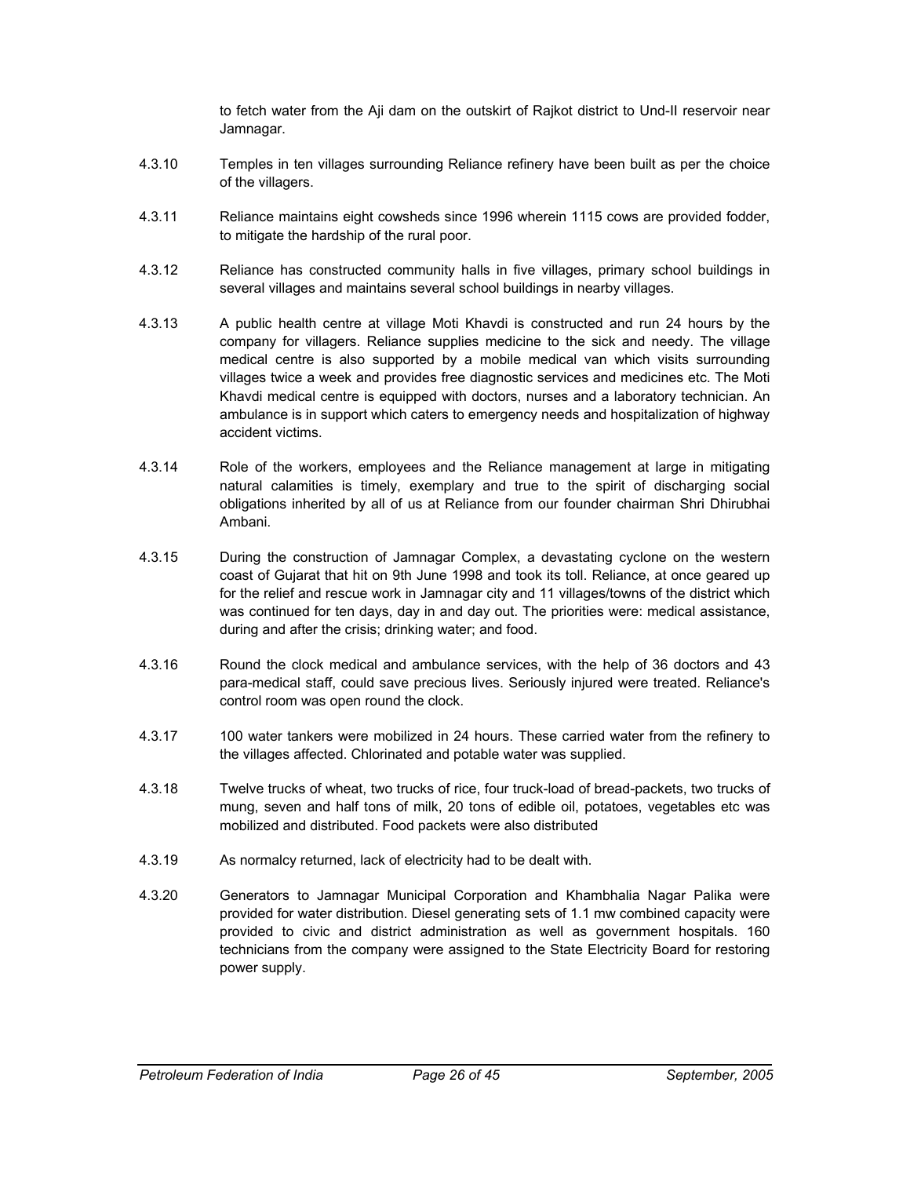to fetch water from the Aji dam on the outskirt of Rajkot district to Und-II reservoir near Jamnagar.

4.3.10 Temples in ten villages surrounding Reliance refinery have been built as per the choice of the villagers.

4.3.11 Reliance maintains eight cowsheds since 1996 wherein 1115 cows are provided fodder, to mitigate the hardship of the rural poor.

4.3.12 Reliance has constructed community halls in five villages, primary school buildings in several villages and maintains several school buildings in nearby villages.

4.3.13 A public health centre at village Moti Khavdi is constructed and run 24 hours by the company for villagers. Reliance supplies medicine to the sick and needy. The village medical centre is also supported by a mobile medical van which visits surrounding villages twice a week and provides free diagnostic services and medicines etc. The Moti Khavdi medical centre is equipped with doctors, nurses and a laboratory technician. An ambulance is in support which caters to emergency needs and hospitalization of highway accident victims.

4.3.14 Role of the workers, employees and the Reliance management at large in mitigating natural calamities is timely, exemplary and true to the spirit of discharging social obligations inherited by all of us at Reliance from our founder chairman Shri Dhirubhai Ambani.

4.3.15 During the construction of Jamnagar Complex, a devastating cyclone on the western coast of Gujarat that hit on 9th June 1998 and took its toll. Reliance, at once geared up for the relief and rescue work in Jamnagar city and 11 villages/towns of the district which was continued for ten days, day in and day out. The priorities were: medical assistance, during and after the crisis; drinking water; and food.

4.3.16 Round the clock medical and ambulance services, with the help of 36 doctors and 43 para-medical staff, could save precious lives. Seriously injured were treated. Reliance's control room was open round the clock.

4.3.17 100 water tankers were mobilized in 24 hours. These carried water from the refinery to the villages affected. Chlorinated and potable water was supplied.

4.3.18 Twelve trucks of wheat, two trucks of rice, four truck-load of bread-packets, two trucks of mung, seven and half tons of milk, 20 tons of edible oil, potatoes, vegetables etc was mobilized and distributed. Food packets were also distributed

4.3.19 As normalcy returned, lack of electricity had to be dealt with.

4.3.20 Generators to Jamnagar Municipal Corporation and Khambhalia Nagar Palika were provided for water distribution. Diesel generating sets of 1.1 mw combined capacity were provided to civic and district administration as well as government hospitals. 160 technicians from the company were assigned to the State Electricity Board for restoring power supply.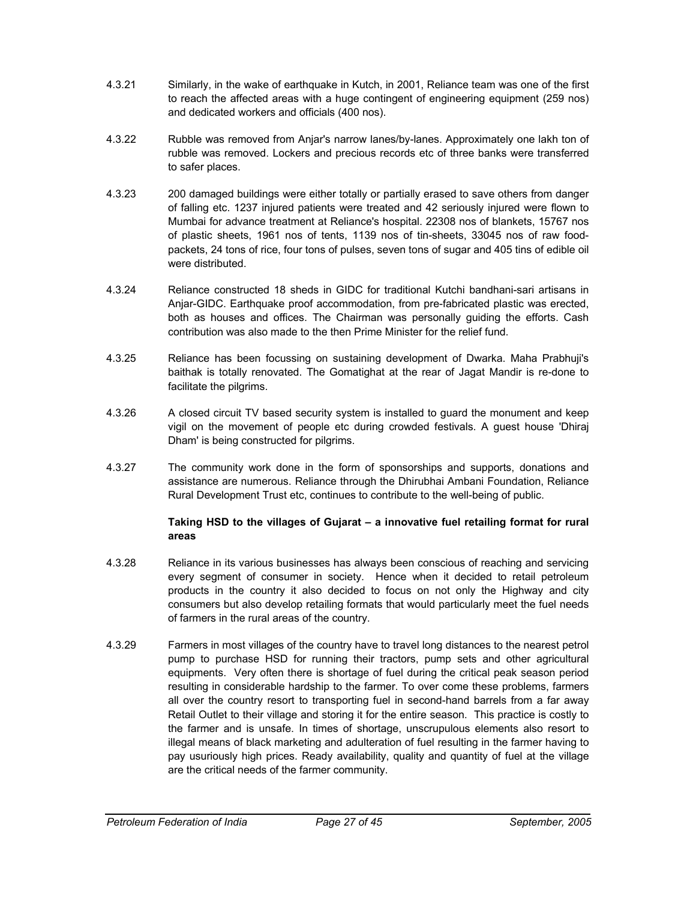4.3.21 Similarly, in the wake of earthquake in Kutch, in 2001, Reliance team was one of the first to reach the affected areas with a huge contingent of engineering equipment (259 nos) and dedicated workers and officials (400 nos).

4.3.22 Rubble was removed from Anjar's narrow lanes/by-lanes. Approximately one lakh ton of rubble was removed. Lockers and precious records etc of three banks were transferred to safer places.

4.3.23 200 damaged buildings were either totally or partially erased to save others from danger of falling etc. 1237 injured patients were treated and 42 seriously injured were flown to Mumbai for advance treatment at Reliance's hospital. 22308 nos of blankets, 15767 nos of plastic sheets, 1961 nos of tents, 1139 nos of tin-sheets, 33045 nos of raw food-packets, 24 tons of rice, four tons of pulses, seven tons of sugar and 405 tins of edible oil were distributed.

4.3.24 Reliance constructed 18 sheds in GIDC for traditional Kutchi bandhani-sari artisans in Anjar-GIDC. Earthquake proof accommodation, from pre-fabricated plastic was erected, both as houses and offices. The Chairman was personally guiding the efforts. Cash contribution was also made to the then Prime Minister for the relief fund.

4.3.25 Reliance has been focussing on sustaining development of Dwarka. Maha Prabhuji's baithak is totally renovated. The Gomatighat at the rear of Jagat Mandir is re-done to facilitate the pilgrims.

4.3.26 A closed circuit TV based security system is installed to guard the monument and keep vigil on the movement of people etc during crowded festivals. A guest house 'Dhiraj Dham' is being constructed for pilgrims.

4.3.27 The community work done in the form of sponsorships and supports, donations and assistance are numerous. Reliance through the Dhirubhai Ambani Foundation, Reliance Rural Development Trust etc, continues to contribute to the well-being of public.

**Taking HSD to the villages of Gujarat – a innovative fuel retailing format for rural areas**

4.3.28 Reliance in its various businesses has always been conscious of reaching and servicing every segment of consumer in society. Hence when it decided to retail petroleum products in the country it also decided to focus on not only the Highway and city consumers but also develop retailing formats that would particularly meet the fuel needs of farmers in the rural areas of the country.

4.3.29 Farmers in most villages of the country have to travel long distances to the nearest petrol pump to purchase HSD for running their tractors, pump sets and other agricultural equipments. Very often there is shortage of fuel during the critical peak season period resulting in considerable hardship to the farmer. To over come these problems, farmers all over the country resort to transporting fuel in second-hand barrels from a far away Retail Outlet to their village and storing it for the entire season. This practice is costly to the farmer and is unsafe. In times of shortage, unscrupulous elements also resort to illegal means of black marketing and adulteration of fuel resulting in the farmer having to pay usuriously high prices. Ready availability, quality and quantity of fuel at the village are the critical needs of the farmer community.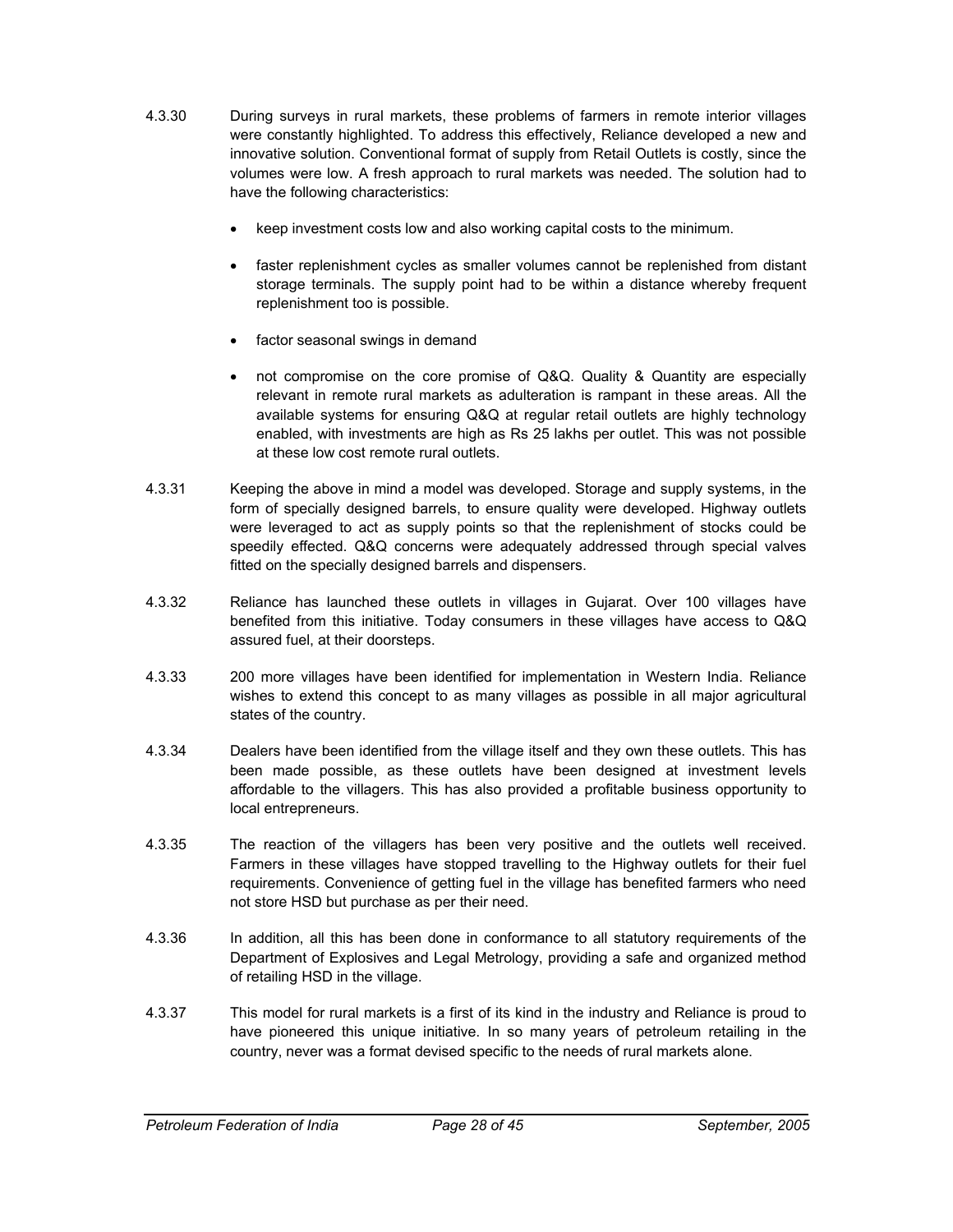4.3.30 During surveys in rural markets, these problems of farmers in remote interior villages were constantly highlighted. To address this effectively, Reliance developed a new and innovative solution. Conventional format of supply from Retail Outlets is costly, since the volumes were low. A fresh approach to rural markets was needed. The solution had to have the following characteristics:

- keep investment costs low and also working capital costs to the minimum.
- faster replenishment cycles as smaller volumes cannot be replenished from distant storage terminals. The supply point had to be within a distance whereby frequent replenishment too is possible.
- factor seasonal swings in demand
- not compromise on the core promise of Q&Q. Quality & Quantity are especially relevant in remote rural markets as adulteration is rampant in these areas. All the available systems for ensuring Q&Q at regular retail outlets are highly technology enabled, with investments are high as Rs 25 lakhs per outlet. This was not possible at these low cost remote rural outlets.

4.3.31 Keeping the above in mind a model was developed. Storage and supply systems, in the form of specially designed barrels, to ensure quality were developed. Highway outlets were leveraged to act as supply points so that the replenishment of stocks could be speedily effected. Q&Q concerns were adequately addressed through special valves fitted on the specially designed barrels and dispensers.

4.3.32 Reliance has launched these outlets in villages in Gujarat. Over 100 villages have benefited from this initiative. Today consumers in these villages have access to Q&Q assured fuel, at their doorsteps.

4.3.33 200 more villages have been identified for implementation in Western India. Reliance wishes to extend this concept to as many villages as possible in all major agricultural states of the country.

4.3.34 Dealers have been identified from the village itself and they own these outlets. This has been made possible, as these outlets have been designed at investment levels affordable to the villagers. This has also provided a profitable business opportunity to local entrepreneurs.

4.3.35 The reaction of the villagers has been very positive and the outlets well received. Farmers in these villages have stopped travelling to the Highway outlets for their fuel requirements. Convenience of getting fuel in the village has benefited farmers who need not store HSD but purchase as per their need.

4.3.36 In addition, all this has been done in conformance to all statutory requirements of the Department of Explosives and Legal Metrology, providing a safe and organized method of retailing HSD in the village.

4.3.37 This model for rural markets is a first of its kind in the industry and Reliance is proud to have pioneered this unique initiative. In so many years of petroleum retailing in the country, never was a format devised specific to the needs of rural markets alone.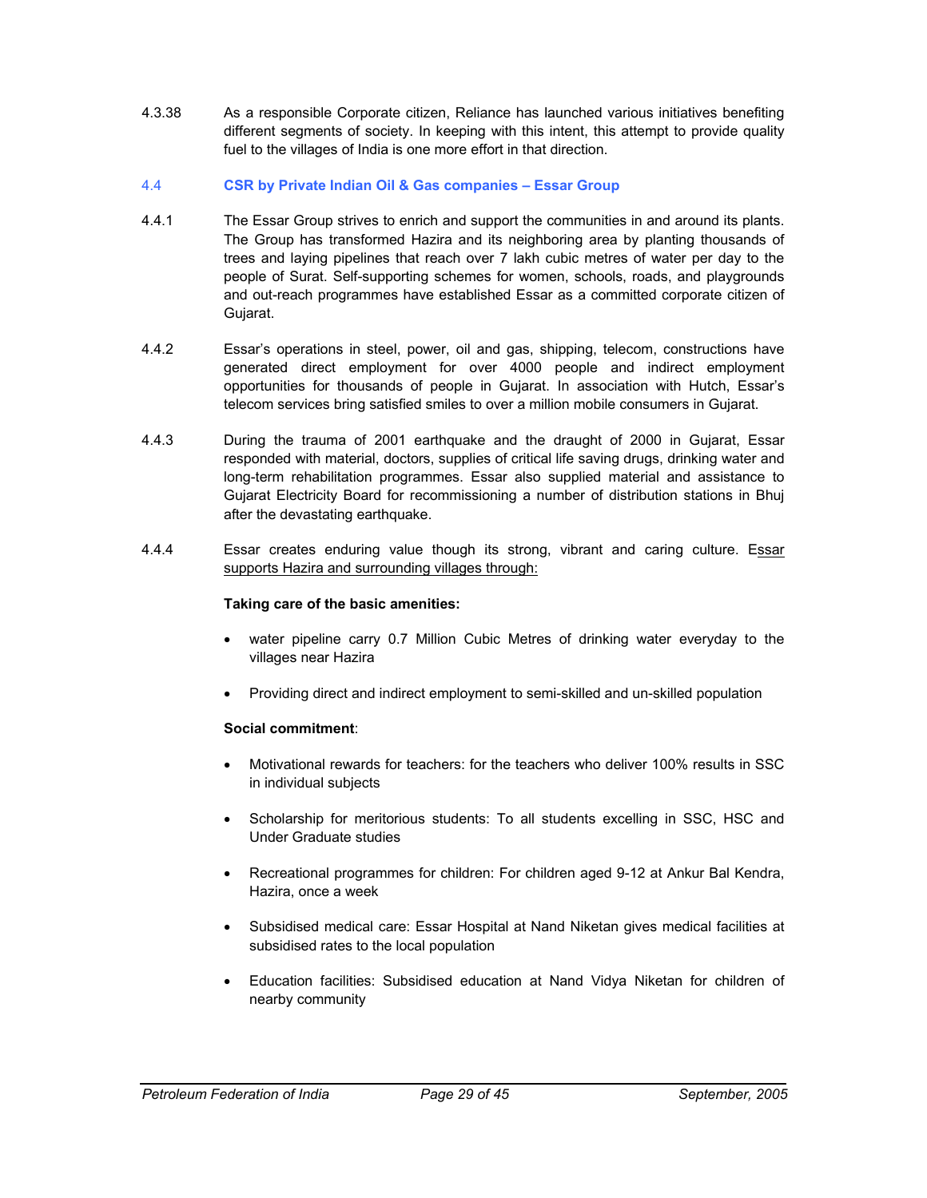4.3.38 As a responsible Corporate citizen, Reliance has launched various initiatives benefiting different segments of society. In keeping with this intent, this attempt to provide quality fuel to the villages of India is one more effort in that direction.

### 4.4 CSR by Private Indian Oil & Gas companies – Essar Group

4.4.1 The Essar Group strives to enrich and support the communities in and around its plants. The Group has transformed Hazira and its neighboring area by planting thousands of trees and laying pipelines that reach over 7 lakh cubic metres of water per day to the people of Surat. Self-supporting schemes for women, schools, roads, and playgrounds and out-reach programmes have established Essar as a committed corporate citizen of Gujarat.

4.4.2 Essar's operations in steel, power, oil and gas, shipping, telecom, constructions have generated direct employment for over 4000 people and indirect employment opportunities for thousands of people in Gujarat. In association with Hutch, Essar's telecom services bring satisfied smiles to over a million mobile consumers in Gujarat.

4.4.3 During the trauma of 2001 earthquake and the draught of 2000 in Gujarat, Essar responded with material, doctors, supplies of critical life saving drugs, drinking water and long-term rehabilitation programmes. Essar also supplied material and assistance to Gujarat Electricity Board for recommissioning a number of distribution stations in Bhuj after the devastating earthquake.

4.4.4 Essar creates enduring value though its strong, vibrant and caring culture. Essar supports Hazira and surrounding villages through:

**Taking care of the basic amenities:**

- water pipeline carry 0.7 Million Cubic Metres of drinking water everyday to the villages near Hazira
- Providing direct and indirect employment to semi-skilled and un-skilled population

**Social commitment**:

- Motivational rewards for teachers: for the teachers who deliver 100% results in SSC in individual subjects
- Scholarship for meritorious students: To all students excelling in SSC, HSC and Under Graduate studies
- Recreational programmes for children: For children aged 9-12 at Ankur Bal Kendra, Hazira, once a week
- Subsidised medical care: Essar Hospital at Nand Niketan gives medical facilities at subsidised rates to the local population
- Education facilities: Subsidised education at Nand Vidya Niketan for children of nearby community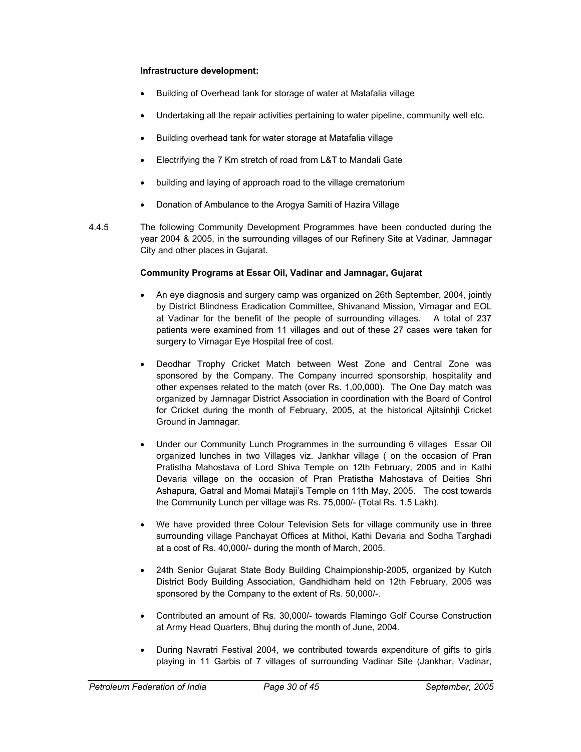**Infrastructure development:**

- Building of Overhead tank for storage of water at Matafalia village
- Undertaking all the repair activities pertaining to water pipeline, community well etc.
- Building overhead tank for water storage at Matafalia village
- Electrifying the 7 Km stretch of road from L&T to Mandali Gate
- building and laying of approach road to the village crematorium
- Donation of Ambulance to the Arogya Samiti of Hazira Village

4.4.5 The following Community Development Programmes have been conducted during the year 2004 & 2005, in the surrounding villages of our Refinery Site at Vadinar, Jamnagar City and other places in Gujarat.

**Community Programs at Essar Oil, Vadinar and Jamnagar, Gujarat**

- An eye diagnosis and surgery camp was organized on 26th September, 2004, jointly by District Blindness Eradication Committee, Shivanand Mission, Virnagar and EOL at Vadinar for the benefit of the people of surrounding villages. A total of 237 patients were examined from 11 villages and out of these 27 cases were taken for surgery to Virnagar Eye Hospital free of cost.
- Deodhar Trophy Cricket Match between West Zone and Central Zone was sponsored by the Company. The Company incurred sponsorship, hospitality and other expenses related to the match (over Rs. 1,00,000). The One Day match was organized by Jamnagar District Association in coordination with the Board of Control for Cricket during the month of February, 2005, at the historical Ajitsinhji Cricket Ground in Jamnagar.
- Under our Community Lunch Programmes in the surrounding 6 villages Essar Oil organized lunches in two Villages viz. Jankhar village ( on the occasion of Pran Pratistha Mahostava of Lord Shiva Temple on 12th February, 2005 and in Kathi Devaria village on the occasion of Pran Pratistha Mahostava of Deities Shri Ashapura, Gatral and Momai Mataji's Temple on 11th May, 2005. The cost towards the Community Lunch per village was Rs. 75,000/- (Total Rs. 1.5 Lakh).
- We have provided three Colour Television Sets for village community use in three surrounding village Panchayat Offices at Mithoi, Kathi Devaria and Sodha Targhadi at a cost of Rs. 40,000/- during the month of March, 2005.
- 24th Senior Gujarat State Body Building Chaimpionship-2005, organized by Kutch District Body Building Association, Gandhidham held on 12th February, 2005 was sponsored by the Company to the extent of Rs. 50,000/-.
- Contributed an amount of Rs. 30,000/- towards Flamingo Golf Course Construction at Army Head Quarters, Bhuj during the month of June, 2004.
- During Navratri Festival 2004, we contributed towards expenditure of gifts to girls playing in 11 Garbis of 7 villages of surrounding Vadinar Site (Jankhar, Vadinar,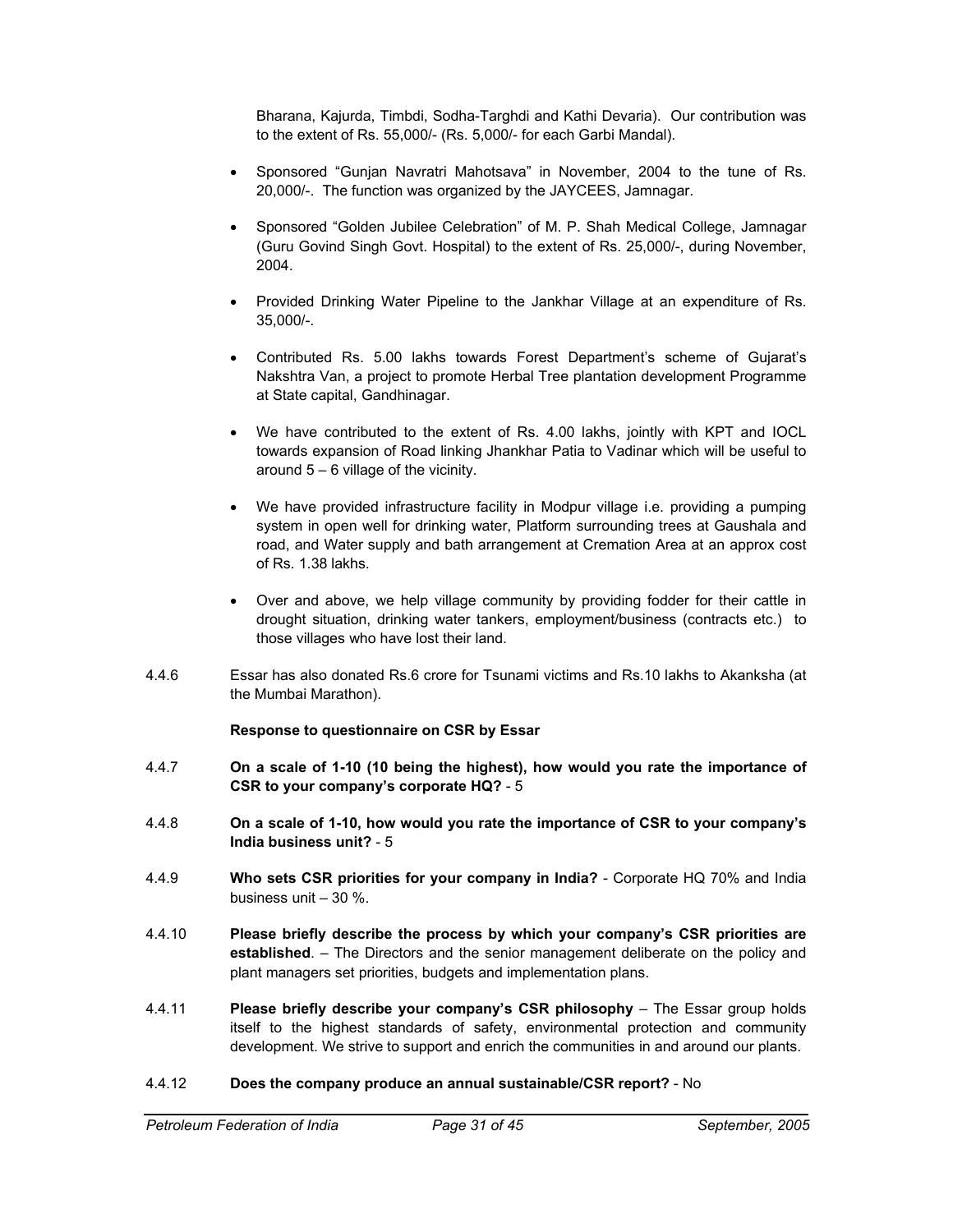Bharana, Kajurda, Timbdi, Sodha-Targhdi and Kathi Devaria). Our contribution was to the extent of Rs. 55,000/- (Rs. 5,000/- for each Garbi Mandal).

- Sponsored "Gunjan Navratri Mahotsava" in November, 2004 to the tune of Rs. 20,000/-. The function was organized by the JAYCEES, Jamnagar.

- Sponsored "Golden Jubilee Celebration" of M. P. Shah Medical College, Jamnagar (Guru Govind Singh Govt. Hospital) to the extent of Rs. 25,000/-, during November, 2004.

- Provided Drinking Water Pipeline to the Jankhar Village at an expenditure of Rs. 35,000/-.

- Contributed Rs. 5.00 lakhs towards Forest Department's scheme of Gujarat's Nakshtra Van, a project to promote Herbal Tree plantation development Programme at State capital, Gandhinagar.

- We have contributed to the extent of Rs. 4.00 lakhs, jointly with KPT and IOCL towards expansion of Road linking Jhankhar Patia to Vadinar which will be useful to around 5 – 6 village of the vicinity.

- We have provided infrastructure facility in Modpur village i.e. providing a pumping system in open well for drinking water, Platform surrounding trees at Gaushala and road, and Water supply and bath arrangement at Cremation Area at an approx cost of Rs. 1.38 lakhs.

- Over and above, we help village community by providing fodder for their cattle in drought situation, drinking water tankers, employment/business (contracts etc.) to those villages who have lost their land.

4.4.6 Essar has also donated Rs.6 crore for Tsunami victims and Rs.10 lakhs to Akanksha (at the Mumbai Marathon).

**Response to questionnaire on CSR by Essar**

4.4.7 **On a scale of 1-10 (10 being the highest), how would you rate the importance of CSR to your company's corporate HQ?** - 5

4.4.8 **On a scale of 1-10, how would you rate the importance of CSR to your company's India business unit?** - 5

4.4.9 **Who sets CSR priorities for your company in India?** - Corporate HQ 70% and India business unit – 30 %.

4.4.10 **Please briefly describe the process by which your company's CSR priorities are established**. – The Directors and the senior management deliberate on the policy and plant managers set priorities, budgets and implementation plans.

4.4.11 **Please briefly describe your company's CSR philosophy** – The Essar group holds itself to the highest standards of safety, environmental protection and community development. We strive to support and enrich the communities in and around our plants.

4.4.12 **Does the company produce an annual sustainable/CSR report?** - No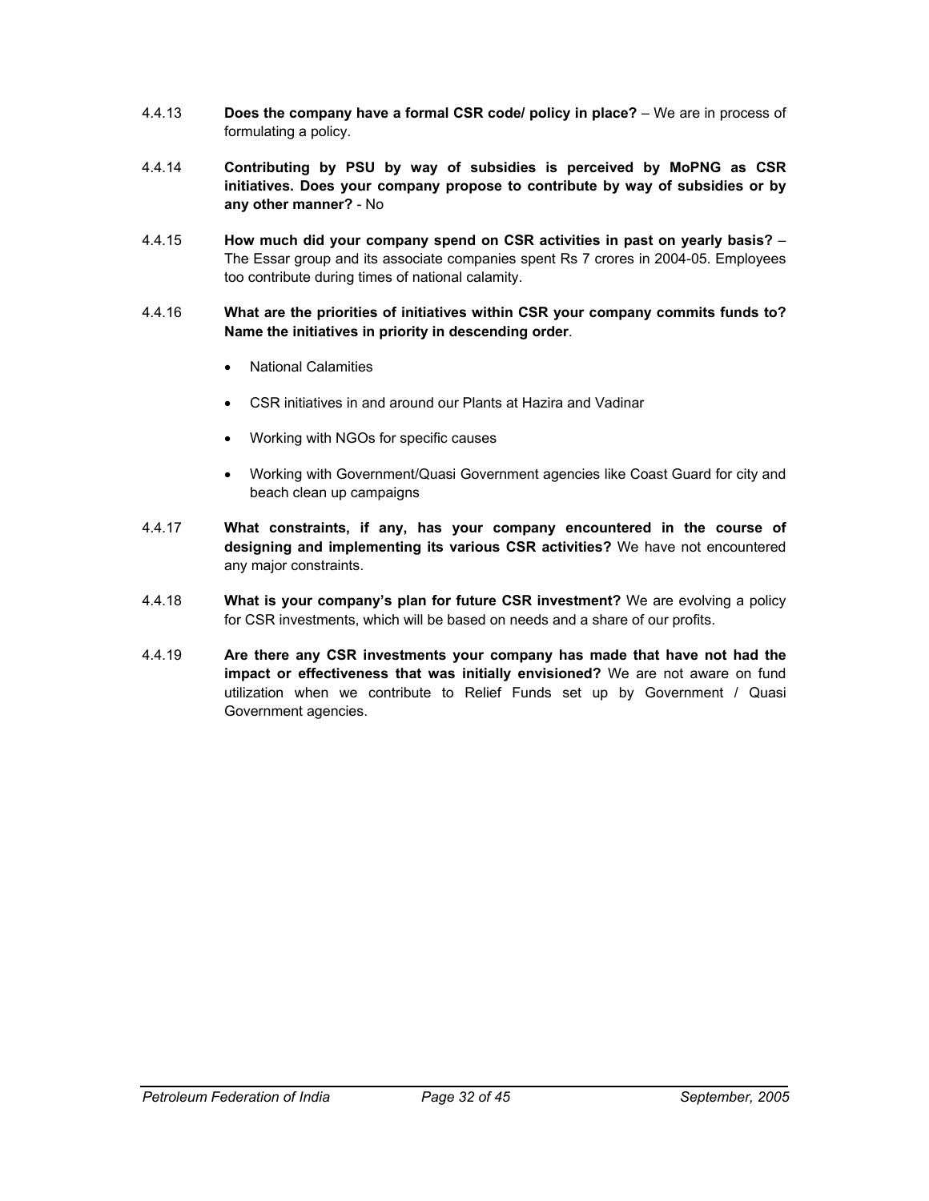4.4.13 **Does the company have a formal CSR code/ policy in place?** – We are in process of formulating a policy.

4.4.14 **Contributing by PSU by way of subsidies is perceived by MoPNG as CSR initiatives. Does your company propose to contribute by way of subsidies or by any other manner?** - No

4.4.15 **How much did your company spend on CSR activities in past on yearly basis?** – The Essar group and its associate companies spent Rs 7 crores in 2004-05. Employees too contribute during times of national calamity.

4.4.16 **What are the priorities of initiatives within CSR your company commits funds to? Name the initiatives in priority in descending order**.

- National Calamities
- CSR initiatives in and around our Plants at Hazira and Vadinar
- Working with NGOs for specific causes
- Working with Government/Quasi Government agencies like Coast Guard for city and beach clean up campaigns

4.4.17 **What constraints, if any, has your company encountered in the course of designing and implementing its various CSR activities?** We have not encountered any major constraints.

4.4.18 **What is your company's plan for future CSR investment?** We are evolving a policy for CSR investments, which will be based on needs and a share of our profits.

4.4.19 **Are there any CSR investments your company has made that have not had the impact or effectiveness that was initially envisioned?** We are not aware on fund utilization when we contribute to Relief Funds set up by Government / Quasi Government agencies.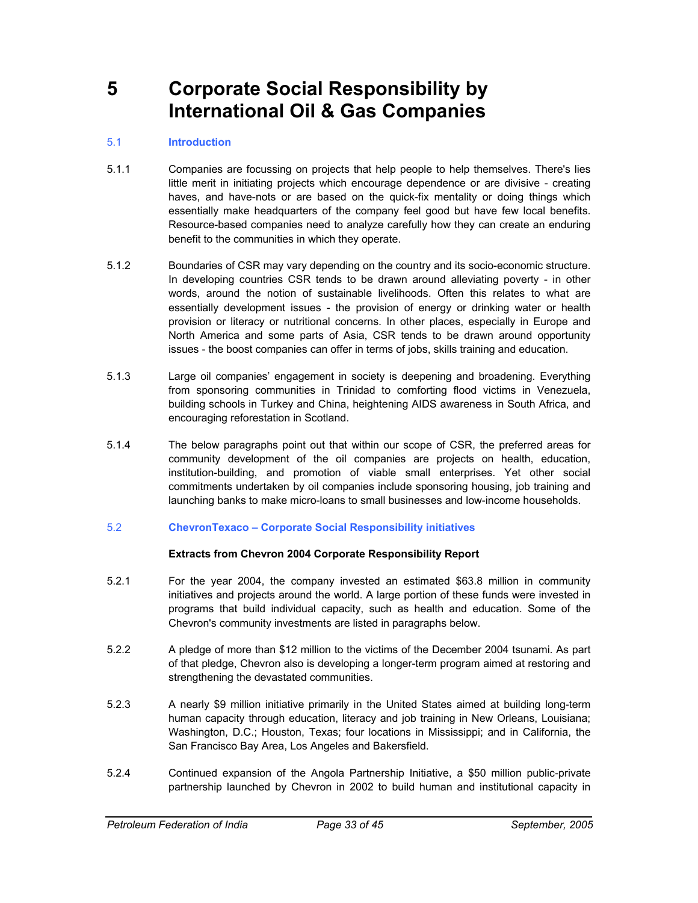# 5 Corporate Social Responsibility by International Oil & Gas Companies

## 5.1 Introduction

5.1.1 Companies are focussing on projects that help people to help themselves. There's lies little merit in initiating projects which encourage dependence or are divisive - creating haves, and have-nots or are based on the quick-fix mentality or doing things which essentially make headquarters of the company feel good but have few local benefits. Resource-based companies need to analyze carefully how they can create an enduring benefit to the communities in which they operate.

5.1.2 Boundaries of CSR may vary depending on the country and its socio-economic structure. In developing countries CSR tends to be drawn around alleviating poverty - in other words, around the notion of sustainable livelihoods. Often this relates to what are essentially development issues - the provision of energy or drinking water or health provision or literacy or nutritional concerns. In other places, especially in Europe and North America and some parts of Asia, CSR tends to be drawn around opportunity issues - the boost companies can offer in terms of jobs, skills training and education.

5.1.3 Large oil companies' engagement in society is deepening and broadening. Everything from sponsoring communities in Trinidad to comforting flood victims in Venezuela, building schools in Turkey and China, heightening AIDS awareness in South Africa, and encouraging reforestation in Scotland.

5.1.4 The below paragraphs point out that within our scope of CSR, the preferred areas for community development of the oil companies are projects on health, education, institution-building, and promotion of viable small enterprises. Yet other social commitments undertaken by oil companies include sponsoring housing, job training and launching banks to make micro-loans to small businesses and low-income households.

## 5.2 ChevronTexaco – Corporate Social Responsibility initiatives

**Extracts from Chevron 2004 Corporate Responsibility Report**

5.2.1 For the year 2004, the company invested an estimated $63.8 million in community initiatives and projects around the world. A large portion of these funds were invested in programs that build individual capacity, such as health and education. Some of the Chevron's community investments are listed in paragraphs below.

5.2.2 A pledge of more than $12 million to the victims of the December 2004 tsunami. As part of that pledge, Chevron also is developing a longer-term program aimed at restoring and strengthening the devastated communities.

5.2.3 A nearly $9 million initiative primarily in the United States aimed at building long-term human capacity through education, literacy and job training in New Orleans, Louisiana; Washington, D.C.; Houston, Texas; four locations in Mississippi; and in California, the San Francisco Bay Area, Los Angeles and Bakersfield.

5.2.4 Continued expansion of the Angola Partnership Initiative, a $50 million public-private partnership launched by Chevron in 2002 to build human and institutional capacity in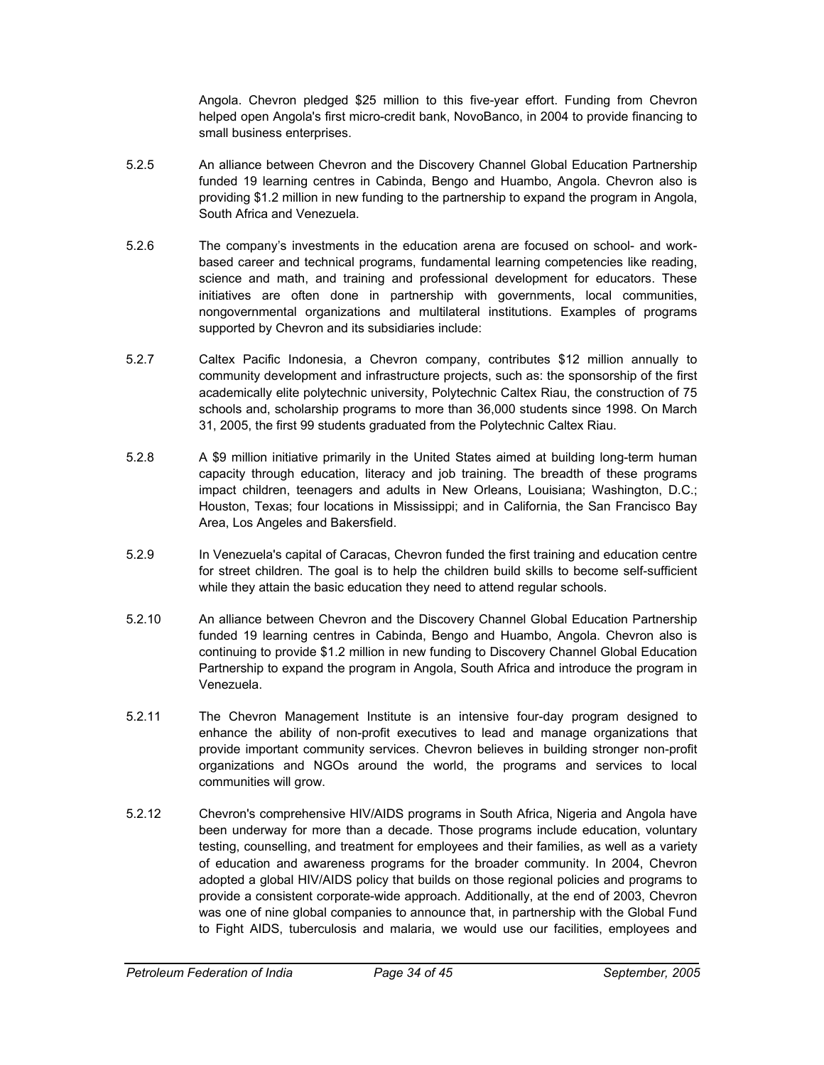Angola. Chevron pledged $25 million to this five-year effort. Funding from Chevron helped open Angola's first micro-credit bank, NovoBanco, in 2004 to provide financing to small business enterprises.

5.2.5 An alliance between Chevron and the Discovery Channel Global Education Partnership funded 19 learning centres in Cabinda, Bengo and Huambo, Angola. Chevron also is providing $1.2 million in new funding to the partnership to expand the program in Angola, South Africa and Venezuela.

5.2.6 The company's investments in the education arena are focused on school- and work-based career and technical programs, fundamental learning competencies like reading, science and math, and training and professional development for educators. These initiatives are often done in partnership with governments, local communities, nongovernmental organizations and multilateral institutions. Examples of programs supported by Chevron and its subsidiaries include:

5.2.7 Caltex Pacific Indonesia, a Chevron company, contributes $12 million annually to community development and infrastructure projects, such as: the sponsorship of the first academically elite polytechnic university, Polytechnic Caltex Riau, the construction of 75 schools and, scholarship programs to more than 36,000 students since 1998. On March 31, 2005, the first 99 students graduated from the Polytechnic Caltex Riau.

5.2.8 A $9 million initiative primarily in the United States aimed at building long-term human capacity through education, literacy and job training. The breadth of these programs impact children, teenagers and adults in New Orleans, Louisiana; Washington, D.C.; Houston, Texas; four locations in Mississippi; and in California, the San Francisco Bay Area, Los Angeles and Bakersfield.

5.2.9 In Venezuela's capital of Caracas, Chevron funded the first training and education centre for street children. The goal is to help the children build skills to become self-sufficient while they attain the basic education they need to attend regular schools.

5.2.10 An alliance between Chevron and the Discovery Channel Global Education Partnership funded 19 learning centres in Cabinda, Bengo and Huambo, Angola. Chevron also is continuing to provide $1.2 million in new funding to Discovery Channel Global Education Partnership to expand the program in Angola, South Africa and introduce the program in Venezuela.

5.2.11 The Chevron Management Institute is an intensive four-day program designed to enhance the ability of non-profit executives to lead and manage organizations that provide important community services. Chevron believes in building stronger non-profit organizations and NGOs around the world, the programs and services to local communities will grow.

5.2.12 Chevron's comprehensive HIV/AIDS programs in South Africa, Nigeria and Angola have been underway for more than a decade. Those programs include education, voluntary testing, counselling, and treatment for employees and their families, as well as a variety of education and awareness programs for the broader community. In 2004, Chevron adopted a global HIV/AIDS policy that builds on those regional policies and programs to provide a consistent corporate-wide approach. Additionally, at the end of 2003, Chevron was one of nine global companies to announce that, in partnership with the Global Fund to Fight AIDS, tuberculosis and malaria, we would use our facilities, employees and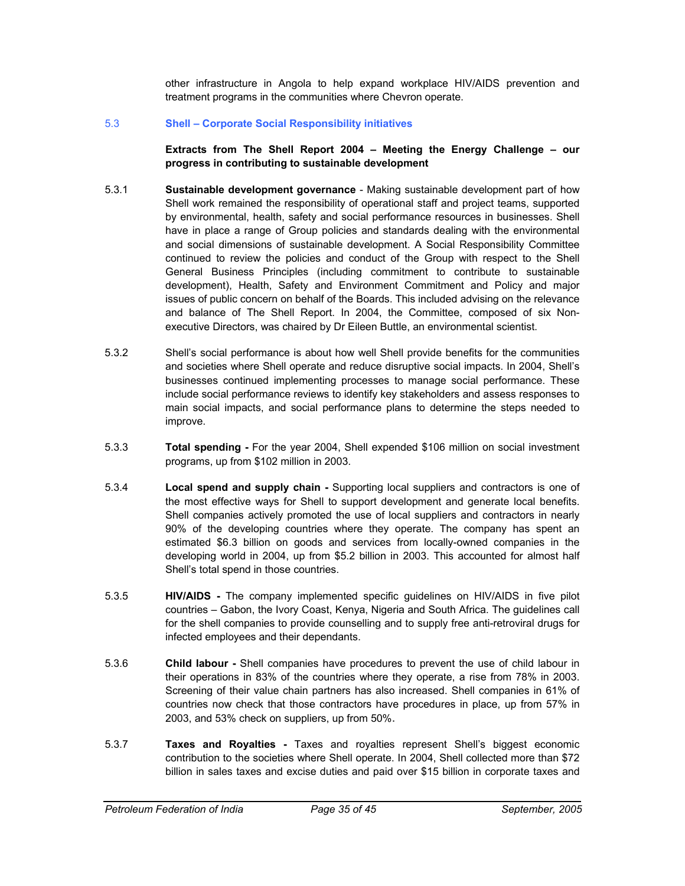other infrastructure in Angola to help expand workplace HIV/AIDS prevention and treatment programs in the communities where Chevron operate.

## 5.3 Shell – Corporate Social Responsibility initiatives

**Extracts from The Shell Report 2004 – Meeting the Energy Challenge – our progress in contributing to sustainable development**

5.3.1 **Sustainable development governance** - Making sustainable development part of how Shell work remained the responsibility of operational staff and project teams, supported by environmental, health, safety and social performance resources in businesses. Shell have in place a range of Group policies and standards dealing with the environmental and social dimensions of sustainable development. A Social Responsibility Committee continued to review the policies and conduct of the Group with respect to the Shell General Business Principles (including commitment to contribute to sustainable development), Health, Safety and Environment Commitment and Policy and major issues of public concern on behalf of the Boards. This included advising on the relevance and balance of The Shell Report. In 2004, the Committee, composed of six Non-executive Directors, was chaired by Dr Eileen Buttle, an environmental scientist.

5.3.2 Shell's social performance is about how well Shell provide benefits for the communities and societies where Shell operate and reduce disruptive social impacts. In 2004, Shell's businesses continued implementing processes to manage social performance. These include social performance reviews to identify key stakeholders and assess responses to main social impacts, and social performance plans to determine the steps needed to improve.

5.3.3 **Total spending -** For the year 2004, Shell expended $106 million on social investment programs, up from $102 million in 2003.

5.3.4 **Local spend and supply chain -** Supporting local suppliers and contractors is one of the most effective ways for Shell to support development and generate local benefits. Shell companies actively promoted the use of local suppliers and contractors in nearly 90% of the developing countries where they operate. The company has spent an estimated $6.3 billion on goods and services from locally-owned companies in the developing world in 2004, up from $5.2 billion in 2003. This accounted for almost half Shell's total spend in those countries.

5.3.5 **HIV/AIDS -** The company implemented specific guidelines on HIV/AIDS in five pilot countries – Gabon, the Ivory Coast, Kenya, Nigeria and South Africa. The guidelines call for the shell companies to provide counselling and to supply free anti-retroviral drugs for infected employees and their dependants.

5.3.6 **Child labour -** Shell companies have procedures to prevent the use of child labour in their operations in 83% of the countries where they operate, a rise from 78% in 2003. Screening of their value chain partners has also increased. Shell companies in 61% of countries now check that those contractors have procedures in place, up from 57% in 2003, and 53% check on suppliers, up from 50%.

5.3.7 **Taxes and Royalties -** Taxes and royalties represent Shell's biggest economic contribution to the societies where Shell operate. In 2004, Shell collected more than $72 billion in sales taxes and excise duties and paid over $15 billion in corporate taxes and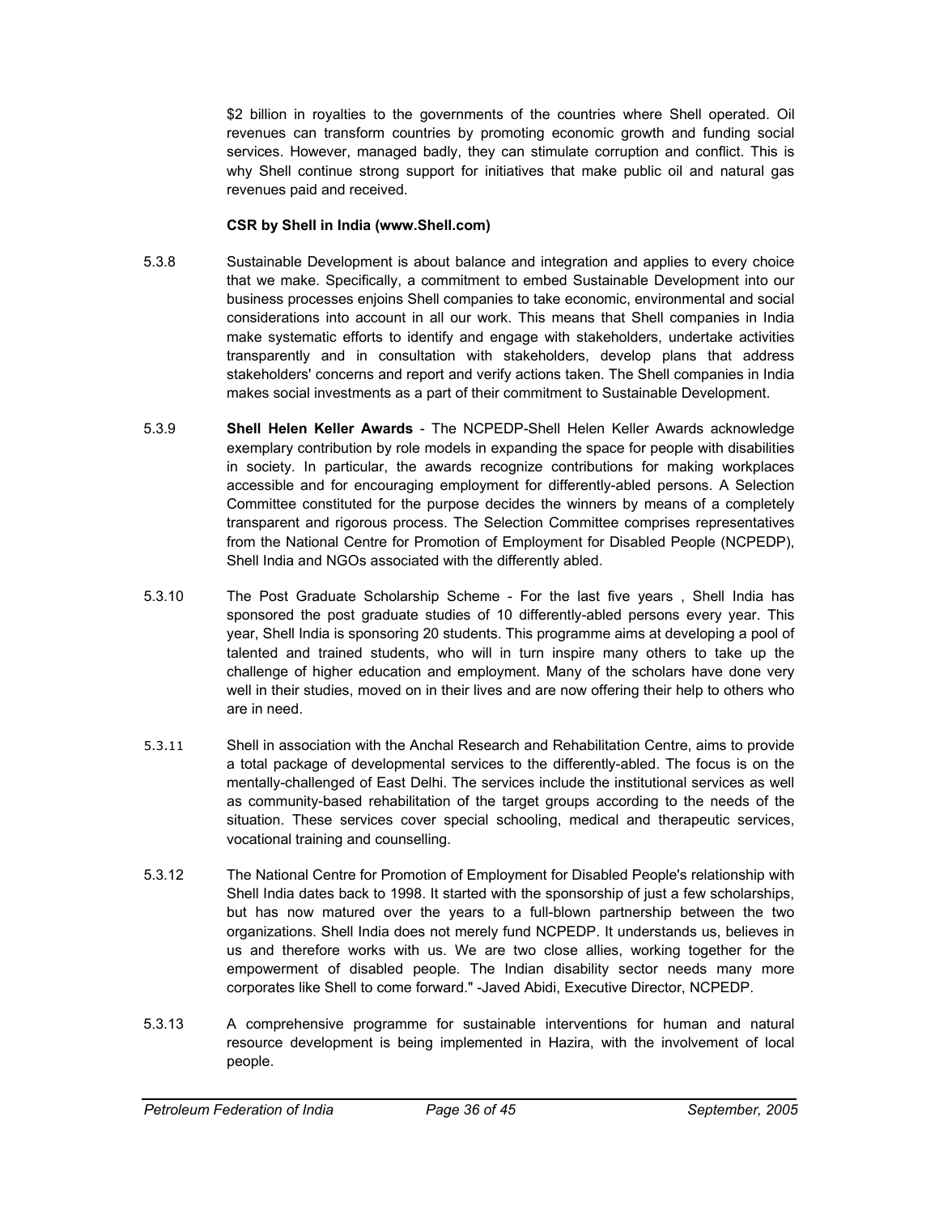$2 billion in royalties to the governments of the countries where Shell operated. Oil revenues can transform countries by promoting economic growth and funding social services. However, managed badly, they can stimulate corruption and conflict. This is why Shell continue strong support for initiatives that make public oil and natural gas revenues paid and received.

**CSR by Shell in India (www.Shell.com)**

5.3.8 Sustainable Development is about balance and integration and applies to every choice that we make. Specifically, a commitment to embed Sustainable Development into our business processes enjoins Shell companies to take economic, environmental and social considerations into account in all our work. This means that Shell companies in India make systematic efforts to identify and engage with stakeholders, undertake activities transparently and in consultation with stakeholders, develop plans that address stakeholders' concerns and report and verify actions taken. The Shell companies in India makes social investments as a part of their commitment to Sustainable Development.

5.3.9 **Shell Helen Keller Awards** - The NCPEDP-Shell Helen Keller Awards acknowledge exemplary contribution by role models in expanding the space for people with disabilities in society. In particular, the awards recognize contributions for making workplaces accessible and for encouraging employment for differently-abled persons. A Selection Committee constituted for the purpose decides the winners by means of a completely transparent and rigorous process. The Selection Committee comprises representatives from the National Centre for Promotion of Employment for Disabled People (NCPEDP), Shell India and NGOs associated with the differently abled.

5.3.10 The Post Graduate Scholarship Scheme - For the last five years , Shell India has sponsored the post graduate studies of 10 differently-abled persons every year. This year, Shell India is sponsoring 20 students. This programme aims at developing a pool of talented and trained students, who will in turn inspire many others to take up the challenge of higher education and employment. Many of the scholars have done very well in their studies, moved on in their lives and are now offering their help to others who are in need.

5.3.11 Shell in association with the Anchal Research and Rehabilitation Centre, aims to provide a total package of developmental services to the differently-abled. The focus is on the mentally-challenged of East Delhi. The services include the institutional services as well as community-based rehabilitation of the target groups according to the needs of the situation. These services cover special schooling, medical and therapeutic services, vocational training and counselling.

5.3.12 The National Centre for Promotion of Employment for Disabled People's relationship with Shell India dates back to 1998. It started with the sponsorship of just a few scholarships, but has now matured over the years to a full-blown partnership between the two organizations. Shell India does not merely fund NCPEDP. It understands us, believes in us and therefore works with us. We are two close allies, working together for the empowerment of disabled people. The Indian disability sector needs many more corporates like Shell to come forward." -Javed Abidi, Executive Director, NCPEDP.

5.3.13 A comprehensive programme for sustainable interventions for human and natural resource development is being implemented in Hazira, with the involvement of local people.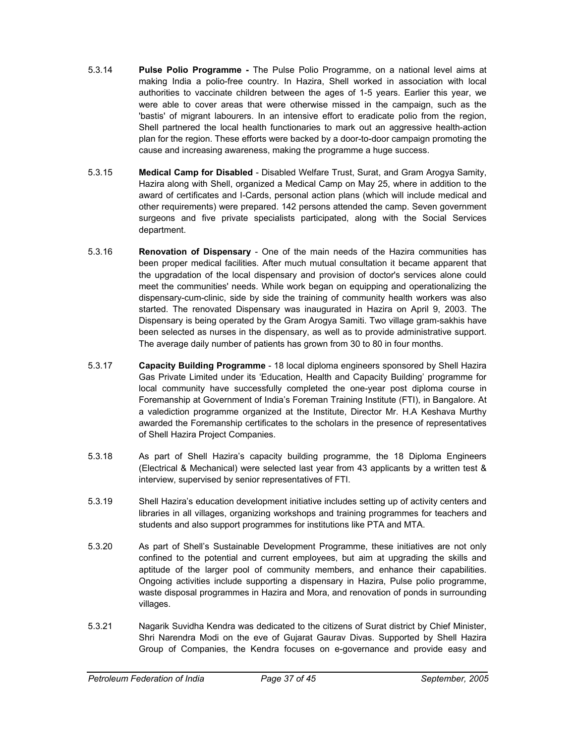5.3.14 **Pulse Polio Programme -** The Pulse Polio Programme, on a national level aims at making India a polio-free country. In Hazira, Shell worked in association with local authorities to vaccinate children between the ages of 1-5 years. Earlier this year, we were able to cover areas that were otherwise missed in the campaign, such as the 'bastis' of migrant labourers. In an intensive effort to eradicate polio from the region, Shell partnered the local health functionaries to mark out an aggressive health-action plan for the region. These efforts were backed by a door-to-door campaign promoting the cause and increasing awareness, making the programme a huge success.

5.3.15 **Medical Camp for Disabled** - Disabled Welfare Trust, Surat, and Gram Arogya Samity, Hazira along with Shell, organized a Medical Camp on May 25, where in addition to the award of certificates and I-Cards, personal action plans (which will include medical and other requirements) were prepared. 142 persons attended the camp. Seven government surgeons and five private specialists participated, along with the Social Services department.

5.3.16 **Renovation of Dispensary** - One of the main needs of the Hazira communities has been proper medical facilities. After much mutual consultation it became apparent that the upgradation of the local dispensary and provision of doctor's services alone could meet the communities' needs. While work began on equipping and operationalizing the dispensary-cum-clinic, side by side the training of community health workers was also started. The renovated Dispensary was inaugurated in Hazira on April 9, 2003. The Dispensary is being operated by the Gram Arogya Samiti. Two village gram-sakhis have been selected as nurses in the dispensary, as well as to provide administrative support. The average daily number of patients has grown from 30 to 80 in four months.

5.3.17 **Capacity Building Programme** - 18 local diploma engineers sponsored by Shell Hazira Gas Private Limited under its 'Education, Health and Capacity Building' programme for local community have successfully completed the one-year post diploma course in Foremanship at Government of India's Foreman Training Institute (FTI), in Bangalore. At a valediction programme organized at the Institute, Director Mr. H.A Keshava Murthy awarded the Foremanship certificates to the scholars in the presence of representatives of Shell Hazira Project Companies.

5.3.18 As part of Shell Hazira's capacity building programme, the 18 Diploma Engineers (Electrical & Mechanical) were selected last year from 43 applicants by a written test & interview, supervised by senior representatives of FTI.

5.3.19 Shell Hazira's education development initiative includes setting up of activity centers and libraries in all villages, organizing workshops and training programmes for teachers and students and also support programmes for institutions like PTA and MTA.

5.3.20 As part of Shell's Sustainable Development Programme, these initiatives are not only confined to the potential and current employees, but aim at upgrading the skills and aptitude of the larger pool of community members, and enhance their capabilities. Ongoing activities include supporting a dispensary in Hazira, Pulse polio programme, waste disposal programmes in Hazira and Mora, and renovation of ponds in surrounding villages.

5.3.21 Nagarik Suvidha Kendra was dedicated to the citizens of Surat district by Chief Minister, Shri Narendra Modi on the eve of Gujarat Gaurav Divas. Supported by Shell Hazira Group of Companies, the Kendra focuses on e-governance and provide easy and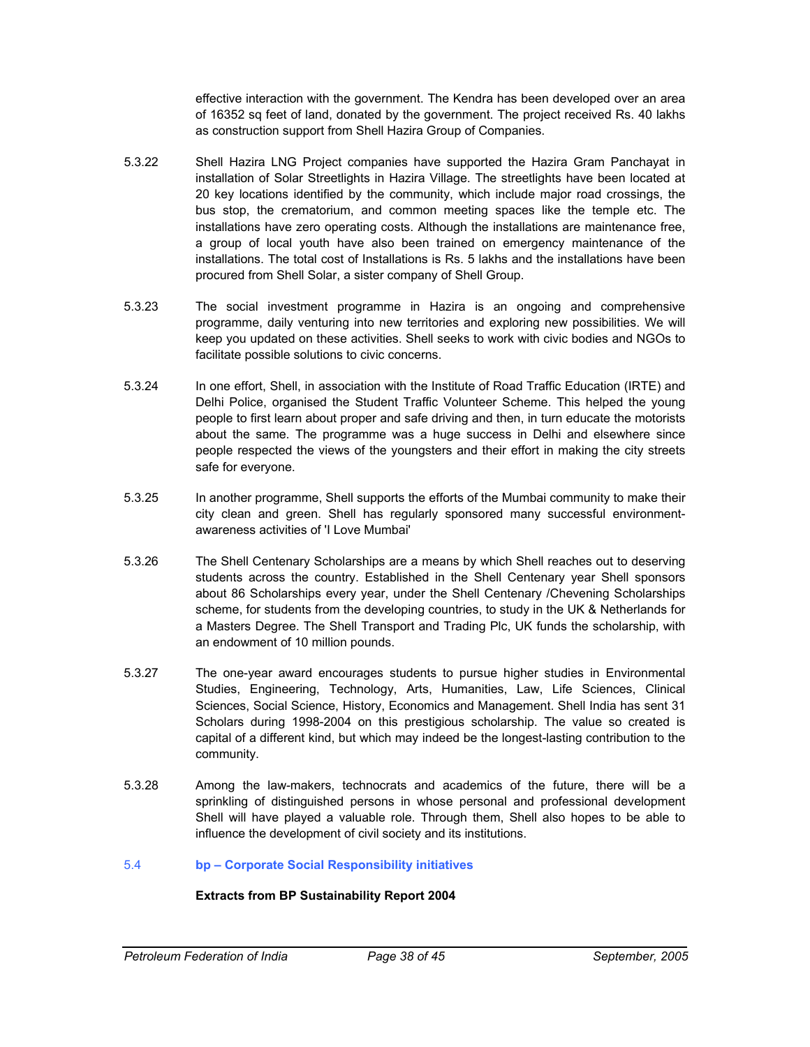effective interaction with the government. The Kendra has been developed over an area of 16352 sq feet of land, donated by the government. The project received Rs. 40 lakhs as construction support from Shell Hazira Group of Companies.

5.3.22 Shell Hazira LNG Project companies have supported the Hazira Gram Panchayat in installation of Solar Streetlights in Hazira Village. The streetlights have been located at 20 key locations identified by the community, which include major road crossings, the bus stop, the crematorium, and common meeting spaces like the temple etc. The installations have zero operating costs. Although the installations are maintenance free, a group of local youth have also been trained on emergency maintenance of the installations. The total cost of Installations is Rs. 5 lakhs and the installations have been procured from Shell Solar, a sister company of Shell Group.

5.3.23 The social investment programme in Hazira is an ongoing and comprehensive programme, daily venturing into new territories and exploring new possibilities. We will keep you updated on these activities. Shell seeks to work with civic bodies and NGOs to facilitate possible solutions to civic concerns.

5.3.24 In one effort, Shell, in association with the Institute of Road Traffic Education (IRTE) and Delhi Police, organised the Student Traffic Volunteer Scheme. This helped the young people to first learn about proper and safe driving and then, in turn educate the motorists about the same. The programme was a huge success in Delhi and elsewhere since people respected the views of the youngsters and their effort in making the city streets safe for everyone.

5.3.25 In another programme, Shell supports the efforts of the Mumbai community to make their city clean and green. Shell has regularly sponsored many successful environment-awareness activities of 'I Love Mumbai'

5.3.26 The Shell Centenary Scholarships are a means by which Shell reaches out to deserving students across the country. Established in the Shell Centenary year Shell sponsors about 86 Scholarships every year, under the Shell Centenary /Chevening Scholarships scheme, for students from the developing countries, to study in the UK & Netherlands for a Masters Degree. The Shell Transport and Trading Plc, UK funds the scholarship, with an endowment of 10 million pounds.

5.3.27 The one-year award encourages students to pursue higher studies in Environmental Studies, Engineering, Technology, Arts, Humanities, Law, Life Sciences, Clinical Sciences, Social Science, History, Economics and Management. Shell India has sent 31 Scholars during 1998-2004 on this prestigious scholarship. The value so created is capital of a different kind, but which may indeed be the longest-lasting contribution to the community.

5.3.28 Among the law-makers, technocrats and academics of the future, there will be a sprinkling of distinguished persons in whose personal and professional development Shell will have played a valuable role. Through them, Shell also hopes to be able to influence the development of civil society and its institutions.

## 5.4 bp – Corporate Social Responsibility initiatives

**Extracts from BP Sustainability Report 2004**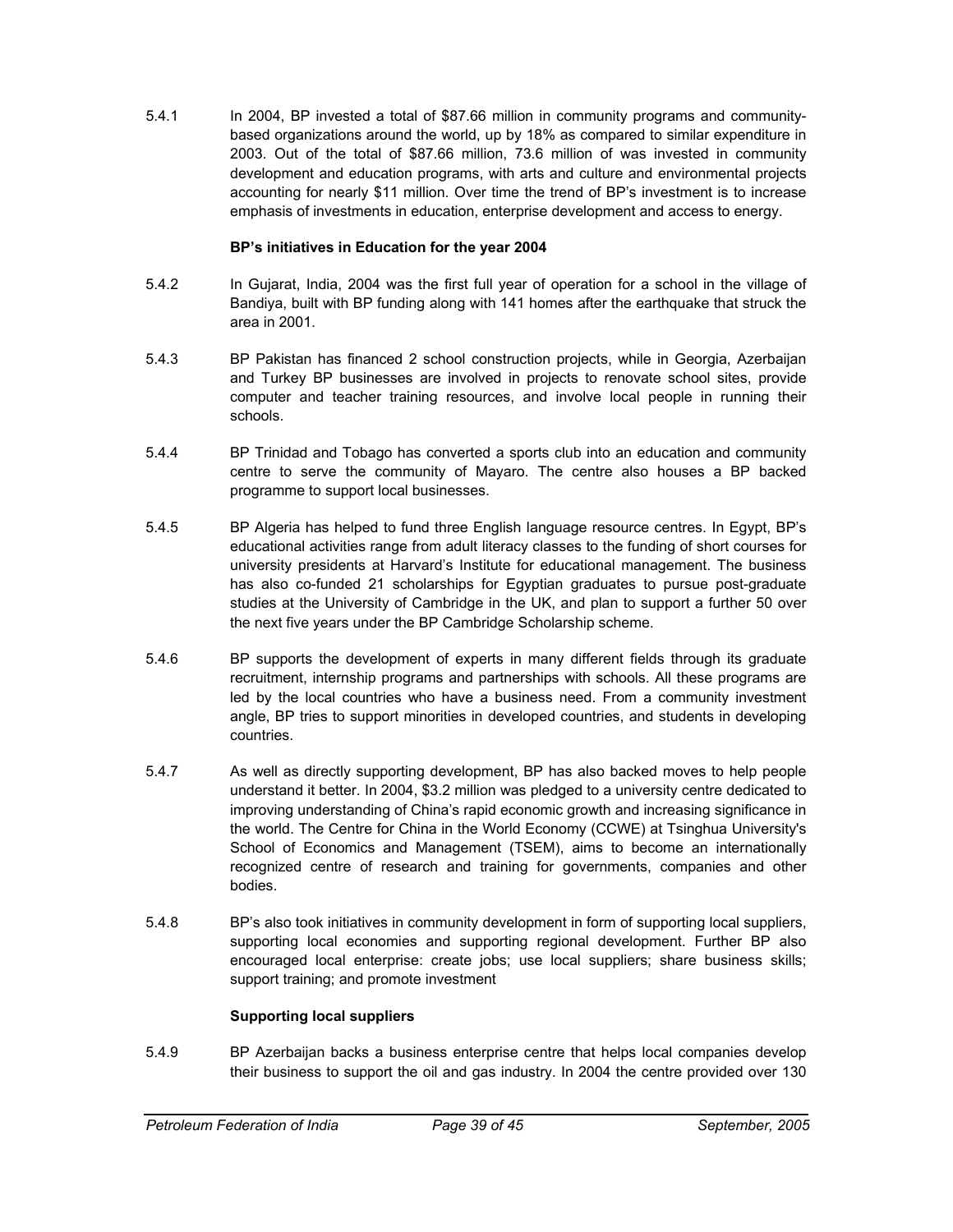5.4.1 In 2004, BP invested a total of $87.66 million in community programs and community-based organizations around the world, up by 18% as compared to similar expenditure in 2003. Out of the total of $87.66 million, 73.6 million of was invested in community development and education programs, with arts and culture and environmental projects accounting for nearly $11 million. Over time the trend of BP's investment is to increase emphasis of investments in education, enterprise development and access to energy.

**BP's initiatives in Education for the year 2004**

5.4.2 In Gujarat, India, 2004 was the first full year of operation for a school in the village of Bandiya, built with BP funding along with 141 homes after the earthquake that struck the area in 2001.

5.4.3 BP Pakistan has financed 2 school construction projects, while in Georgia, Azerbaijan and Turkey BP businesses are involved in projects to renovate school sites, provide computer and teacher training resources, and involve local people in running their schools.

5.4.4 BP Trinidad and Tobago has converted a sports club into an education and community centre to serve the community of Mayaro. The centre also houses a BP backed programme to support local businesses.

5.4.5 BP Algeria has helped to fund three English language resource centres. In Egypt, BP's educational activities range from adult literacy classes to the funding of short courses for university presidents at Harvard's Institute for educational management. The business has also co-funded 21 scholarships for Egyptian graduates to pursue post-graduate studies at the University of Cambridge in the UK, and plan to support a further 50 over the next five years under the BP Cambridge Scholarship scheme.

5.4.6 BP supports the development of experts in many different fields through its graduate recruitment, internship programs and partnerships with schools. All these programs are led by the local countries who have a business need. From a community investment angle, BP tries to support minorities in developed countries, and students in developing countries.

5.4.7 As well as directly supporting development, BP has also backed moves to help people understand it better. In 2004, $3.2 million was pledged to a university centre dedicated to improving understanding of China's rapid economic growth and increasing significance in the world. The Centre for China in the World Economy (CCWE) at Tsinghua University's School of Economics and Management (TSEM), aims to become an internationally recognized centre of research and training for governments, companies and other bodies.

5.4.8 BP's also took initiatives in community development in form of supporting local suppliers, supporting local economies and supporting regional development. Further BP also encouraged local enterprise: create jobs; use local suppliers; share business skills; support training; and promote investment

**Supporting local suppliers**

5.4.9 BP Azerbaijan backs a business enterprise centre that helps local companies develop their business to support the oil and gas industry. In 2004 the centre provided over 130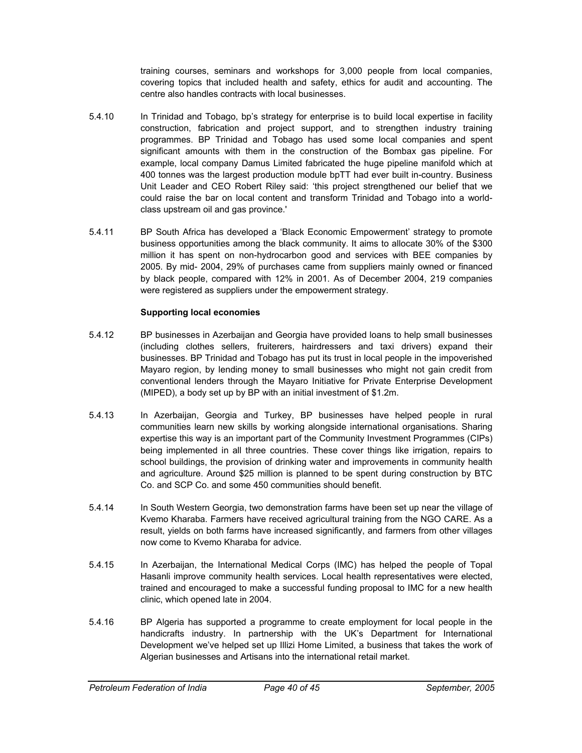training courses, seminars and workshops for 3,000 people from local companies, covering topics that included health and safety, ethics for audit and accounting. The centre also handles contracts with local businesses.

5.4.10 In Trinidad and Tobago, bp's strategy for enterprise is to build local expertise in facility construction, fabrication and project support, and to strengthen industry training programmes. BP Trinidad and Tobago has used some local companies and spent significant amounts with them in the construction of the Bombax gas pipeline. For example, local company Damus Limited fabricated the huge pipeline manifold which at 400 tonnes was the largest production module bpTT had ever built in-country. Business Unit Leader and CEO Robert Riley said: 'this project strengthened our belief that we could raise the bar on local content and transform Trinidad and Tobago into a world-class upstream oil and gas province.'

5.4.11 BP South Africa has developed a 'Black Economic Empowerment' strategy to promote business opportunities among the black community. It aims to allocate 30% of the $300 million it has spent on non-hydrocarbon good and services with BEE companies by 2005. By mid- 2004, 29% of purchases came from suppliers mainly owned or financed by black people, compared with 12% in 2001. As of December 2004, 219 companies were registered as suppliers under the empowerment strategy.

**Supporting local economies**

5.4.12 BP businesses in Azerbaijan and Georgia have provided loans to help small businesses (including clothes sellers, fruiterers, hairdressers and taxi drivers) expand their businesses. BP Trinidad and Tobago has put its trust in local people in the impoverished Mayaro region, by lending money to small businesses who might not gain credit from conventional lenders through the Mayaro Initiative for Private Enterprise Development (MIPED), a body set up by BP with an initial investment of $1.2m.

5.4.13 In Azerbaijan, Georgia and Turkey, BP businesses have helped people in rural communities learn new skills by working alongside international organisations. Sharing expertise this way is an important part of the Community Investment Programmes (CIPs) being implemented in all three countries. These cover things like irrigation, repairs to school buildings, the provision of drinking water and improvements in community health and agriculture. Around $25 million is planned to be spent during construction by BTC Co. and SCP Co. and some 450 communities should benefit.

5.4.14 In South Western Georgia, two demonstration farms have been set up near the village of Kvemo Kharaba. Farmers have received agricultural training from the NGO CARE. As a result, yields on both farms have increased significantly, and farmers from other villages now come to Kvemo Kharaba for advice.

5.4.15 In Azerbaijan, the International Medical Corps (IMC) has helped the people of Topal Hasanli improve community health services. Local health representatives were elected, trained and encouraged to make a successful funding proposal to IMC for a new health clinic, which opened late in 2004.

5.4.16 BP Algeria has supported a programme to create employment for local people in the handicrafts industry. In partnership with the UK's Department for International Development we've helped set up Illizi Home Limited, a business that takes the work of Algerian businesses and Artisans into the international retail market.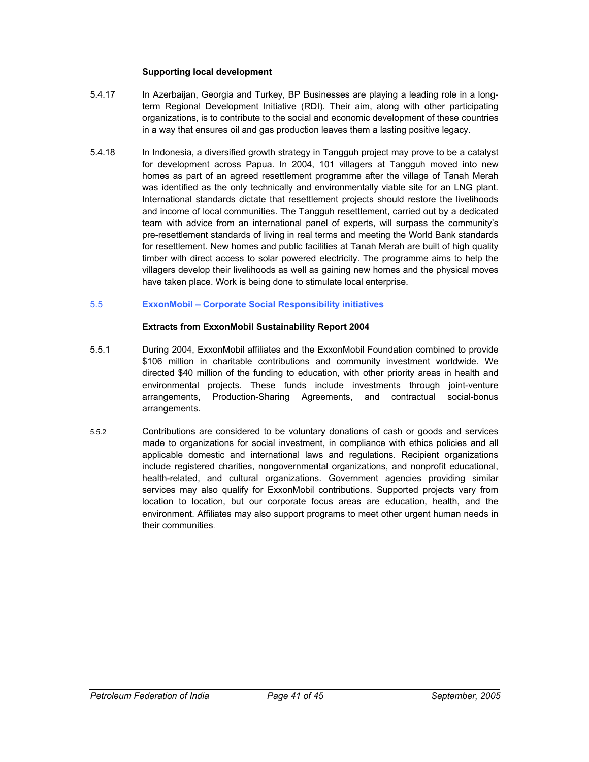**Supporting local development**

5.4.17 In Azerbaijan, Georgia and Turkey, BP Businesses are playing a leading role in a long-term Regional Development Initiative (RDI). Their aim, along with other participating organizations, is to contribute to the social and economic development of these countries in a way that ensures oil and gas production leaves them a lasting positive legacy.

5.4.18 In Indonesia, a diversified growth strategy in Tangguh project may prove to be a catalyst for development across Papua. In 2004, 101 villagers at Tangguh moved into new homes as part of an agreed resettlement programme after the village of Tanah Merah was identified as the only technically and environmentally viable site for an LNG plant. International standards dictate that resettlement projects should restore the livelihoods and income of local communities. The Tangguh resettlement, carried out by a dedicated team with advice from an international panel of experts, will surpass the community's pre-resettlement standards of living in real terms and meeting the World Bank standards for resettlement. New homes and public facilities at Tanah Merah are built of high quality timber with direct access to solar powered electricity. The programme aims to help the villagers develop their livelihoods as well as gaining new homes and the physical moves have taken place. Work is being done to stimulate local enterprise.

## 5.5 ExxonMobil – Corporate Social Responsibility initiatives

**Extracts from ExxonMobil Sustainability Report 2004**

5.5.1 During 2004, ExxonMobil affiliates and the ExxonMobil Foundation combined to provide $106 million in charitable contributions and community investment worldwide. We directed $40 million of the funding to education, with other priority areas in health and environmental projects. These funds include investments through joint-venture arrangements, Production-Sharing Agreements, and contractual social-bonus arrangements.

5.5.2 Contributions are considered to be voluntary donations of cash or goods and services made to organizations for social investment, in compliance with ethics policies and all applicable domestic and international laws and regulations. Recipient organizations include registered charities, nongovernmental organizations, and nonprofit educational, health-related, and cultural organizations. Government agencies providing similar services may also qualify for ExxonMobil contributions. Supported projects vary from location to location, but our corporate focus areas are education, health, and the environment. Affiliates may also support programs to meet other urgent human needs in their communities.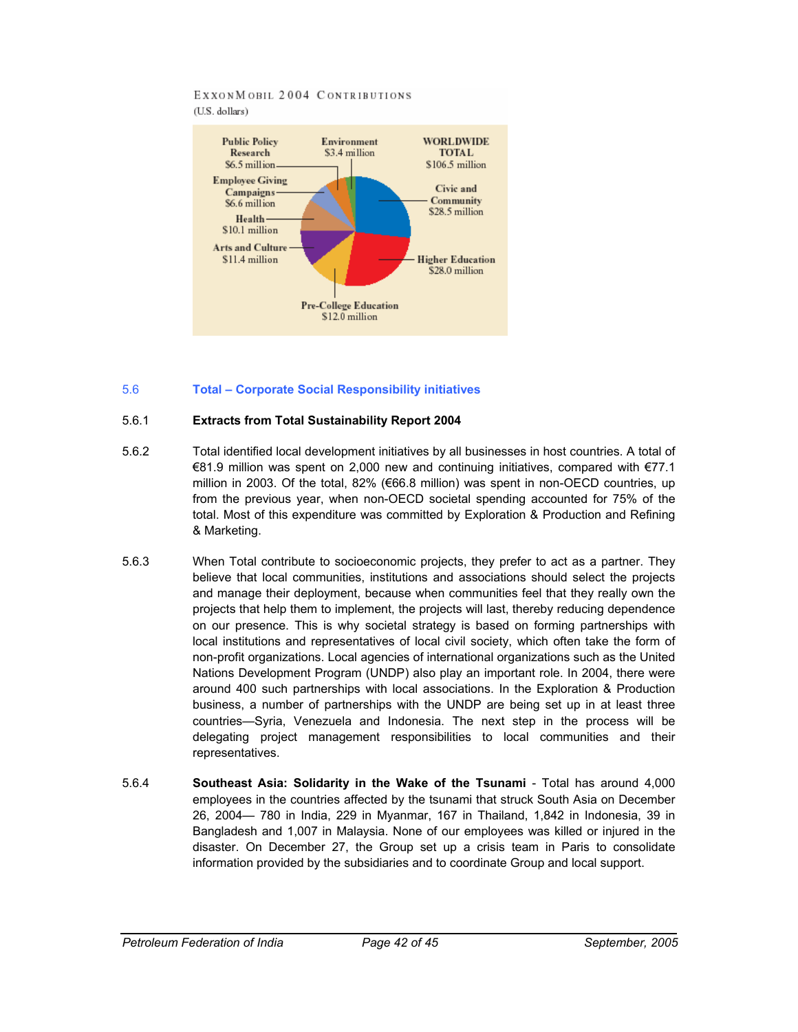ExxonMobil 2004 Contributions
(U.S. dollars)

Public Policy Research $6.5 million
Environment $3.4 million
WORLDWIDE TOTAL $106.5 million
Employee Giving Campaigns $6.6 million
Civic and Community $28.5 million
Health $10.1 million
Arts and Culture $11.4 million
Higher Education $28.0 million
Pre-College Education $12.0 million

## 5.6 Total – Corporate Social Responsibility initiatives

### 5.6.1 Extracts from Total Sustainability Report 2004

5.6.2 Total identified local development initiatives by all businesses in host countries. A total of €81.9 million was spent on 2,000 new and continuing initiatives, compared with €77.1 million in 2003. Of the total, 82% (€66.8 million) was spent in non-OECD countries, up from the previous year, when non-OECD societal spending accounted for 75% of the total. Most of this expenditure was committed by Exploration & Production and Refining & Marketing.

5.6.3 When Total contribute to socioeconomic projects, they prefer to act as a partner. They believe that local communities, institutions and associations should select the projects and manage their deployment, because when communities feel that they really own the projects that help them to implement, the projects will last, thereby reducing dependence on our presence. This is why societal strategy is based on forming partnerships with local institutions and representatives of local civil society, which often take the form of non-profit organizations. Local agencies of international organizations such as the United Nations Development Program (UNDP) also play an important role. In 2004, there were around 400 such partnerships with local associations. In the Exploration & Production business, a number of partnerships with the UNDP are being set up in at least three countries—Syria, Venezuela and Indonesia. The next step in the process will be delegating project management responsibilities to local communities and their representatives.

5.6.4 **Southeast Asia: Solidarity in the Wake of the Tsunami** - Total has around 4,000 employees in the countries affected by the tsunami that struck South Asia on December 26, 2004— 780 in India, 229 in Myanmar, 167 in Thailand, 1,842 in Indonesia, 39 in Bangladesh and 1,007 in Malaysia. None of our employees was killed or injured in the disaster. On December 27, the Group set up a crisis team in Paris to consolidate information provided by the subsidiaries and to coordinate Group and local support.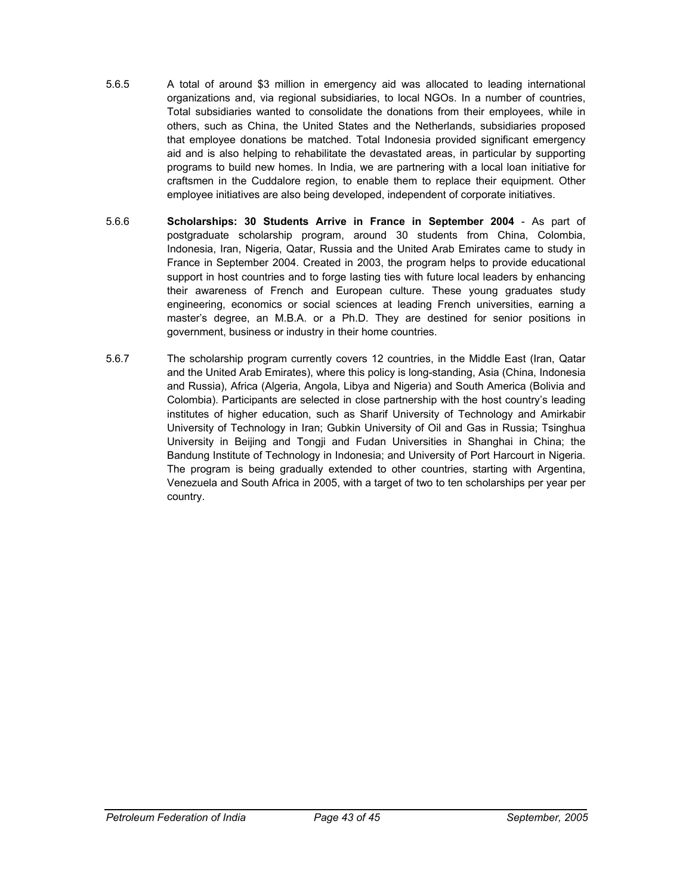5.6.5 A total of around $3 million in emergency aid was allocated to leading international organizations and, via regional subsidiaries, to local NGOs. In a number of countries, Total subsidiaries wanted to consolidate the donations from their employees, while in others, such as China, the United States and the Netherlands, subsidiaries proposed that employee donations be matched. Total Indonesia provided significant emergency aid and is also helping to rehabilitate the devastated areas, in particular by supporting programs to build new homes. In India, we are partnering with a local loan initiative for craftsmen in the Cuddalore region, to enable them to replace their equipment. Other employee initiatives are also being developed, independent of corporate initiatives.

5.6.6 **Scholarships: 30 Students Arrive in France in September 2004** - As part of postgraduate scholarship program, around 30 students from China, Colombia, Indonesia, Iran, Nigeria, Qatar, Russia and the United Arab Emirates came to study in France in September 2004. Created in 2003, the program helps to provide educational support in host countries and to forge lasting ties with future local leaders by enhancing their awareness of French and European culture. These young graduates study engineering, economics or social sciences at leading French universities, earning a master's degree, an M.B.A. or a Ph.D. They are destined for senior positions in government, business or industry in their home countries.

5.6.7 The scholarship program currently covers 12 countries, in the Middle East (Iran, Qatar and the United Arab Emirates), where this policy is long-standing, Asia (China, Indonesia and Russia), Africa (Algeria, Angola, Libya and Nigeria) and South America (Bolivia and Colombia). Participants are selected in close partnership with the host country's leading institutes of higher education, such as Sharif University of Technology and Amirkabir University of Technology in Iran; Gubkin University of Oil and Gas in Russia; Tsinghua University in Beijing and Tongji and Fudan Universities in Shanghai in China; the Bandung Institute of Technology in Indonesia; and University of Port Harcourt in Nigeria. The program is being gradually extended to other countries, starting with Argentina, Venezuela and South Africa in 2005, with a target of two to ten scholarships per year per country.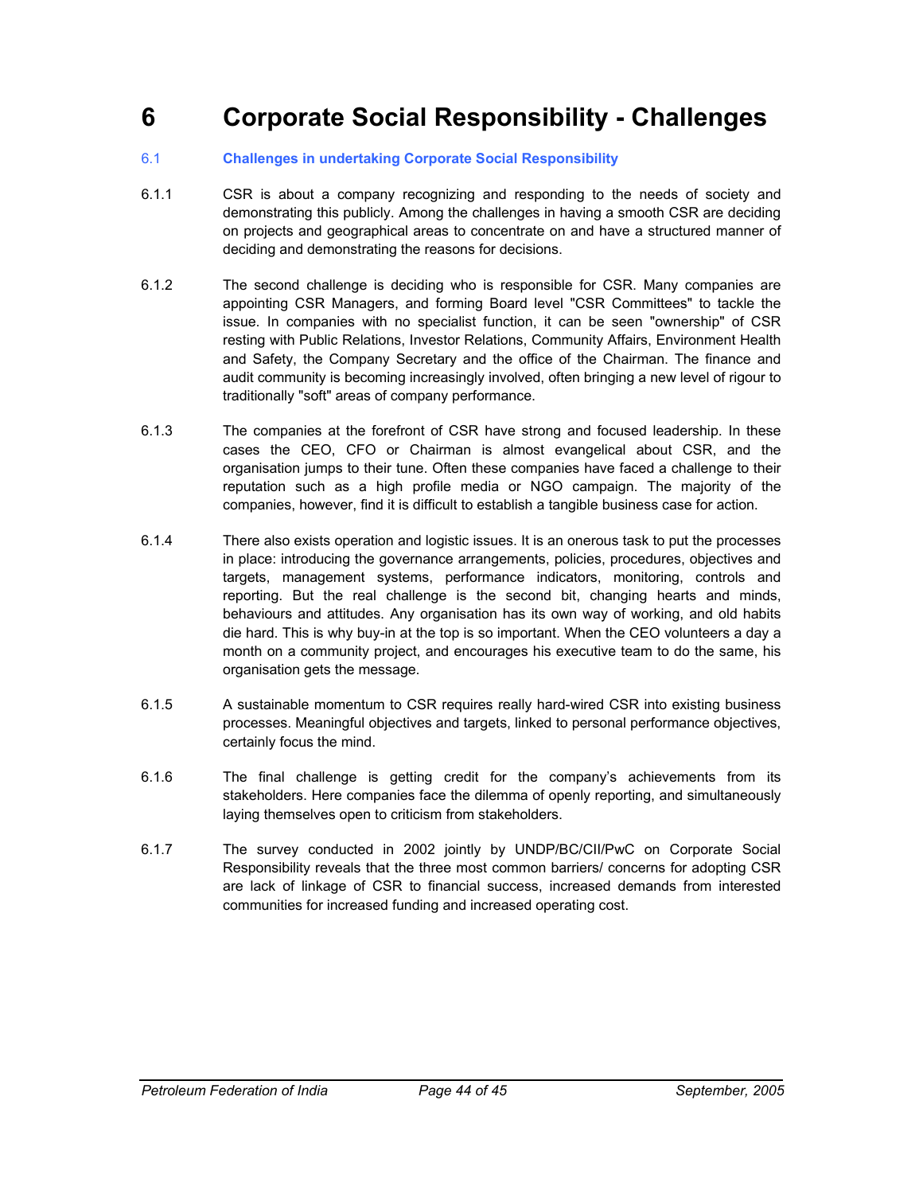# 6 Corporate Social Responsibility - Challenges

## 6.1 Challenges in undertaking Corporate Social Responsibility

6.1.1 CSR is about a company recognizing and responding to the needs of society and demonstrating this publicly. Among the challenges in having a smooth CSR are deciding on projects and geographical areas to concentrate on and have a structured manner of deciding and demonstrating the reasons for decisions.

6.1.2 The second challenge is deciding who is responsible for CSR. Many companies are appointing CSR Managers, and forming Board level "CSR Committees" to tackle the issue. In companies with no specialist function, it can be seen "ownership" of CSR resting with Public Relations, Investor Relations, Community Affairs, Environment Health and Safety, the Company Secretary and the office of the Chairman. The finance and audit community is becoming increasingly involved, often bringing a new level of rigour to traditionally "soft" areas of company performance.

6.1.3 The companies at the forefront of CSR have strong and focused leadership. In these cases the CEO, CFO or Chairman is almost evangelical about CSR, and the organisation jumps to their tune. Often these companies have faced a challenge to their reputation such as a high profile media or NGO campaign. The majority of the companies, however, find it is difficult to establish a tangible business case for action.

6.1.4 There also exists operation and logistic issues. It is an onerous task to put the processes in place: introducing the governance arrangements, policies, procedures, objectives and targets, management systems, performance indicators, monitoring, controls and reporting. But the real challenge is the second bit, changing hearts and minds, behaviours and attitudes. Any organisation has its own way of working, and old habits die hard. This is why buy-in at the top is so important. When the CEO volunteers a day a month on a community project, and encourages his executive team to do the same, his organisation gets the message.

6.1.5 A sustainable momentum to CSR requires really hard-wired CSR into existing business processes. Meaningful objectives and targets, linked to personal performance objectives, certainly focus the mind.

6.1.6 The final challenge is getting credit for the company's achievements from its stakeholders. Here companies face the dilemma of openly reporting, and simultaneously laying themselves open to criticism from stakeholders.

6.1.7 The survey conducted in 2002 jointly by UNDP/BC/CII/PwC on Corporate Social Responsibility reveals that the three most common barriers/ concerns for adopting CSR are lack of linkage of CSR to financial success, increased demands from interested communities for increased funding and increased operating cost.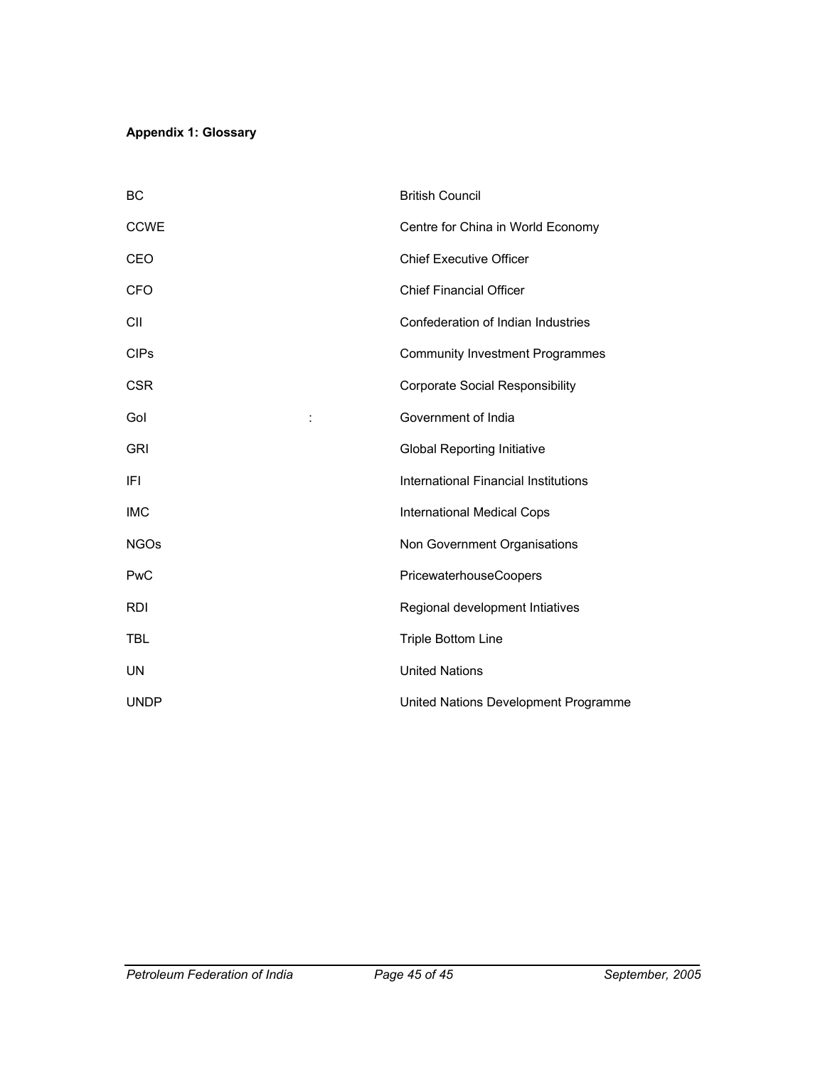**Appendix 1: Glossary**

| | | |
|---|---|---|
| BC | | British Council |
| CCWE | | Centre for China in World Economy |
| CEO | | Chief Executive Officer |
| CFO | | Chief Financial Officer |
| CII | | Confederation of Indian Industries |
| CIPs | | Community Investment Programmes |
| CSR | | Corporate Social Responsibility |
| GoI | : | Government of India |
| GRI | | Global Reporting Initiative |
| IFI | | International Financial Institutions |
| IMC | | International Medical Cops |
| NGOs | | Non Government Organisations |
| PwC | | PricewaterhouseCoopers |
| RDI | | Regional development Intiatives |
| TBL | | Triple Bottom Line |
| UN | | United Nations |
| UNDP | | United Nations Development Programme |